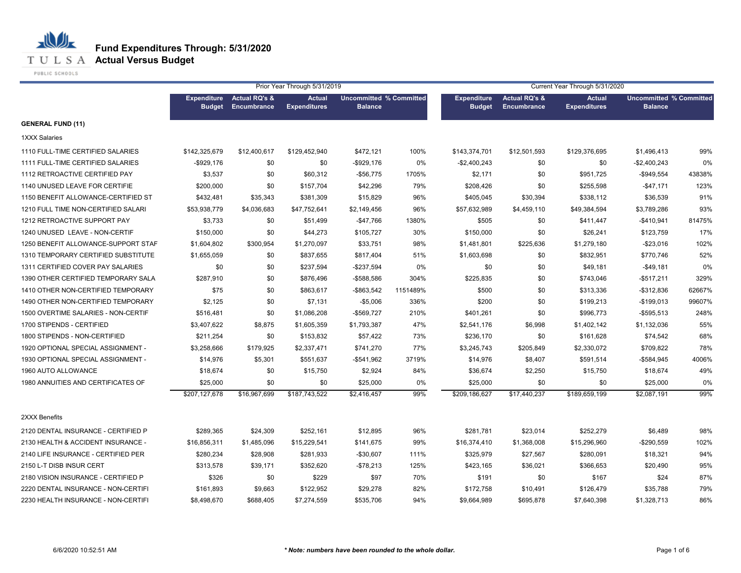# Fund Expenditures Through: 5/31/2020
## Actual Versus Budget

| | Prior Year Through 5/31/2019 | | | | | Current Year Through 5/31/2020 | | | | |
|---|---|---|---|---|---|---|---|---|---|---|
| | Expenditure Budget | Actual RQ's & Encumbrance | Actual Expenditures | Uncommitted Balance | % Committed | Expenditure Budget | Actual RQ's & Encumbrance | Actual Expenditures | Uncommitted Balance | % Committed |
| **GENERAL FUND (11)** | | | | | | | | | | |
| 1XXX Salaries | | | | | | | | | | |
| 1110 FULL-TIME CERTIFIED SALARIES | $142,325,679 | $12,400,617 | $129,452,940 | $472,121 | 100% | $143,374,701 | $12,501,593 | $129,376,695 | $1,496,413 | 99% |
| 1111 FULL-TIME CERTIFIED SALARIES | -$929,176 | $0 | $0 | -$929,176 | 0% | -$2,400,243 | $0 | $0 | -$2,400,243 | 0% |
| 1112 RETROACTIVE CERTIFIED PAY | $3,537 | $0 | $60,312 | -$56,775 | 1705% | $2,171 | $0 | $951,725 | -$949,554 | 43838% |
| 1140 UNUSED LEAVE FOR CERTIFIE | $200,000 | $0 | $157,704 | $42,296 | 79% | $208,426 | $0 | $255,598 | -$47,171 | 123% |
| 1150 BENEFIT ALLOWANCE-CERTIFIED ST | $432,481 | $35,343 | $381,309 | $15,829 | 96% | $405,045 | $30,394 | $338,112 | $36,539 | 91% |
| 1210 FULL TIME NON-CERTIFIED SALARI | $53,938,779 | $4,036,683 | $47,752,641 | $2,149,456 | 96% | $57,632,989 | $4,459,110 | $49,384,594 | $3,789,286 | 93% |
| 1212 RETROACTIVE SUPPORT PAY | $3,733 | $0 | $51,499 | -$47,766 | 1380% | $505 | $0 | $411,447 | -$410,941 | 81475% |
| 1240 UNUSED LEAVE - NON-CERTIF | $150,000 | $0 | $44,273 | $105,727 | 30% | $150,000 | $0 | $26,241 | $123,759 | 17% |
| 1250 BENEFIT ALLOWANCE-SUPPORT STAF | $1,604,802 | $300,954 | $1,270,097 | $33,751 | 98% | $1,481,801 | $225,636 | $1,279,180 | -$23,016 | 102% |
| 1310 TEMPORARY CERTIFIED SUBSTITUTE | $1,655,059 | $0 | $837,655 | $817,404 | 51% | $1,603,698 | $0 | $832,951 | $770,746 | 52% |
| 1311 CERTIFIED COVER PAY SALARIES | $0 | $0 | $237,594 | -$237,594 | 0% | $0 | $0 | $49,181 | -$49,181 | 0% |
| 1390 OTHER CERTIFIED TEMPORARY SALA | $287,910 | $0 | $876,496 | -$588,586 | 304% | $225,835 | $0 | $743,046 | -$517,211 | 329% |
| 1410 OTHER NON-CERTIFIED TEMPORARY | $75 | $0 | $863,617 | -$863,542 | 1151489% | $500 | $0 | $313,336 | -$312,836 | 62667% |
| 1490 OTHER NON-CERTIFIED TEMPORARY | $2,125 | $0 | $7,131 | -$5,006 | 336% | $200 | $0 | $199,213 | -$199,013 | 99607% |
| 1500 OVERTIME SALARIES - NON-CERTIF | $516,481 | $0 | $1,086,208 | -$569,727 | 210% | $401,261 | $0 | $996,773 | -$595,513 | 248% |
| 1700 STIPENDS - CERTIFIED | $3,407,622 | $8,875 | $1,605,359 | $1,793,387 | 47% | $2,541,176 | $6,998 | $1,402,142 | $1,132,036 | 55% |
| 1800 STIPENDS - NON-CERTIFIED | $211,254 | $0 | $153,832 | $57,422 | 73% | $236,170 | $0 | $161,628 | $74,542 | 68% |
| 1920 OPTIONAL SPECIAL ASSIGNMENT - | $3,258,666 | $179,925 | $2,337,471 | $741,270 | 77% | $3,245,743 | $205,849 | $2,330,072 | $709,822 | 78% |
| 1930 OPTIONAL SPECIAL ASSIGNMENT - | $14,976 | $5,301 | $551,637 | -$541,962 | 3719% | $14,976 | $8,407 | $591,514 | -$584,945 | 4006% |
| 1960 AUTO ALLOWANCE | $18,674 | $0 | $15,750 | $2,924 | 84% | $36,674 | $2,250 | $15,750 | $18,674 | 49% |
| 1980 ANNUITIES AND CERTIFICATES OF | $25,000 | $0 | $0 | $25,000 | 0% | $25,000 | $0 | $0 | $25,000 | 0% |
| | $207,127,678 | $16,967,699 | $187,743,522 | $2,416,457 | 99% | $209,186,627 | $17,440,237 | $189,659,199 | $2,087,191 | 99% |
| 2XXX Benefits | | | | | | | | | | |
| 2120 DENTAL INSURANCE - CERTIFIED P | $289,365 | $24,309 | $252,161 | $12,895 | 96% | $281,781 | $23,014 | $252,279 | $6,489 | 98% |
| 2130 HEALTH & ACCIDENT INSURANCE - | $16,856,311 | $1,485,096 | $15,229,541 | $141,675 | 99% | $16,374,410 | $1,368,008 | $15,296,960 | -$290,559 | 102% |
| 2140 LIFE INSURANCE - CERTIFIED PER | $280,234 | $28,908 | $281,933 | -$30,607 | 111% | $325,979 | $27,567 | $280,091 | $18,321 | 94% |
| 2150 L-T DISB INSUR CERT | $313,578 | $39,171 | $352,620 | -$78,213 | 125% | $423,165 | $36,021 | $366,653 | $20,490 | 95% |
| 2180 VISION INSURANCE - CERTIFIED P | $326 | $0 | $229 | $97 | 70% | $191 | $0 | $167 | $24 | 87% |
| 2220 DENTAL INSURANCE - NON-CERTIFI | $161,893 | $9,663 | $122,952 | $29,278 | 82% | $172,758 | $10,491 | $126,479 | $35,788 | 79% |
| 2230 HEALTH INSURANCE - NON-CERTIFI | $8,498,670 | $688,405 | $7,274,559 | $535,706 | 94% | $9,664,989 | $695,878 | $7,640,398 | $1,328,713 | 86% |

6/6/2020 10:52:51 AM

*** Note: numbers have been rounded to the whole dollar.**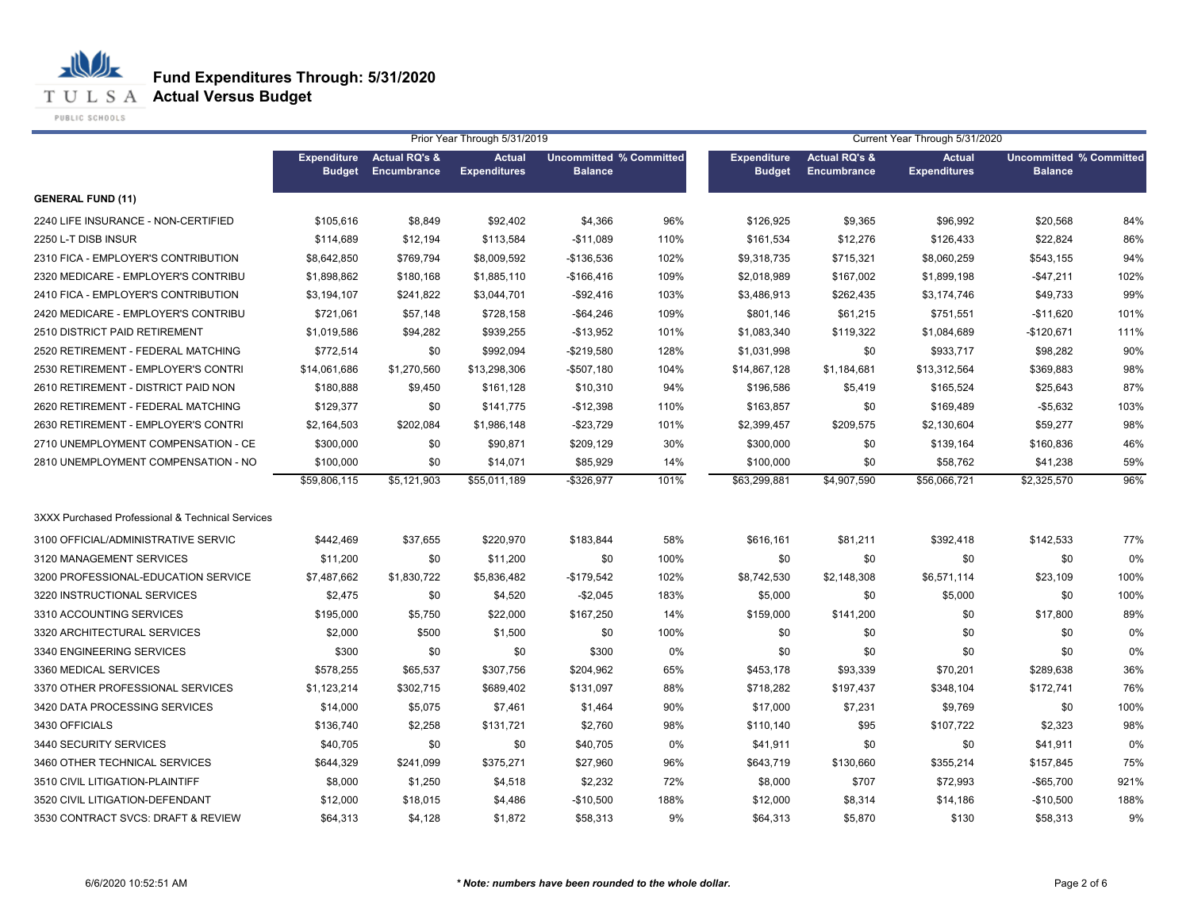# Fund Expenditures Through: 5/31/2020
## Actual Versus Budget

| | Prior Year Through 5/31/2019 | | | | | Current Year Through 5/31/2020 | | | | |
|---|---|---|---|---|---|---|---|---|---|---|
| | Expenditure Budget | Actual RQ's & Encumbrance | Actual Expenditures | Uncommitted Balance | % Committed | Expenditure Budget | Actual RQ's & Encumbrance | Actual Expenditures | Uncommitted Balance | % Committed |
| **GENERAL FUND (11)** | | | | | | | | | | |
| 2240 LIFE INSURANCE - NON-CERTIFIED | $105,616 | $8,849 | $92,402 | $4,366 | 96% | $126,925 | $9,365 | $96,992 | $20,568 | 84% |
| 2250 L-T DISB INSUR | $114,689 | $12,194 | $113,584 | -$11,089 | 110% | $161,534 | $12,276 | $126,433 | $22,824 | 86% |
| 2310 FICA - EMPLOYER'S CONTRIBUTION | $8,642,850 | $769,794 | $8,009,592 | -$136,536 | 102% | $9,318,735 | $715,321 | $8,060,259 | $543,155 | 94% |
| 2320 MEDICARE - EMPLOYER'S CONTRIBU | $1,898,862 | $180,168 | $1,885,110 | -$166,416 | 109% | $2,018,989 | $167,002 | $1,899,198 | -$47,211 | 102% |
| 2410 FICA - EMPLOYER'S CONTRIBUTION | $3,194,107 | $241,822 | $3,044,701 | -$92,416 | 103% | $3,486,913 | $262,435 | $3,174,746 | $49,733 | 99% |
| 2420 MEDICARE - EMPLOYER'S CONTRIBU | $721,061 | $57,148 | $728,158 | -$64,246 | 109% | $801,146 | $61,215 | $751,551 | -$11,620 | 101% |
| 2510 DISTRICT PAID RETIREMENT | $1,019,586 | $94,282 | $939,255 | -$13,952 | 101% | $1,083,340 | $119,322 | $1,084,689 | -$120,671 | 111% |
| 2520 RETIREMENT - FEDERAL MATCHING | $772,514 | $0 | $992,094 | -$219,580 | 128% | $1,031,998 | $0 | $933,717 | $98,282 | 90% |
| 2530 RETIREMENT - EMPLOYER'S CONTRI | $14,061,686 | $1,270,560 | $13,298,306 | -$507,180 | 104% | $14,867,128 | $1,184,681 | $13,312,564 | $369,883 | 98% |
| 2610 RETIREMENT - DISTRICT PAID NON | $180,888 | $9,450 | $161,128 | $10,310 | 94% | $196,586 | $5,419 | $165,524 | $25,643 | 87% |
| 2620 RETIREMENT - FEDERAL MATCHING | $129,377 | $0 | $141,775 | -$12,398 | 110% | $163,857 | $0 | $169,489 | -$5,632 | 103% |
| 2630 RETIREMENT - EMPLOYER'S CONTRI | $2,164,503 | $202,084 | $1,986,148 | -$23,729 | 101% | $2,399,457 | $209,575 | $2,130,604 | $59,277 | 98% |
| 2710 UNEMPLOYMENT COMPENSATION - CE | $300,000 | $0 | $90,871 | $209,129 | 30% | $300,000 | $0 | $139,164 | $160,836 | 46% |
| 2810 UNEMPLOYMENT COMPENSATION - NO | $100,000 | $0 | $14,071 | $85,929 | 14% | $100,000 | $0 | $58,762 | $41,238 | 59% |
| | $59,806,115 | $5,121,903 | $55,011,189 | -$326,977 | 101% | $63,299,881 | $4,907,590 | $56,066,721 | $2,325,570 | 96% |
| 3XXX Purchased Professional & Technical Services | | | | | | | | | | |
| 3100 OFFICIAL/ADMINISTRATIVE SERVIC | $442,469 | $37,655 | $220,970 | $183,844 | 58% | $616,161 | $81,211 | $392,418 | $142,533 | 77% |
| 3120 MANAGEMENT SERVICES | $11,200 | $0 | $11,200 | $0 | 100% | $0 | $0 | $0 | $0 | 0% |
| 3200 PROFESSIONAL-EDUCATION SERVICE | $7,487,662 | $1,830,722 | $5,836,482 | -$179,542 | 102% | $8,742,530 | $2,148,308 | $6,571,114 | $23,109 | 100% |
| 3220 INSTRUCTIONAL SERVICES | $2,475 | $0 | $4,520 | -$2,045 | 183% | $5,000 | $0 | $5,000 | $0 | 100% |
| 3310 ACCOUNTING SERVICES | $195,000 | $5,750 | $22,000 | $167,250 | 14% | $159,000 | $141,200 | $0 | $17,800 | 89% |
| 3320 ARCHITECTURAL SERVICES | $2,000 | $500 | $1,500 | $0 | 100% | $0 | $0 | $0 | $0 | 0% |
| 3340 ENGINEERING SERVICES | $300 | $0 | $0 | $300 | 0% | $0 | $0 | $0 | $0 | 0% |
| 3360 MEDICAL SERVICES | $578,255 | $65,537 | $307,756 | $204,962 | 65% | $453,178 | $93,339 | $70,201 | $289,638 | 36% |
| 3370 OTHER PROFESSIONAL SERVICES | $1,123,214 | $302,715 | $689,402 | $131,097 | 88% | $718,282 | $197,437 | $348,104 | $172,741 | 76% |
| 3420 DATA PROCESSING SERVICES | $14,000 | $5,075 | $7,461 | $1,464 | 90% | $17,000 | $7,231 | $9,769 | $0 | 100% |
| 3430 OFFICIALS | $136,740 | $2,258 | $131,721 | $2,760 | 98% | $110,140 | $95 | $107,722 | $2,323 | 98% |
| 3440 SECURITY SERVICES | $40,705 | $0 | $0 | $40,705 | 0% | $41,911 | $0 | $0 | $41,911 | 0% |
| 3460 OTHER TECHNICAL SERVICES | $644,329 | $241,099 | $375,271 | $27,960 | 96% | $643,719 | $130,660 | $355,214 | $157,845 | 75% |
| 3510 CIVIL LITIGATION-PLAINTIFF | $8,000 | $1,250 | $4,518 | $2,232 | 72% | $8,000 | $707 | $72,993 | -$65,700 | 921% |
| 3520 CIVIL LITIGATION-DEFENDANT | $12,000 | $18,015 | $4,486 | -$10,500 | 188% | $12,000 | $8,314 | $14,186 | -$10,500 | 188% |
| 3530 CONTRACT SVCS: DRAFT & REVIEW | $64,313 | $4,128 | $1,872 | $58,313 | 9% | $64,313 | $5,870 | $130 | $58,313 | 9% |

6/6/2020 10:52:51 AM

*** Note: numbers have been rounded to the whole dollar.***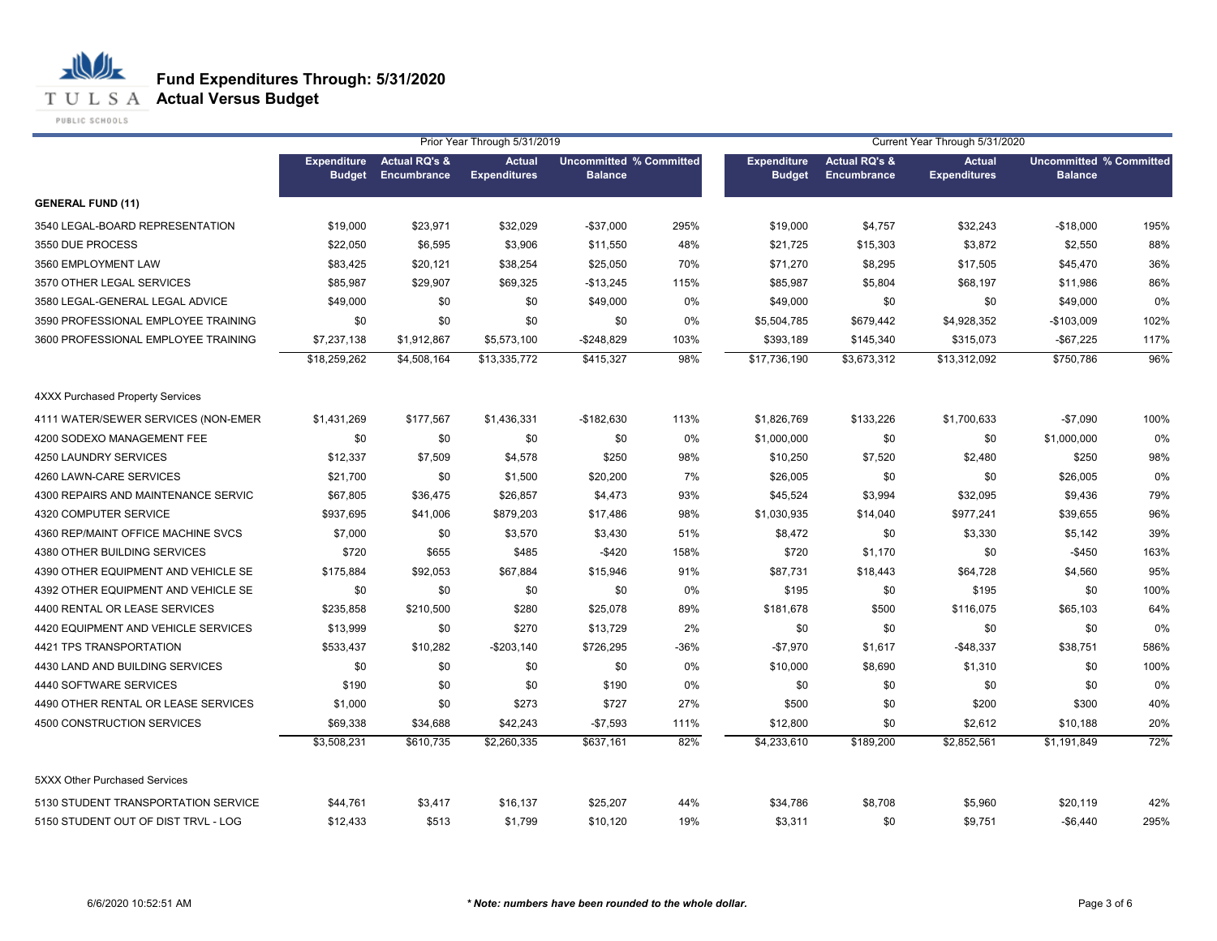# Fund Expenditures Through: 5/31/2020

## Actual Versus Budget

| | Prior Year Through 5/31/2019 | | | | | Current Year Through 5/31/2020 | | | | |
|---|---|---|---|---|---|---|---|---|---|---|
| | Expenditure Budget | Actual RQ's & Encumbrance | Actual Expenditures | Uncommitted Balance | % Committed | Expenditure Budget | Actual RQ's & Encumbrance | Actual Expenditures | Uncommitted Balance | % Committed |
| **GENERAL FUND (11)** | | | | | | | | | | |
| 3540 LEGAL-BOARD REPRESENTATION | $19,000 | $23,971 | $32,029 | -$37,000 | 295% | $19,000 | $4,757 | $32,243 | -$18,000 | 195% |
| 3550 DUE PROCESS | $22,050 | $6,595 | $3,906 | $11,550 | 48% | $21,725 | $15,303 | $3,872 | $2,550 | 88% |
| 3560 EMPLOYMENT LAW | $83,425 | $20,121 | $38,254 | $25,050 | 70% | $71,270 | $8,295 | $17,505 | $45,470 | 36% |
| 3570 OTHER LEGAL SERVICES | $85,987 | $29,907 | $69,325 | -$13,245 | 115% | $85,987 | $5,804 | $68,197 | $11,986 | 86% |
| 3580 LEGAL-GENERAL LEGAL ADVICE | $49,000 | $0 | $0 | $49,000 | 0% | $49,000 | $0 | $0 | $49,000 | 0% |
| 3590 PROFESSIONAL EMPLOYEE TRAINING | $0 | $0 | $0 | $0 | 0% | $5,504,785 | $679,442 | $4,928,352 | -$103,009 | 102% |
| 3600 PROFESSIONAL EMPLOYEE TRAINING | $7,237,138 | $1,912,867 | $5,573,100 | -$248,829 | 103% | $393,189 | $145,340 | $315,073 | -$67,225 | 117% |
| | $18,259,262 | $4,508,164 | $13,335,772 | $415,327 | 98% | $17,736,190 | $3,673,312 | $13,312,092 | $750,786 | 96% |
| 4XXX Purchased Property Services | | | | | | | | | | |
| 4111 WATER/SEWER SERVICES (NON-EMER | $1,431,269 | $177,567 | $1,436,331 | -$182,630 | 113% | $1,826,769 | $133,226 | $1,700,633 | -$7,090 | 100% |
| 4200 SODEXO MANAGEMENT FEE | $0 | $0 | $0 | $0 | 0% | $1,000,000 | $0 | $0 | $1,000,000 | 0% |
| 4250 LAUNDRY SERVICES | $12,337 | $7,509 | $4,578 | $250 | 98% | $10,250 | $7,520 | $2,480 | $250 | 98% |
| 4260 LAWN-CARE SERVICES | $21,700 | $0 | $1,500 | $20,200 | 7% | $26,005 | $0 | $0 | $26,005 | 0% |
| 4300 REPAIRS AND MAINTENANCE SERVIC | $67,805 | $36,475 | $26,857 | $4,473 | 93% | $45,524 | $3,994 | $32,095 | $9,436 | 79% |
| 4320 COMPUTER SERVICE | $937,695 | $41,006 | $879,203 | $17,486 | 98% | $1,030,935 | $14,040 | $977,241 | $39,655 | 96% |
| 4360 REP/MAINT OFFICE MACHINE SVCS | $7,000 | $0 | $3,570 | $3,430 | 51% | $8,472 | $0 | $3,330 | $5,142 | 39% |
| 4380 OTHER BUILDING SERVICES | $720 | $655 | $485 | -$420 | 158% | $720 | $1,170 | $0 | -$450 | 163% |
| 4390 OTHER EQUIPMENT AND VEHICLE SE | $175,884 | $92,053 | $67,884 | $15,946 | 91% | $87,731 | $18,443 | $64,728 | $4,560 | 95% |
| 4392 OTHER EQUIPMENT AND VEHICLE SE | $0 | $0 | $0 | $0 | 0% | $195 | $0 | $195 | $0 | 100% |
| 4400 RENTAL OR LEASE SERVICES | $235,858 | $210,500 | $280 | $25,078 | 89% | $181,678 | $500 | $116,075 | $65,103 | 64% |
| 4420 EQUIPMENT AND VEHICLE SERVICES | $13,999 | $0 | $270 | $13,729 | 2% | $0 | $0 | $0 | $0 | 0% |
| 4421 TPS TRANSPORTATION | $533,437 | $10,282 | -$203,140 | $726,295 | -36% | -$7,970 | $1,617 | -$48,337 | $38,751 | 586% |
| 4430 LAND AND BUILDING SERVICES | $0 | $0 | $0 | $0 | 0% | $10,000 | $8,690 | $1,310 | $0 | 100% |
| 4440 SOFTWARE SERVICES | $190 | $0 | $0 | $190 | 0% | $0 | $0 | $0 | $0 | 0% |
| 4490 OTHER RENTAL OR LEASE SERVICES | $1,000 | $0 | $273 | $727 | 27% | $500 | $0 | $200 | $300 | 40% |
| 4500 CONSTRUCTION SERVICES | $69,338 | $34,688 | $42,243 | -$7,593 | 111% | $12,800 | $0 | $2,612 | $10,188 | 20% |
| | $3,508,231 | $610,735 | $2,260,335 | $637,161 | 82% | $4,233,610 | $189,200 | $2,852,561 | $1,191,849 | 72% |
| 5XXX Other Purchased Services | | | | | | | | | | |
| 5130 STUDENT TRANSPORTATION SERVICE | $44,761 | $3,417 | $16,137 | $25,207 | 44% | $34,786 | $8,708 | $5,960 | $20,119 | 42% |
| 5150 STUDENT OUT OF DIST TRVL - LOG | $12,433 | $513 | $1,799 | $10,120 | 19% | $3,311 | $0 | $9,751 | -$6,440 | 295% |

6/6/2020 10:52:51 AM

*\* Note: numbers have been rounded to the whole dollar.*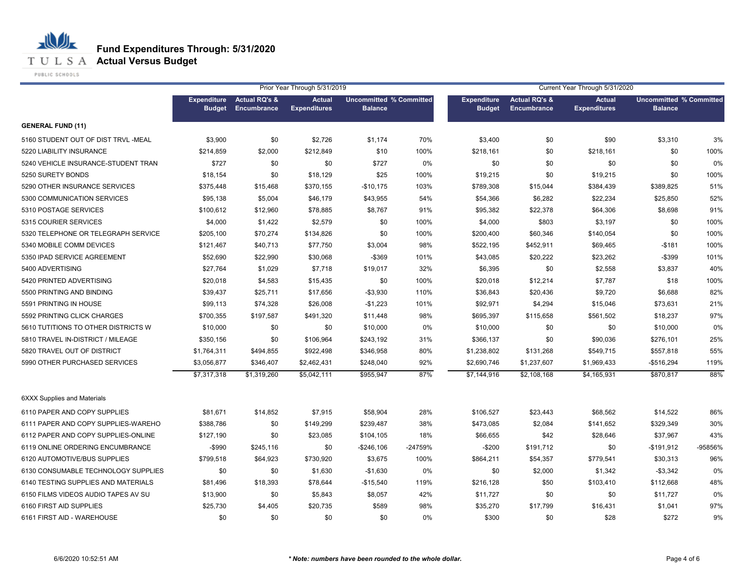# Fund Expenditures Through: 5/31/2020
## Actual Versus Budget

| | Prior Year Through 5/31/2019 | | | | | Current Year Through 5/31/2020 | | | | |
|---|---|---|---|---|---|---|---|---|---|---|
| | Expenditure Budget | Actual RQ's & Encumbrance | Actual Expenditures | Uncommitted Balance | % Committed | Expenditure Budget | Actual RQ's & Encumbrance | Actual Expenditures | Uncommitted Balance | % Committed |
| **GENERAL FUND (11)** | | | | | | | | | | |
| 5160 STUDENT OUT OF DIST TRVL -MEAL | $3,900 | $0 | $2,726 | $1,174 | 70% | $3,400 | $0 | $90 | $3,310 | 3% |
| 5220 LIABILITY INSURANCE | $214,859 | $2,000 | $212,849 | $10 | 100% | $218,161 | $0 | $218,161 | $0 | 100% |
| 5240 VEHICLE INSURANCE-STUDENT TRAN | $727 | $0 | $0 | $727 | 0% | $0 | $0 | $0 | $0 | 0% |
| 5250 SURETY BONDS | $18,154 | $0 | $18,129 | $25 | 100% | $19,215 | $0 | $19,215 | $0 | 100% |
| 5290 OTHER INSURANCE SERVICES | $375,448 | $15,468 | $370,155 | -$10,175 | 103% | $789,308 | $15,044 | $384,439 | $389,825 | 51% |
| 5300 COMMUNICATION SERVICES | $95,138 | $5,004 | $46,179 | $43,955 | 54% | $54,366 | $6,282 | $22,234 | $25,850 | 52% |
| 5310 POSTAGE SERVICES | $100,612 | $12,960 | $78,885 | $8,767 | 91% | $95,382 | $22,378 | $64,306 | $8,698 | 91% |
| 5315 COURIER SERVICES | $4,000 | $1,422 | $2,579 | $0 | 100% | $4,000 | $803 | $3,197 | $0 | 100% |
| 5320 TELEPHONE OR TELEGRAPH SERVICE | $205,100 | $70,274 | $134,826 | $0 | 100% | $200,400 | $60,346 | $140,054 | $0 | 100% |
| 5340 MOBILE COMM DEVICES | $121,467 | $40,713 | $77,750 | $3,004 | 98% | $522,195 | $452,911 | $69,465 | -$181 | 100% |
| 5350 IPAD SERVICE AGREEMENT | $52,690 | $22,990 | $30,068 | -$369 | 101% | $43,085 | $20,222 | $23,262 | -$399 | 101% |
| 5400 ADVERTISING | $27,764 | $1,029 | $7,718 | $19,017 | 32% | $6,395 | $0 | $2,558 | $3,837 | 40% |
| 5420 PRINTED ADVERTISING | $20,018 | $4,583 | $15,435 | $0 | 100% | $20,018 | $12,214 | $7,787 | $18 | 100% |
| 5500 PRINTING AND BINDING | $39,437 | $25,711 | $17,656 | -$3,930 | 110% | $36,843 | $20,436 | $9,720 | $6,688 | 82% |
| 5591 PRINTING IN HOUSE | $99,113 | $74,328 | $26,008 | -$1,223 | 101% | $92,971 | $4,294 | $15,046 | $73,631 | 21% |
| 5592 PRINTING CLICK CHARGES | $700,355 | $197,587 | $491,320 | $11,448 | 98% | $695,397 | $115,658 | $561,502 | $18,237 | 97% |
| 5610 TUTITIONS TO OTHER DISTRICTS W | $10,000 | $0 | $0 | $10,000 | 0% | $10,000 | $0 | $0 | $10,000 | 0% |
| 5810 TRAVEL IN-DISTRICT / MILEAGE | $350,156 | $0 | $106,964 | $243,192 | 31% | $366,137 | $0 | $90,036 | $276,101 | 25% |
| 5820 TRAVEL OUT OF DISTRICT | $1,764,311 | $494,855 | $922,498 | $346,958 | 80% | $1,238,802 | $131,268 | $549,715 | $557,818 | 55% |
| 5990 OTHER PURCHASED SERVICES | $3,056,877 | $346,407 | $2,462,431 | $248,040 | 92% | $2,690,746 | $1,237,607 | $1,969,433 | -$516,294 | 119% |
| | $7,317,318 | $1,319,260 | $5,042,111 | $955,947 | 87% | $7,144,916 | $2,108,168 | $4,165,931 | $870,817 | 88% |
| 6XXX Supplies and Materials | | | | | | | | | | |
| 6110 PAPER AND COPY SUPPLIES | $81,671 | $14,852 | $7,915 | $58,904 | 28% | $106,527 | $23,443 | $68,562 | $14,522 | 86% |
| 6111 PAPER AND COPY SUPPLIES-WAREHO | $388,786 | $0 | $149,299 | $239,487 | 38% | $473,085 | $2,084 | $141,652 | $329,349 | 30% |
| 6112 PAPER AND COPY SUPPLIES-ONLINE | $127,190 | $0 | $23,085 | $104,105 | 18% | $66,655 | $42 | $28,646 | $37,967 | 43% |
| 6119 ONLINE ORDERING ENCUMBRANCE | -$990 | $245,116 | $0 | -$246,106 | -24759% | -$200 | $191,712 | $0 | -$191,912 | -95856% |
| 6120 AUTOMOTIVE/BUS SUPPLIES | $799,518 | $64,923 | $730,920 | $3,675 | 100% | $864,211 | $54,357 | $779,541 | $30,313 | 96% |
| 6130 CONSUMABLE TECHNOLOGY SUPPLIES | $0 | $0 | $1,630 | -$1,630 | 0% | $0 | $2,000 | $1,342 | -$3,342 | 0% |
| 6140 TESTING SUPPLIES AND MATERIALS | $81,496 | $18,393 | $78,644 | -$15,540 | 119% | $216,128 | $50 | $103,410 | $112,668 | 48% |
| 6150 FILMS VIDEOS AUDIO TAPES AV SU | $13,900 | $0 | $5,843 | $8,057 | 42% | $11,727 | $0 | $0 | $11,727 | 0% |
| 6160 FIRST AID SUPPLIES | $25,730 | $4,405 | $20,735 | $589 | 98% | $35,270 | $17,799 | $16,431 | $1,041 | 97% |
| 6161 FIRST AID - WAREHOUSE | $0 | $0 | $0 | $0 | 0% | $300 | $0 | $28 | $272 | 9% |

*** Note: numbers have been rounded to the whole dollar.**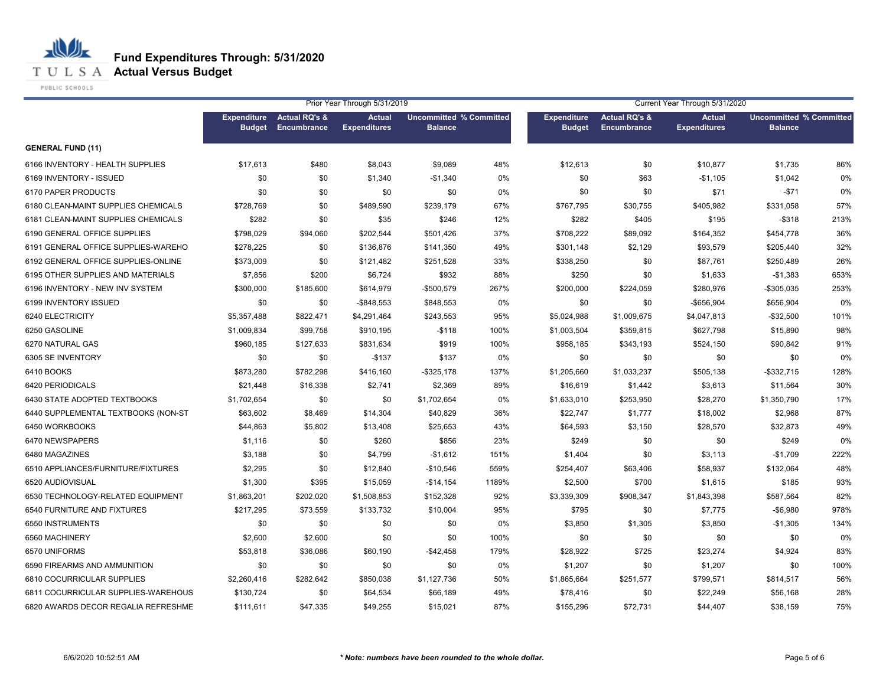# Fund Expenditures Through: 5/31/2020

## Actual Versus Budget

| | Prior Year Through 5/31/2019 | | | | | Current Year Through 5/31/2020 | | | | |
|---|---|---|---|---|---|---|---|---|---|---|
| | Expenditure Budget | Actual RQ's & Encumbrance | Actual Expenditures | Uncommitted Balance | % Committed | Expenditure Budget | Actual RQ's & Encumbrance | Actual Expenditures | Uncommitted Balance | % Committed |
| **GENERAL FUND (11)** | | | | | | | | | | |
| 6166 INVENTORY - HEALTH SUPPLIES | $17,613 | $480 | $8,043 | $9,089 | 48% | $12,613 | $0 | $10,877 | $1,735 | 86% |
| 6169 INVENTORY - ISSUED | $0 | $0 | $1,340 | -$1,340 | 0% | $0 | $63 | -$1,105 | $1,042 | 0% |
| 6170 PAPER PRODUCTS | $0 | $0 | $0 | $0 | 0% | $0 | $0 | $71 | -$71 | 0% |
| 6180 CLEAN-MAINT SUPPLIES CHEMICALS | $728,769 | $0 | $489,590 | $239,179 | 67% | $767,795 | $30,755 | $405,982 | $331,058 | 57% |
| 6181 CLEAN-MAINT SUPPLIES CHEMICALS | $282 | $0 | $35 | $246 | 12% | $282 | $405 | $195 | -$318 | 213% |
| 6190 GENERAL OFFICE SUPPLIES | $798,029 | $94,060 | $202,544 | $501,426 | 37% | $708,222 | $89,092 | $164,352 | $454,778 | 36% |
| 6191 GENERAL OFFICE SUPPLIES-WAREHO | $278,225 | $0 | $136,876 | $141,350 | 49% | $301,148 | $2,129 | $93,579 | $205,440 | 32% |
| 6192 GENERAL OFFICE SUPPLIES-ONLINE | $373,009 | $0 | $121,482 | $251,528 | 33% | $338,250 | $0 | $87,761 | $250,489 | 26% |
| 6195 OTHER SUPPLIES AND MATERIALS | $7,856 | $200 | $6,724 | $932 | 88% | $250 | $0 | $1,633 | -$1,383 | 653% |
| 6196 INVENTORY - NEW INV SYSTEM | $300,000 | $185,600 | $614,979 | -$500,579 | 267% | $200,000 | $224,059 | $280,976 | -$305,035 | 253% |
| 6199 INVENTORY ISSUED | $0 | $0 | -$848,553 | $848,553 | 0% | $0 | $0 | -$656,904 | $656,904 | 0% |
| 6240 ELECTRICITY | $5,357,488 | $822,471 | $4,291,464 | $243,553 | 95% | $5,024,988 | $1,009,675 | $4,047,813 | -$32,500 | 101% |
| 6250 GASOLINE | $1,009,834 | $99,758 | $910,195 | -$118 | 100% | $1,003,504 | $359,815 | $627,798 | $15,890 | 98% |
| 6270 NATURAL GAS | $960,185 | $127,633 | $831,634 | $919 | 100% | $958,185 | $343,193 | $524,150 | $90,842 | 91% |
| 6305 SE INVENTORY | $0 | $0 | -$137 | $137 | 0% | $0 | $0 | $0 | $0 | 0% |
| 6410 BOOKS | $873,280 | $782,298 | $416,160 | -$325,178 | 137% | $1,205,660 | $1,033,237 | $505,138 | -$332,715 | 128% |
| 6420 PERIODICALS | $21,448 | $16,338 | $2,741 | $2,369 | 89% | $16,619 | $1,442 | $3,613 | $11,564 | 30% |
| 6430 STATE ADOPTED TEXTBOOKS | $1,702,654 | $0 | $0 | $1,702,654 | 0% | $1,633,010 | $253,950 | $28,270 | $1,350,790 | 17% |
| 6440 SUPPLEMENTAL TEXTBOOKS (NON-ST | $63,602 | $8,469 | $14,304 | $40,829 | 36% | $22,747 | $1,777 | $18,002 | $2,968 | 87% |
| 6450 WORKBOOKS | $44,863 | $5,802 | $13,408 | $25,653 | 43% | $64,593 | $3,150 | $28,570 | $32,873 | 49% |
| 6470 NEWSPAPERS | $1,116 | $0 | $260 | $856 | 23% | $249 | $0 | $0 | $249 | 0% |
| 6480 MAGAZINES | $3,188 | $0 | $4,799 | -$1,612 | 151% | $1,404 | $0 | $3,113 | -$1,709 | 222% |
| 6510 APPLIANCES/FURNITURE/FIXTURES | $2,295 | $0 | $12,840 | -$10,546 | 559% | $254,407 | $63,406 | $58,937 | $132,064 | 48% |
| 6520 AUDIOVISUAL | $1,300 | $395 | $15,059 | -$14,154 | 1189% | $2,500 | $700 | $1,615 | $185 | 93% |
| 6530 TECHNOLOGY-RELATED EQUIPMENT | $1,863,201 | $202,020 | $1,508,853 | $152,328 | 92% | $3,339,309 | $908,347 | $1,843,398 | $587,564 | 82% |
| 6540 FURNITURE AND FIXTURES | $217,295 | $73,559 | $133,732 | $10,004 | 95% | $795 | $0 | $7,775 | -$6,980 | 978% |
| 6550 INSTRUMENTS | $0 | $0 | $0 | $0 | 0% | $3,850 | $1,305 | $3,850 | -$1,305 | 134% |
| 6560 MACHINERY | $2,600 | $2,600 | $0 | $0 | 100% | $0 | $0 | $0 | $0 | 0% |
| 6570 UNIFORMS | $53,818 | $36,086 | $60,190 | -$42,458 | 179% | $28,922 | $725 | $23,274 | $4,924 | 83% |
| 6590 FIREARMS AND AMMUNITION | $0 | $0 | $0 | $0 | 0% | $1,207 | $0 | $1,207 | $0 | 100% |
| 6810 COCURRICULAR SUPPLIES | $2,260,416 | $282,642 | $850,038 | $1,127,736 | 50% | $1,865,664 | $251,577 | $799,571 | $814,517 | 56% |
| 6811 COCURRICULAR SUPPLIES-WAREHOUS | $130,724 | $0 | $64,534 | $66,189 | 49% | $78,416 | $0 | $22,249 | $56,168 | 28% |
| 6820 AWARDS DECOR REGALIA REFRESHME | $111,611 | $47,335 | $49,255 | $15,021 | 87% | $155,296 | $72,731 | $44,407 | $38,159 | 75% |

*\* Note: numbers have been rounded to the whole dollar.*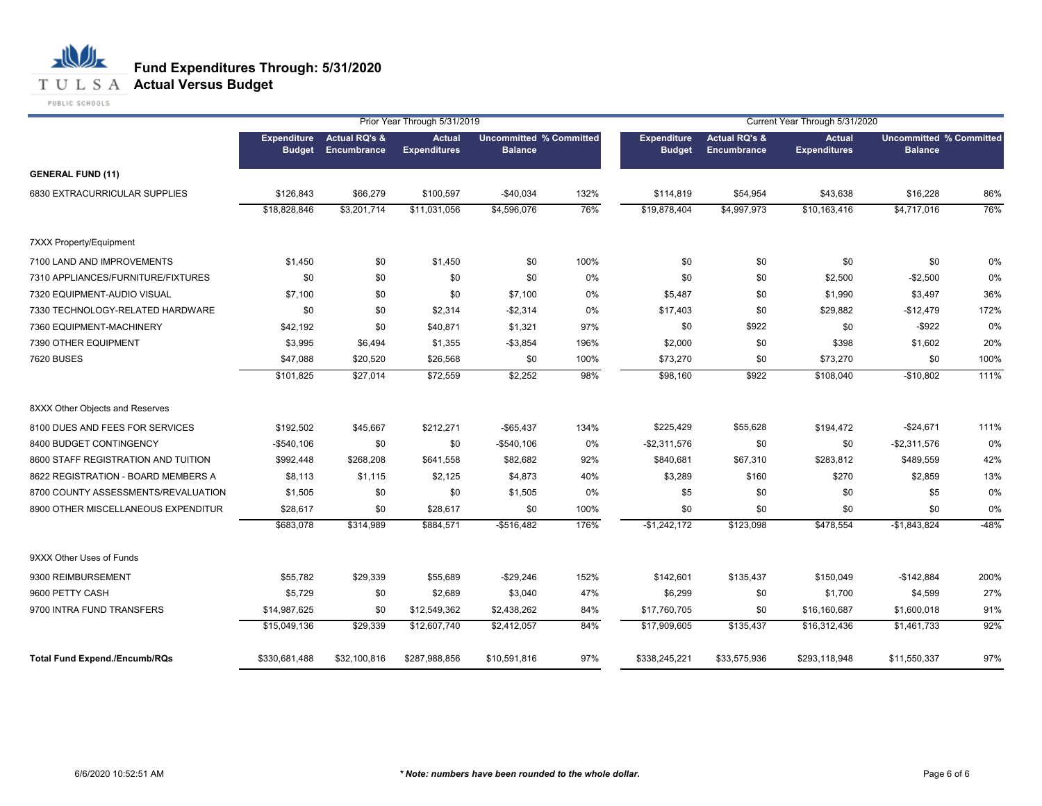# Fund Expenditures Through: 5/31/2020
## Actual Versus Budget

| | Prior Year Through 5/31/2019 | | | | | Current Year Through 5/31/2020 | | | | |
|---|---|---|---|---|---|---|---|---|---|---|
| | Expenditure Budget | Actual RQ's & Encumbrance | Actual Expenditures | Uncommitted Balance | % Committed | Expenditure Budget | Actual RQ's & Encumbrance | Actual Expenditures | Uncommitted Balance | % Committed |
| **GENERAL FUND (11)** | | | | | | | | | | |
| 6830 EXTRACURRICULAR SUPPLIES | $126,843 | $66,279 | $100,597 | -$40,034 | 132% | $114,819 | $54,954 | $43,638 | $16,228 | 86% |
| | $18,828,846 | $3,201,714 | $11,031,056 | $4,596,076 | 76% | $19,878,404 | $4,997,973 | $10,163,416 | $4,717,016 | 76% |
| 7XXX Property/Equipment | | | | | | | | | | |
| 7100 LAND AND IMPROVEMENTS | $1,450 | $0 | $1,450 | $0 | 100% | $0 | $0 | $0 | $0 | 0% |
| 7310 APPLIANCES/FURNITURE/FIXTURES | $0 | $0 | $0 | $0 | 0% | $0 | $0 | $2,500 | -$2,500 | 0% |
| 7320 EQUIPMENT-AUDIO VISUAL | $7,100 | $0 | $0 | $7,100 | 0% | $5,487 | $0 | $1,990 | $3,497 | 36% |
| 7330 TECHNOLOGY-RELATED HARDWARE | $0 | $0 | $2,314 | -$2,314 | 0% | $17,403 | $0 | $29,882 | -$12,479 | 172% |
| 7360 EQUIPMENT-MACHINERY | $42,192 | $0 | $40,871 | $1,321 | 97% | $0 | $922 | $0 | -$922 | 0% |
| 7390 OTHER EQUIPMENT | $3,995 | $6,494 | $1,355 | -$3,854 | 196% | $2,000 | $0 | $398 | $1,602 | 20% |
| 7620 BUSES | $47,088 | $20,520 | $26,568 | $0 | 100% | $73,270 | $0 | $73,270 | $0 | 100% |
| | $101,825 | $27,014 | $72,559 | $2,252 | 98% | $98,160 | $922 | $108,040 | -$10,802 | 111% |
| 8XXX Other Objects and Reserves | | | | | | | | | | |
| 8100 DUES AND FEES FOR SERVICES | $192,502 | $45,667 | $212,271 | -$65,437 | 134% | $225,429 | $55,628 | $194,472 | -$24,671 | 111% |
| 8400 BUDGET CONTINGENCY | -$540,106 | $0 | $0 | -$540,106 | 0% | -$2,311,576 | $0 | $0 | -$2,311,576 | 0% |
| 8600 STAFF REGISTRATION AND TUITION | $992,448 | $268,208 | $641,558 | $82,682 | 92% | $840,681 | $67,310 | $283,812 | $489,559 | 42% |
| 8622 REGISTRATION - BOARD MEMBERS A | $8,113 | $1,115 | $2,125 | $4,873 | 40% | $3,289 | $160 | $270 | $2,859 | 13% |
| 8700 COUNTY ASSESSMENTS/REVALUATION | $1,505 | $0 | $0 | $1,505 | 0% | $5 | $0 | $0 | $5 | 0% |
| 8900 OTHER MISCELLANEOUS EXPENDITUR | $28,617 | $0 | $28,617 | $0 | 100% | $0 | $0 | $0 | $0 | 0% |
| | $683,078 | $314,989 | $884,571 | -$516,482 | 176% | -$1,242,172 | $123,098 | $478,554 | -$1,843,824 | -48% |
| 9XXX Other Uses of Funds | | | | | | | | | | |
| 9300 REIMBURSEMENT | $55,782 | $29,339 | $55,689 | -$29,246 | 152% | $142,601 | $135,437 | $150,049 | -$142,884 | 200% |
| 9600 PETTY CASH | $5,729 | $0 | $2,689 | $3,040 | 47% | $6,299 | $0 | $1,700 | $4,599 | 27% |
| 9700 INTRA FUND TRANSFERS | $14,987,625 | $0 | $12,549,362 | $2,438,262 | 84% | $17,760,705 | $0 | $16,160,687 | $1,600,018 | 91% |
| | $15,049,136 | $29,339 | $12,607,740 | $2,412,057 | 84% | $17,909,605 | $135,437 | $16,312,436 | $1,461,733 | 92% |
| **Total Fund Expend./Encumb/RQs** | $330,681,488 | $32,100,816 | $287,988,856 | $10,591,816 | 97% | $338,245,221 | $33,575,936 | $293,118,948 | $11,550,337 | 97% |

6/6/2020 10:52:51 AM

*** Note: numbers have been rounded to the whole dollar.**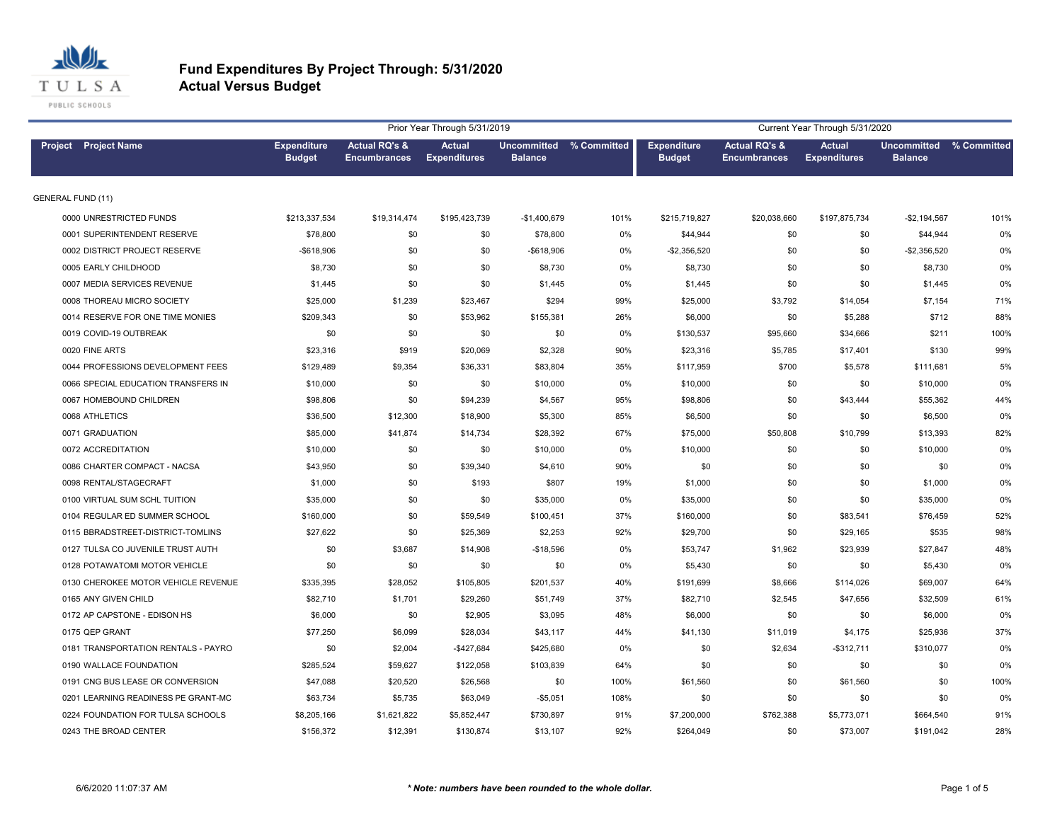# Fund Expenditures By Project Through: 5/31/2020
## Actual Versus Budget

| Project | Project Name | Prior Year Through 5/31/2019 Expenditure Budget | Actual RQ's & Encumbrances | Actual Expenditures | Uncommitted Balance | % Committed | Current Year Through 5/31/2020 Expenditure Budget | Actual RQ's & Encumbrances | Actual Expenditures | Uncommitted Balance | % Committed |
|---|---|---|---|---|---|---|---|---|---|---|---|
| GENERAL FUND (11) | | | | | | | | | | | |
| 0000 | UNRESTRICTED FUNDS | $213,337,534 | $19,314,474 | $195,423,739 | -$1,400,679 | 101% | $215,719,827 | $20,038,660 | $197,875,734 | -$2,194,567 | 101% |
| 0001 | SUPERINTENDENT RESERVE | $78,800 | $0 | $0 | $78,800 | 0% | $44,944 | $0 | $0 | $44,944 | 0% |
| 0002 | DISTRICT PROJECT RESERVE | -$618,906 | $0 | $0 | -$618,906 | 0% | -$2,356,520 | $0 | $0 | -$2,356,520 | 0% |
| 0005 | EARLY CHILDHOOD | $8,730 | $0 | $0 | $8,730 | 0% | $8,730 | $0 | $0 | $8,730 | 0% |
| 0007 | MEDIA SERVICES REVENUE | $1,445 | $0 | $0 | $1,445 | 0% | $1,445 | $0 | $0 | $1,445 | 0% |
| 0008 | THOREAU MICRO SOCIETY | $25,000 | $1,239 | $23,467 | $294 | 99% | $25,000 | $3,792 | $14,054 | $7,154 | 71% |
| 0014 | RESERVE FOR ONE TIME MONIES | $209,343 | $0 | $53,962 | $155,381 | 26% | $6,000 | $0 | $5,288 | $712 | 88% |
| 0019 | COVID-19 OUTBREAK | $0 | $0 | $0 | $0 | 0% | $130,537 | $95,660 | $34,666 | $211 | 100% |
| 0020 | FINE ARTS | $23,316 | $919 | $20,069 | $2,328 | 90% | $23,316 | $5,785 | $17,401 | $130 | 99% |
| 0044 | PROFESSIONS DEVELOPMENT FEES | $129,489 | $9,354 | $36,331 | $83,804 | 35% | $117,959 | $700 | $5,578 | $111,681 | 5% |
| 0066 | SPECIAL EDUCATION TRANSFERS IN | $10,000 | $0 | $0 | $10,000 | 0% | $10,000 | $0 | $0 | $10,000 | 0% |
| 0067 | HOMEBOUND CHILDREN | $98,806 | $0 | $94,239 | $4,567 | 95% | $98,806 | $0 | $43,444 | $55,362 | 44% |
| 0068 | ATHLETICS | $36,500 | $12,300 | $18,900 | $5,300 | 85% | $6,500 | $0 | $0 | $6,500 | 0% |
| 0071 | GRADUATION | $85,000 | $41,874 | $14,734 | $28,392 | 67% | $75,000 | $50,808 | $10,799 | $13,393 | 82% |
| 0072 | ACCREDITATION | $10,000 | $0 | $0 | $10,000 | 0% | $10,000 | $0 | $0 | $10,000 | 0% |
| 0086 | CHARTER COMPACT - NACSA | $43,950 | $0 | $39,340 | $4,610 | 90% | $0 | $0 | $0 | $0 | 0% |
| 0098 | RENTAL/STAGECRAFT | $1,000 | $0 | $193 | $807 | 19% | $1,000 | $0 | $0 | $1,000 | 0% |
| 0100 | VIRTUAL SUM SCHL TUITION | $35,000 | $0 | $0 | $35,000 | 0% | $35,000 | $0 | $0 | $35,000 | 0% |
| 0104 | REGULAR ED SUMMER SCHOOL | $160,000 | $0 | $59,549 | $100,451 | 37% | $160,000 | $0 | $83,541 | $76,459 | 52% |
| 0115 | BBRADSTREET-DISTRICT-TOMLINS | $27,622 | $0 | $25,369 | $2,253 | 92% | $29,700 | $0 | $29,165 | $535 | 98% |
| 0127 | TULSA CO JUVENILE TRUST AUTH | $0 | $3,687 | $14,908 | -$18,596 | 0% | $53,747 | $1,962 | $23,939 | $27,847 | 48% |
| 0128 | POTAWATOMI MOTOR VEHICLE | $0 | $0 | $0 | $0 | 0% | $5,430 | $0 | $0 | $5,430 | 0% |
| 0130 | CHEROKEE MOTOR VEHICLE REVENUE | $335,395 | $28,052 | $105,805 | $201,537 | 40% | $191,699 | $8,666 | $114,026 | $69,007 | 64% |
| 0165 | ANY GIVEN CHILD | $82,710 | $1,701 | $29,260 | $51,749 | 37% | $82,710 | $2,545 | $47,656 | $32,509 | 61% |
| 0172 | AP CAPSTONE - EDISON HS | $6,000 | $0 | $2,905 | $3,095 | 48% | $6,000 | $0 | $0 | $6,000 | 0% |
| 0175 | QEP GRANT | $77,250 | $6,099 | $28,034 | $43,117 | 44% | $41,130 | $11,019 | $4,175 | $25,936 | 37% |
| 0181 | TRANSPORTATION RENTALS - PAYRO | $0 | $2,004 | -$427,684 | $425,680 | 0% | $0 | $2,634 | -$312,711 | $310,077 | 0% |
| 0190 | WALLACE FOUNDATION | $285,524 | $59,627 | $122,058 | $103,839 | 64% | $0 | $0 | $0 | $0 | 0% |
| 0191 | CNG BUS LEASE OR CONVERSION | $47,088 | $20,520 | $26,568 | $0 | 100% | $61,560 | $0 | $61,560 | $0 | 100% |
| 0201 | LEARNING READINESS PE GRANT-MC | $63,734 | $5,735 | $63,049 | -$5,051 | 108% | $0 | $0 | $0 | $0 | 0% |
| 0224 | FOUNDATION FOR TULSA SCHOOLS | $8,205,166 | $1,621,822 | $5,852,447 | $730,897 | 91% | $7,200,000 | $762,388 | $5,773,071 | $664,540 | 91% |
| 0243 | THE BROAD CENTER | $156,372 | $12,391 | $130,874 | $13,107 | 92% | $264,049 | $0 | $73,007 | $191,042 | 28% |

6/6/2020 11:07:37 AM

*** Note: numbers have been rounded to the whole dollar.***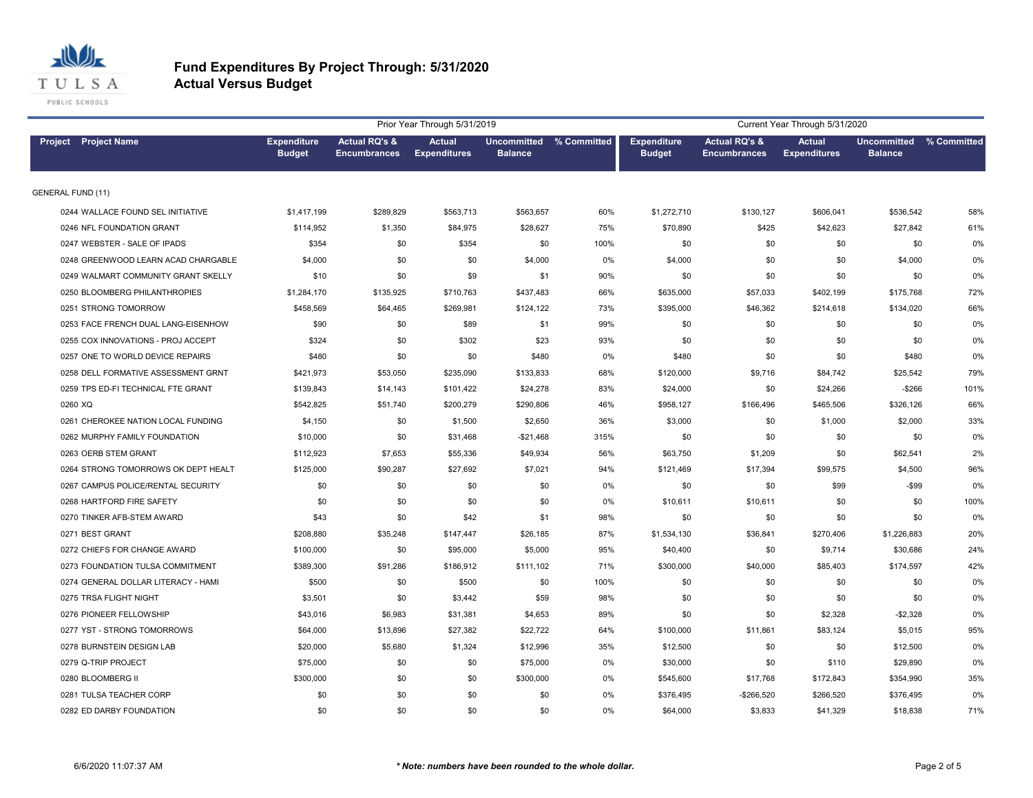# Fund Expenditures By Project Through: 5/31/2020
## Actual Versus Budget

| Project | Project Name | Prior Year Through 5/31/2019 Expenditure Budget | Actual RQ's & Encumbrances | Actual Expenditures | Uncommitted Balance | % Committed | Current Year Through 5/31/2020 Expenditure Budget | Actual RQ's & Encumbrances | Actual Expenditures | Uncommitted Balance | % Committed |
|---|---|---|---|---|---|---|---|---|---|---|---|
| GENERAL FUND (11) | | | | | | | | | | | |
| 0244 | WALLACE FOUND SEL INITIATIVE | $1,417,199 | $289,829 | $563,713 | $563,657 | 60% | $1,272,710 | $130,127 | $606,041 | $536,542 | 58% |
| 0246 | NFL FOUNDATION GRANT | $114,952 | $1,350 | $84,975 | $28,627 | 75% | $70,890 | $425 | $42,623 | $27,842 | 61% |
| 0247 | WEBSTER - SALE OF IPADS | $354 | $0 | $354 | $0 | 100% | $0 | $0 | $0 | $0 | 0% |
| 0248 | GREENWOOD LEARN ACAD CHARGABLE | $4,000 | $0 | $0 | $4,000 | 0% | $4,000 | $0 | $0 | $4,000 | 0% |
| 0249 | WALMART COMMUNITY GRANT SKELLY | $10 | $0 | $9 | $1 | 90% | $0 | $0 | $0 | $0 | 0% |
| 0250 | BLOOMBERG PHILANTHROPIES | $1,284,170 | $135,925 | $710,763 | $437,483 | 66% | $635,000 | $57,033 | $402,199 | $175,768 | 72% |
| 0251 | STRONG TOMORROW | $458,569 | $64,465 | $269,981 | $124,122 | 73% | $395,000 | $46,362 | $214,618 | $134,020 | 66% |
| 0253 | FACE FRENCH DUAL LANG-EISENHOW | $90 | $0 | $89 | $1 | 99% | $0 | $0 | $0 | $0 | 0% |
| 0255 | COX INNOVATIONS - PROJ ACCEPT | $324 | $0 | $302 | $23 | 93% | $0 | $0 | $0 | $0 | 0% |
| 0257 | ONE TO WORLD DEVICE REPAIRS | $480 | $0 | $0 | $480 | 0% | $480 | $0 | $0 | $480 | 0% |
| 0258 | DELL FORMATIVE ASSESSMENT GRNT | $421,973 | $53,050 | $235,090 | $133,833 | 68% | $120,000 | $9,716 | $84,742 | $25,542 | 79% |
| 0259 | TPS ED-FI TECHNICAL FTE GRANT | $139,843 | $14,143 | $101,422 | $24,278 | 83% | $24,000 | $0 | $24,266 | -$266 | 101% |
| 0260 | XQ | $542,825 | $51,740 | $200,279 | $290,806 | 46% | $958,127 | $166,496 | $465,506 | $326,126 | 66% |
| 0261 | CHEROKEE NATION LOCAL FUNDING | $4,150 | $0 | $1,500 | $2,650 | 36% | $3,000 | $0 | $1,000 | $2,000 | 33% |
| 0262 | MURPHY FAMILY FOUNDATION | $10,000 | $0 | $31,468 | -$21,468 | 315% | $0 | $0 | $0 | $0 | 0% |
| 0263 | OERB STEM GRANT | $112,923 | $7,653 | $55,336 | $49,934 | 56% | $63,750 | $1,209 | $0 | $62,541 | 2% |
| 0264 | STRONG TOMORROWS OK DEPT HEALT | $125,000 | $90,287 | $27,692 | $7,021 | 94% | $121,469 | $17,394 | $99,575 | $4,500 | 96% |
| 0267 | CAMPUS POLICE/RENTAL SECURITY | $0 | $0 | $0 | $0 | 0% | $0 | $0 | $99 | -$99 | 0% |
| 0268 | HARTFORD FIRE SAFETY | $0 | $0 | $0 | $0 | 0% | $10,611 | $10,611 | $0 | $0 | 100% |
| 0270 | TINKER AFB-STEM AWARD | $43 | $0 | $42 | $1 | 98% | $0 | $0 | $0 | $0 | 0% |
| 0271 | BEST GRANT | $208,880 | $35,248 | $147,447 | $26,185 | 87% | $1,534,130 | $36,841 | $270,406 | $1,226,883 | 20% |
| 0272 | CHIEFS FOR CHANGE AWARD | $100,000 | $0 | $95,000 | $5,000 | 95% | $40,400 | $0 | $9,714 | $30,686 | 24% |
| 0273 | FOUNDATION TULSA COMMITMENT | $389,300 | $91,286 | $186,912 | $111,102 | 71% | $300,000 | $40,000 | $85,403 | $174,597 | 42% |
| 0274 | GENERAL DOLLAR LITERACY - HAMI | $500 | $0 | $500 | $0 | 100% | $0 | $0 | $0 | $0 | 0% |
| 0275 | TRSA FLIGHT NIGHT | $3,501 | $0 | $3,442 | $59 | 98% | $0 | $0 | $0 | $0 | 0% |
| 0276 | PIONEER FELLOWSHIP | $43,016 | $6,983 | $31,381 | $4,653 | 89% | $0 | $0 | $2,328 | -$2,328 | 0% |
| 0277 | YST - STRONG TOMORROWS | $64,000 | $13,896 | $27,382 | $22,722 | 64% | $100,000 | $11,861 | $83,124 | $5,015 | 95% |
| 0278 | BURNSTEIN DESIGN LAB | $20,000 | $5,680 | $1,324 | $12,996 | 35% | $12,500 | $0 | $0 | $12,500 | 0% |
| 0279 | Q-TRIP PROJECT | $75,000 | $0 | $0 | $75,000 | 0% | $30,000 | $0 | $110 | $29,890 | 0% |
| 0280 | BLOOMBERG II | $300,000 | $0 | $0 | $300,000 | 0% | $545,600 | $17,768 | $172,843 | $354,990 | 35% |
| 0281 | TULSA TEACHER CORP | $0 | $0 | $0 | $0 | 0% | $376,495 | -$266,520 | $266,520 | $376,495 | 0% |
| 0282 | ED DARBY FOUNDATION | $0 | $0 | $0 | $0 | 0% | $64,000 | $3,833 | $41,329 | $18,838 | 71% |

6/6/2020 11:07:37 AM

*** Note: numbers have been rounded to the whole dollar.***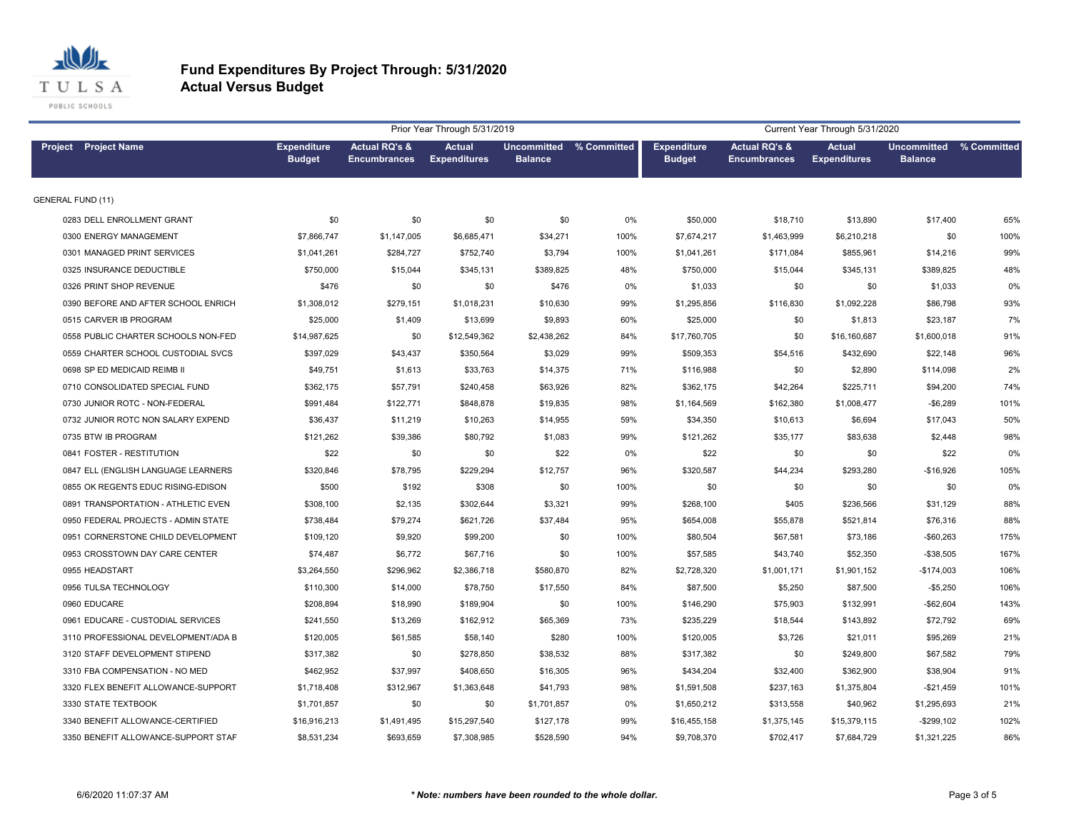# Fund Expenditures By Project Through: 5/31/2020
## Actual Versus Budget

| Project Project Name | Prior Year Through 5/31/2019 Expenditure Budget | Actual RQ's & Encumbrances | Actual Expenditures | Uncommitted Balance | % Committed | Current Year Through 5/31/2020 Expenditure Budget | Actual RQ's & Encumbrances | Actual Expenditures | Uncommitted Balance | % Committed |
|---|---|---|---|---|---|---|---|---|---|---|
| GENERAL FUND (11) | | | | | | | | | | |
| 0283 DELL ENROLLMENT GRANT | $0 | $0 | $0 | $0 | 0% | $50,000 | $18,710 | $13,890 | $17,400 | 65% |
| 0300 ENERGY MANAGEMENT | $7,866,747 | $1,147,005 | $6,685,471 | $34,271 | 100% | $7,674,217 | $1,463,999 | $6,210,218 | $0 | 100% |
| 0301 MANAGED PRINT SERVICES | $1,041,261 | $284,727 | $752,740 | $3,794 | 100% | $1,041,261 | $171,084 | $855,961 | $14,216 | 99% |
| 0325 INSURANCE DEDUCTIBLE | $750,000 | $15,044 | $345,131 | $389,825 | 48% | $750,000 | $15,044 | $345,131 | $389,825 | 48% |
| 0326 PRINT SHOP REVENUE | $476 | $0 | $0 | $476 | 0% | $1,033 | $0 | $0 | $1,033 | 0% |
| 0390 BEFORE AND AFTER SCHOOL ENRICH | $1,308,012 | $279,151 | $1,018,231 | $10,630 | 99% | $1,295,856 | $116,830 | $1,092,228 | $86,798 | 93% |
| 0515 CARVER IB PROGRAM | $25,000 | $1,409 | $13,699 | $9,893 | 60% | $25,000 | $0 | $1,813 | $23,187 | 7% |
| 0558 PUBLIC CHARTER SCHOOLS NON-FED | $14,987,625 | $0 | $12,549,362 | $2,438,262 | 84% | $17,760,705 | $0 | $16,160,687 | $1,600,018 | 91% |
| 0559 CHARTER SCHOOL CUSTODIAL SVCS | $397,029 | $43,437 | $350,564 | $3,029 | 99% | $509,353 | $54,516 | $432,690 | $22,148 | 96% |
| 0698 SP ED MEDICAID REIMB II | $49,751 | $1,613 | $33,763 | $14,375 | 71% | $116,988 | $0 | $2,890 | $114,098 | 2% |
| 0710 CONSOLIDATED SPECIAL FUND | $362,175 | $57,791 | $240,458 | $63,926 | 82% | $362,175 | $42,264 | $225,711 | $94,200 | 74% |
| 0730 JUNIOR ROTC - NON-FEDERAL | $991,484 | $122,771 | $848,878 | $19,835 | 98% | $1,164,569 | $162,380 | $1,008,477 | -$6,289 | 101% |
| 0732 JUNIOR ROTC NON SALARY EXPEND | $36,437 | $11,219 | $10,263 | $14,955 | 59% | $34,350 | $10,613 | $6,694 | $17,043 | 50% |
| 0735 BTW IB PROGRAM | $121,262 | $39,386 | $80,792 | $1,083 | 99% | $121,262 | $35,177 | $83,638 | $2,448 | 98% |
| 0841 FOSTER - RESTITUTION | $22 | $0 | $0 | $22 | 0% | $22 | $0 | $0 | $22 | 0% |
| 0847 ELL (ENGLISH LANGUAGE LEARNERS | $320,846 | $78,795 | $229,294 | $12,757 | 96% | $320,587 | $44,234 | $293,280 | -$16,926 | 105% |
| 0855 OK REGENTS EDUC RISING-EDISON | $500 | $192 | $308 | $0 | 100% | $0 | $0 | $0 | $0 | 0% |
| 0891 TRANSPORTATION - ATHLETIC EVEN | $308,100 | $2,135 | $302,644 | $3,321 | 99% | $268,100 | $405 | $236,566 | $31,129 | 88% |
| 0950 FEDERAL PROJECTS - ADMIN STATE | $738,484 | $79,274 | $621,726 | $37,484 | 95% | $654,008 | $55,878 | $521,814 | $76,316 | 88% |
| 0951 CORNERSTONE CHILD DEVELOPMENT | $109,120 | $9,920 | $99,200 | $0 | 100% | $80,504 | $67,581 | $73,186 | -$60,263 | 175% |
| 0953 CROSSTOWN DAY CARE CENTER | $74,487 | $6,772 | $67,716 | $0 | 100% | $57,585 | $43,740 | $52,350 | -$38,505 | 167% |
| 0955 HEADSTART | $3,264,550 | $296,962 | $2,386,718 | $580,870 | 82% | $2,728,320 | $1,001,171 | $1,901,152 | -$174,003 | 106% |
| 0956 TULSA TECHNOLOGY | $110,300 | $14,000 | $78,750 | $17,550 | 84% | $87,500 | $5,250 | $87,500 | -$5,250 | 106% |
| 0960 EDUCARE | $208,894 | $18,990 | $189,904 | $0 | 100% | $146,290 | $75,903 | $132,991 | -$62,604 | 143% |
| 0961 EDUCARE - CUSTODIAL SERVICES | $241,550 | $13,269 | $162,912 | $65,369 | 73% | $235,229 | $18,544 | $143,892 | $72,792 | 69% |
| 3110 PROFESSIONAL DEVELOPMENT/ADA B | $120,005 | $61,585 | $58,140 | $280 | 100% | $120,005 | $3,726 | $21,011 | $95,269 | 21% |
| 3120 STAFF DEVELOPMENT STIPEND | $317,382 | $0 | $278,850 | $38,532 | 88% | $317,382 | $0 | $249,800 | $67,582 | 79% |
| 3310 FBA COMPENSATION - NO MED | $462,952 | $37,997 | $408,650 | $16,305 | 96% | $434,204 | $32,400 | $362,900 | $38,904 | 91% |
| 3320 FLEX BENEFIT ALLOWANCE-SUPPORT | $1,718,408 | $312,967 | $1,363,648 | $41,793 | 98% | $1,591,508 | $237,163 | $1,375,804 | -$21,459 | 101% |
| 3330 STATE TEXTBOOK | $1,701,857 | $0 | $0 | $1,701,857 | 0% | $1,650,212 | $313,558 | $40,962 | $1,295,693 | 21% |
| 3340 BENEFIT ALLOWANCE-CERTIFIED | $16,916,213 | $1,491,495 | $15,297,540 | $127,178 | 99% | $16,455,158 | $1,375,145 | $15,379,115 | -$299,102 | 102% |
| 3350 BENEFIT ALLOWANCE-SUPPORT STAF | $8,531,234 | $693,659 | $7,308,985 | $528,590 | 94% | $9,708,370 | $702,417 | $7,684,729 | $1,321,225 | 86% |

6/6/2020 11:07:37 AM

***Note: numbers have been rounded to the whole dollar.***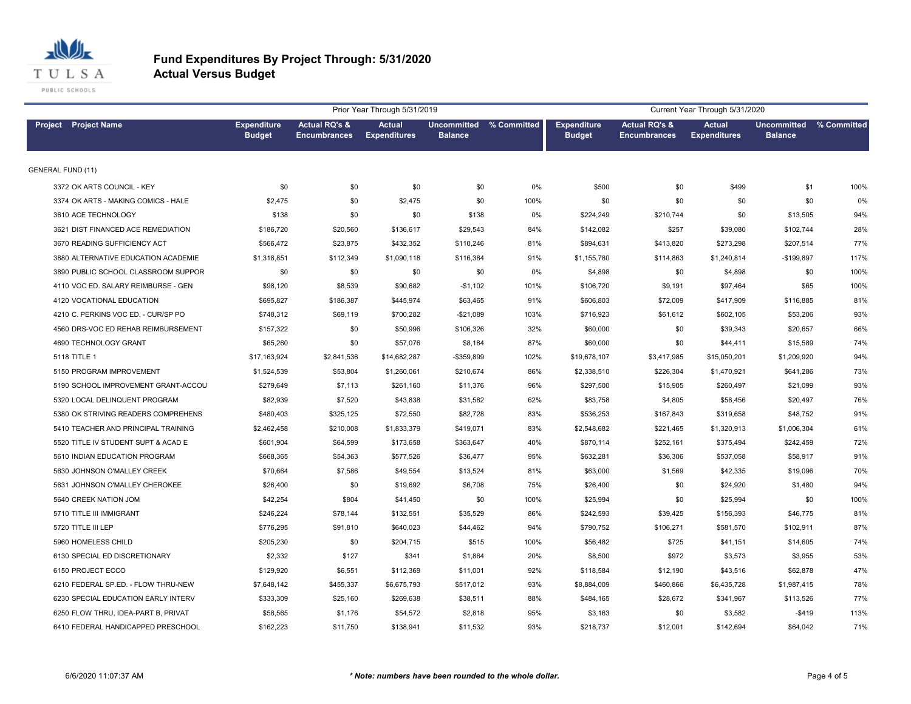# Fund Expenditures By Project Through: 5/31/2020
## Actual Versus Budget

| Project | Project Name | Prior Year Through 5/31/2019 Expenditure Budget | Actual RQ's & Encumbrances | Actual Expenditures | Uncommitted Balance | % Committed | Current Year Through 5/31/2020 Expenditure Budget | Actual RQ's & Encumbrances | Actual Expenditures | Uncommitted Balance | % Committed |
|---|---|---|---|---|---|---|---|---|---|---|---|
| GENERAL FUND (11) | | | | | | | | | | | |
| 3372 | OK ARTS COUNCIL - KEY | $0 | $0 | $0 | $0 | 0% | $500 | $0 | $499 | $1 | 100% |
| 3374 | OK ARTS - MAKING COMICS - HALE | $2,475 | $0 | $2,475 | $0 | 100% | $0 | $0 | $0 | $0 | 0% |
| 3610 | ACE TECHNOLOGY | $138 | $0 | $0 | $138 | 0% | $224,249 | $210,744 | $0 | $13,505 | 94% |
| 3621 | DIST FINANCED ACE REMEDIATION | $186,720 | $20,560 | $136,617 | $29,543 | 84% | $142,082 | $257 | $39,080 | $102,744 | 28% |
| 3670 | READING SUFFICIENCY ACT | $566,472 | $23,875 | $432,352 | $110,246 | 81% | $894,631 | $413,820 | $273,298 | $207,514 | 77% |
| 3880 | ALTERNATIVE EDUCATION ACADEMIE | $1,318,851 | $112,349 | $1,090,118 | $116,384 | 91% | $1,155,780 | $114,863 | $1,240,814 | -$199,897 | 117% |
| 3890 | PUBLIC SCHOOL CLASSROOM SUPPOR | $0 | $0 | $0 | $0 | 0% | $4,898 | $0 | $4,898 | $0 | 100% |
| 4110 | VOC ED. SALARY REIMBURSE - GEN | $98,120 | $8,539 | $90,682 | -$1,102 | 101% | $106,720 | $9,191 | $97,464 | $65 | 100% |
| 4120 | VOCATIONAL EDUCATION | $695,827 | $186,387 | $445,974 | $63,465 | 91% | $606,803 | $72,009 | $417,909 | $116,885 | 81% |
| 4210 | C. PERKINS VOC ED. - CUR/SP PO | $748,312 | $69,119 | $700,282 | -$21,089 | 103% | $716,923 | $61,612 | $602,105 | $53,206 | 93% |
| 4560 | DRS-VOC ED REHAB REIMBURSEMENT | $157,322 | $0 | $50,996 | $106,326 | 32% | $60,000 | $0 | $39,343 | $20,657 | 66% |
| 4690 | TECHNOLOGY GRANT | $65,260 | $0 | $57,076 | $8,184 | 87% | $60,000 | $0 | $44,411 | $15,589 | 74% |
| 5118 | TITLE 1 | $17,163,924 | $2,841,536 | $14,682,287 | -$359,899 | 102% | $19,678,107 | $3,417,985 | $15,050,201 | $1,209,920 | 94% |
| 5150 | PROGRAM IMPROVEMENT | $1,524,539 | $53,804 | $1,260,061 | $210,674 | 86% | $2,338,510 | $226,304 | $1,470,921 | $641,286 | 73% |
| 5190 | SCHOOL IMPROVEMENT GRANT-ACCOU | $279,649 | $7,113 | $261,160 | $11,376 | 96% | $297,500 | $15,905 | $260,497 | $21,099 | 93% |
| 5320 | LOCAL DELINQUENT PROGRAM | $82,939 | $7,520 | $43,838 | $31,582 | 62% | $83,758 | $4,805 | $58,456 | $20,497 | 76% |
| 5380 | OK STRIVING READERS COMPREHENS | $480,403 | $325,125 | $72,550 | $82,728 | 83% | $536,253 | $167,843 | $319,658 | $48,752 | 91% |
| 5410 | TEACHER AND PRINCIPAL TRAINING | $2,462,458 | $210,008 | $1,833,379 | $419,071 | 83% | $2,548,682 | $221,465 | $1,320,913 | $1,006,304 | 61% |
| 5520 | TITLE IV STUDENT SUPT & ACAD E | $601,904 | $64,599 | $173,658 | $363,647 | 40% | $870,114 | $252,161 | $375,494 | $242,459 | 72% |
| 5610 | INDIAN EDUCATION PROGRAM | $668,365 | $54,363 | $577,526 | $36,477 | 95% | $632,281 | $36,306 | $537,058 | $58,917 | 91% |
| 5630 | JOHNSON O'MALLEY CREEK | $70,664 | $7,586 | $49,554 | $13,524 | 81% | $63,000 | $1,569 | $42,335 | $19,096 | 70% |
| 5631 | JOHNSON O'MALLEY CHEROKEE | $26,400 | $0 | $19,692 | $6,708 | 75% | $26,400 | $0 | $24,920 | $1,480 | 94% |
| 5640 | CREEK NATION JOM | $42,254 | $804 | $41,450 | $0 | 100% | $25,994 | $0 | $25,994 | $0 | 100% |
| 5710 | TITLE III IMMIGRANT | $246,224 | $78,144 | $132,551 | $35,529 | 86% | $242,593 | $39,425 | $156,393 | $46,775 | 81% |
| 5720 | TITLE III LEP | $776,295 | $91,810 | $640,023 | $44,462 | 94% | $790,752 | $106,271 | $581,570 | $102,911 | 87% |
| 5960 | HOMELESS CHILD | $205,230 | $0 | $204,715 | $515 | 100% | $56,482 | $725 | $41,151 | $14,605 | 74% |
| 6130 | SPECIAL ED DISCRETIONARY | $2,332 | $127 | $341 | $1,864 | 20% | $8,500 | $972 | $3,573 | $3,955 | 53% |
| 6150 | PROJECT ECCO | $129,920 | $6,551 | $112,369 | $11,001 | 92% | $118,584 | $12,190 | $43,516 | $62,878 | 47% |
| 6210 | FEDERAL SP.ED. - FLOW THRU-NEW | $7,648,142 | $455,337 | $6,675,793 | $517,012 | 93% | $8,884,009 | $460,866 | $6,435,728 | $1,987,415 | 78% |
| 6230 | SPECIAL EDUCATION EARLY INTERV | $333,309 | $25,160 | $269,638 | $38,511 | 88% | $484,165 | $28,672 | $341,967 | $113,526 | 77% |
| 6250 | FLOW THRU, IDEA-PART B, PRIVAT | $58,565 | $1,176 | $54,572 | $2,818 | 95% | $3,163 | $0 | $3,582 | -$419 | 113% |
| 6410 | FEDERAL HANDICAPPED PRESCHOOL | $162,223 | $11,750 | $138,941 | $11,532 | 93% | $218,737 | $12,001 | $142,694 | $64,042 | 71% |

6/6/2020 11:07:37 AM

*** Note: numbers have been rounded to the whole dollar.***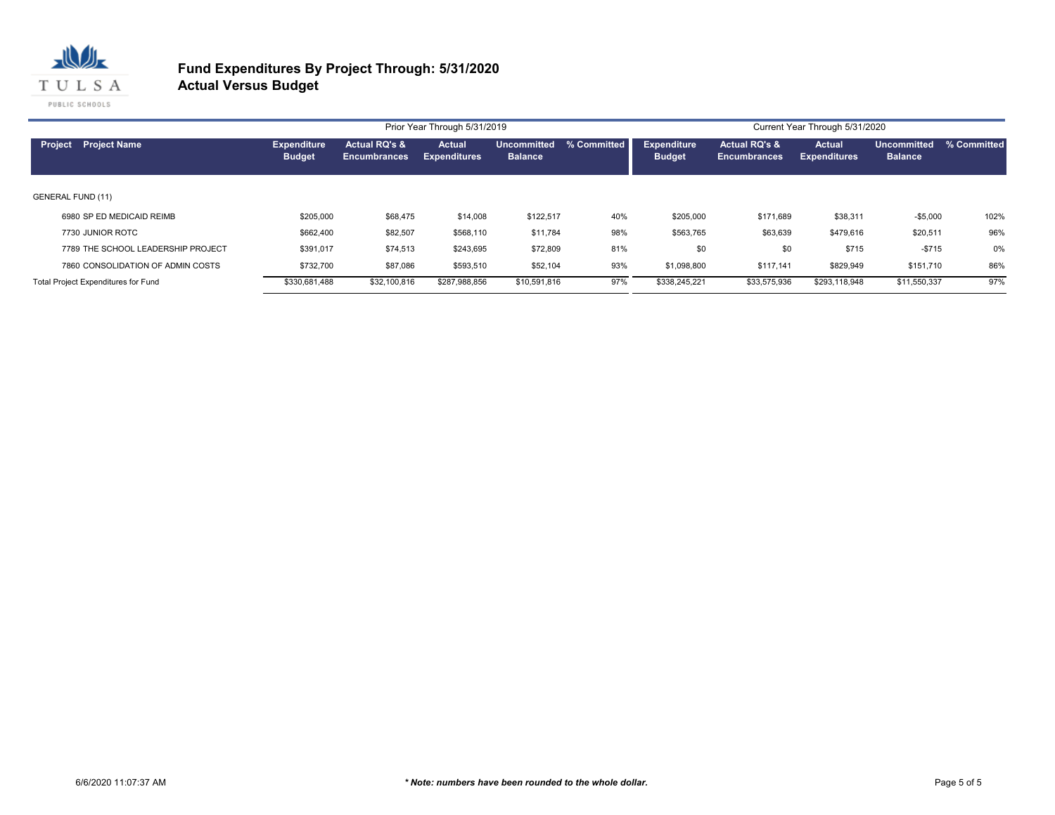# Fund Expenditures By Project Through: 5/31/2020
## Actual Versus Budget

| Project | Project Name | Prior Year Through 5/31/2019 Expenditure Budget | Actual RQ's & Encumbrances | Actual Expenditures | Uncommitted Balance | % Committed | Current Year Through 5/31/2020 Expenditure Budget | Actual RQ's & Encumbrances | Actual Expenditures | Uncommitted Balance | % Committed |
|---|---|---|---|---|---|---|---|---|---|---|---|
| GENERAL FUND (11) | | | | | | | | | | | |
| 6980 | SP ED MEDICAID REIMB | $205,000 | $68,475 | $14,008 | $122,517 | 40% | $205,000 | $171,689 | $38,311 | -$5,000 | 102% |
| 7730 | JUNIOR ROTC | $662,400 | $82,507 | $568,110 | $11,784 | 98% | $563,765 | $63,639 | $479,616 | $20,511 | 96% |
| 7789 | THE SCHOOL LEADERSHIP PROJECT | $391,017 | $74,513 | $243,695 | $72,809 | 81% | $0 | $0 | $715 | -$715 | 0% |
| 7860 | CONSOLIDATION OF ADMIN COSTS | $732,700 | $87,086 | $593,510 | $52,104 | 93% | $1,098,800 | $117,141 | $829,949 | $151,710 | 86% |
| Total Project Expenditures for Fund | | $330,681,488 | $32,100,816 | $287,988,856 | $10,591,816 | 97% | $338,245,221 | $33,575,936 | $293,118,948 | $11,550,337 | 97% |

6/6/2020 11:07:37 AM

***\* Note: numbers have been rounded to the whole dollar.***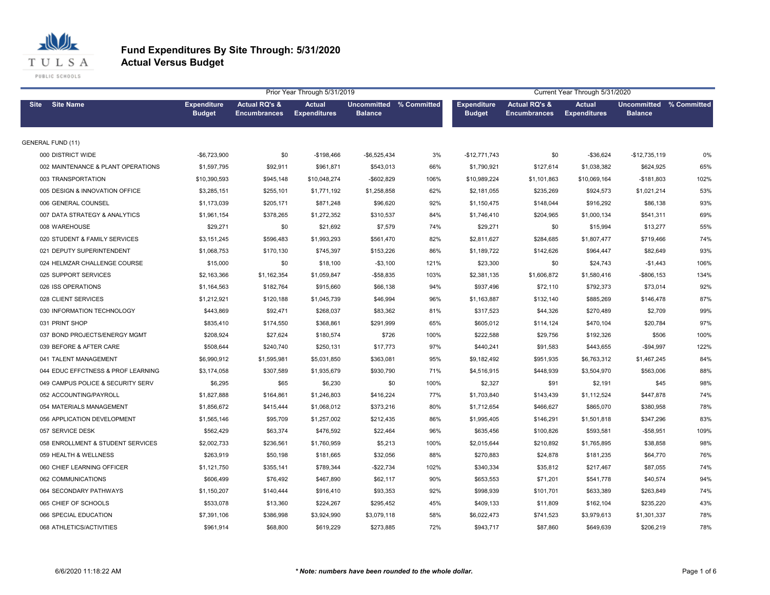# Fund Expenditures By Site Through: 5/31/2020
## Actual Versus Budget

| | | Prior Year Through 5/31/2019 | | | | | Current Year Through 5/31/2020 | | | | |
|---|---|---|---|---|---|---|---|---|---|---|---|
| Site | Site Name | Expenditure Budget | Actual RQ's & Encumbrances | Actual Expenditures | Uncommitted Balance | % Committed | Expenditure Budget | Actual RQ's & Encumbrances | Actual Expenditures | Uncommitted Balance | % Committed |
| GENERAL FUND (11) | | | | | | | | | | | |
| 000 | DISTRICT WIDE | -$6,723,900 | $0 | -$198,466 | -$6,525,434 | 3% | -$12,771,743 | $0 | -$36,624 | -$12,735,119 | 0% |
| 002 | MAINTENANCE & PLANT OPERATIONS | $1,597,795 | $92,911 | $961,871 | $543,013 | 66% | $1,790,921 | $127,614 | $1,038,382 | $624,925 | 65% |
| 003 | TRANSPORTATION | $10,390,593 | $945,148 | $10,048,274 | -$602,829 | 106% | $10,989,224 | $1,101,863 | $10,069,164 | -$181,803 | 102% |
| 005 | DESIGN & INNOVATION OFFICE | $3,285,151 | $255,101 | $1,771,192 | $1,258,858 | 62% | $2,181,055 | $235,269 | $924,573 | $1,021,214 | 53% |
| 006 | GENERAL COUNSEL | $1,173,039 | $205,171 | $871,248 | $96,620 | 92% | $1,150,475 | $148,044 | $916,292 | $86,138 | 93% |
| 007 | DATA STRATEGY & ANALYTICS | $1,961,154 | $378,265 | $1,272,352 | $310,537 | 84% | $1,746,410 | $204,965 | $1,000,134 | $541,311 | 69% |
| 008 | WAREHOUSE | $29,271 | $0 | $21,692 | $7,579 | 74% | $29,271 | $0 | $15,994 | $13,277 | 55% |
| 020 | STUDENT & FAMILY SERVICES | $3,151,245 | $596,483 | $1,993,293 | $561,470 | 82% | $2,811,627 | $284,685 | $1,807,477 | $719,466 | 74% |
| 021 | DEPUTY SUPERINTENDENT | $1,068,753 | $170,130 | $745,397 | $153,226 | 86% | $1,189,722 | $142,626 | $964,447 | $82,649 | 93% |
| 024 | HELMZAR CHALLENGE COURSE | $15,000 | $0 | $18,100 | -$3,100 | 121% | $23,300 | $0 | $24,743 | -$1,443 | 106% |
| 025 | SUPPORT SERVICES | $2,163,366 | $1,162,354 | $1,059,847 | -$58,835 | 103% | $2,381,135 | $1,606,872 | $1,580,416 | -$806,153 | 134% |
| 026 | ISS OPERATIONS | $1,164,563 | $182,764 | $915,660 | $66,138 | 94% | $937,496 | $72,110 | $792,373 | $73,014 | 92% |
| 028 | CLIENT SERVICES | $1,212,921 | $120,188 | $1,045,739 | $46,994 | 96% | $1,163,887 | $132,140 | $885,269 | $146,478 | 87% |
| 030 | INFORMATION TECHNOLOGY | $443,869 | $92,471 | $268,037 | $83,362 | 81% | $317,523 | $44,326 | $270,489 | $2,709 | 99% |
| 031 | PRINT SHOP | $835,410 | $174,550 | $368,861 | $291,999 | 65% | $605,012 | $114,124 | $470,104 | $20,784 | 97% |
| 037 | BOND PROJECTS/ENERGY MGMT | $208,924 | $27,624 | $180,574 | $726 | 100% | $222,588 | $29,756 | $192,326 | $506 | 100% |
| 039 | BEFORE & AFTER CARE | $508,644 | $240,740 | $250,131 | $17,773 | 97% | $440,241 | $91,583 | $443,655 | -$94,997 | 122% |
| 041 | TALENT MANAGEMENT | $6,990,912 | $1,595,981 | $5,031,850 | $363,081 | 95% | $9,182,492 | $951,935 | $6,763,312 | $1,467,245 | 84% |
| 044 | EDUC EFFCTNESS & PROF LEARNING | $3,174,058 | $307,589 | $1,935,679 | $930,790 | 71% | $4,516,915 | $448,939 | $3,504,970 | $563,006 | 88% |
| 049 | CAMPUS POLICE & SECURITY SERV | $6,295 | $65 | $6,230 | $0 | 100% | $2,327 | $91 | $2,191 | $45 | 98% |
| 052 | ACCOUNTING/PAYROLL | $1,827,888 | $164,861 | $1,246,803 | $416,224 | 77% | $1,703,840 | $143,439 | $1,112,524 | $447,878 | 74% |
| 054 | MATERIALS MANAGEMENT | $1,856,672 | $415,444 | $1,068,012 | $373,216 | 80% | $1,712,654 | $466,627 | $865,070 | $380,958 | 78% |
| 056 | APPLICATION DEVELOPMENT | $1,565,146 | $95,709 | $1,257,002 | $212,435 | 86% | $1,995,405 | $146,291 | $1,501,818 | $347,296 | 83% |
| 057 | SERVICE DESK | $562,429 | $63,374 | $476,592 | $22,464 | 96% | $635,456 | $100,826 | $593,581 | -$58,951 | 109% |
| 058 | ENROLLMENT & STUDENT SERVICES | $2,002,733 | $236,561 | $1,760,959 | $5,213 | 100% | $2,015,644 | $210,892 | $1,765,895 | $38,858 | 98% |
| 059 | HEALTH & WELLNESS | $263,919 | $50,198 | $181,665 | $32,056 | 88% | $270,883 | $24,878 | $181,235 | $64,770 | 76% |
| 060 | CHIEF LEARNING OFFICER | $1,121,750 | $355,141 | $789,344 | -$22,734 | 102% | $340,334 | $35,812 | $217,467 | $87,055 | 74% |
| 062 | COMMUNICATIONS | $606,499 | $76,492 | $467,890 | $62,117 | 90% | $653,553 | $71,201 | $541,778 | $40,574 | 94% |
| 064 | SECONDARY PATHWAYS | $1,150,207 | $140,444 | $916,410 | $93,353 | 92% | $998,939 | $101,701 | $633,389 | $263,849 | 74% |
| 065 | CHIEF OF SCHOOLS | $533,078 | $13,360 | $224,267 | $295,452 | 45% | $409,133 | $11,809 | $162,104 | $235,220 | 43% |
| 066 | SPECIAL EDUCATION | $7,391,106 | $386,998 | $3,924,990 | $3,079,118 | 58% | $6,022,473 | $741,523 | $3,979,613 | $1,301,337 | 78% |
| 068 | ATHLETICS/ACTIVITIES | $961,914 | $68,800 | $619,229 | $273,885 | 72% | $943,717 | $87,860 | $649,639 | $206,219 | 78% |

6/6/2020 11:18:22 AM *** Note: numbers have been rounded to the whole dollar.**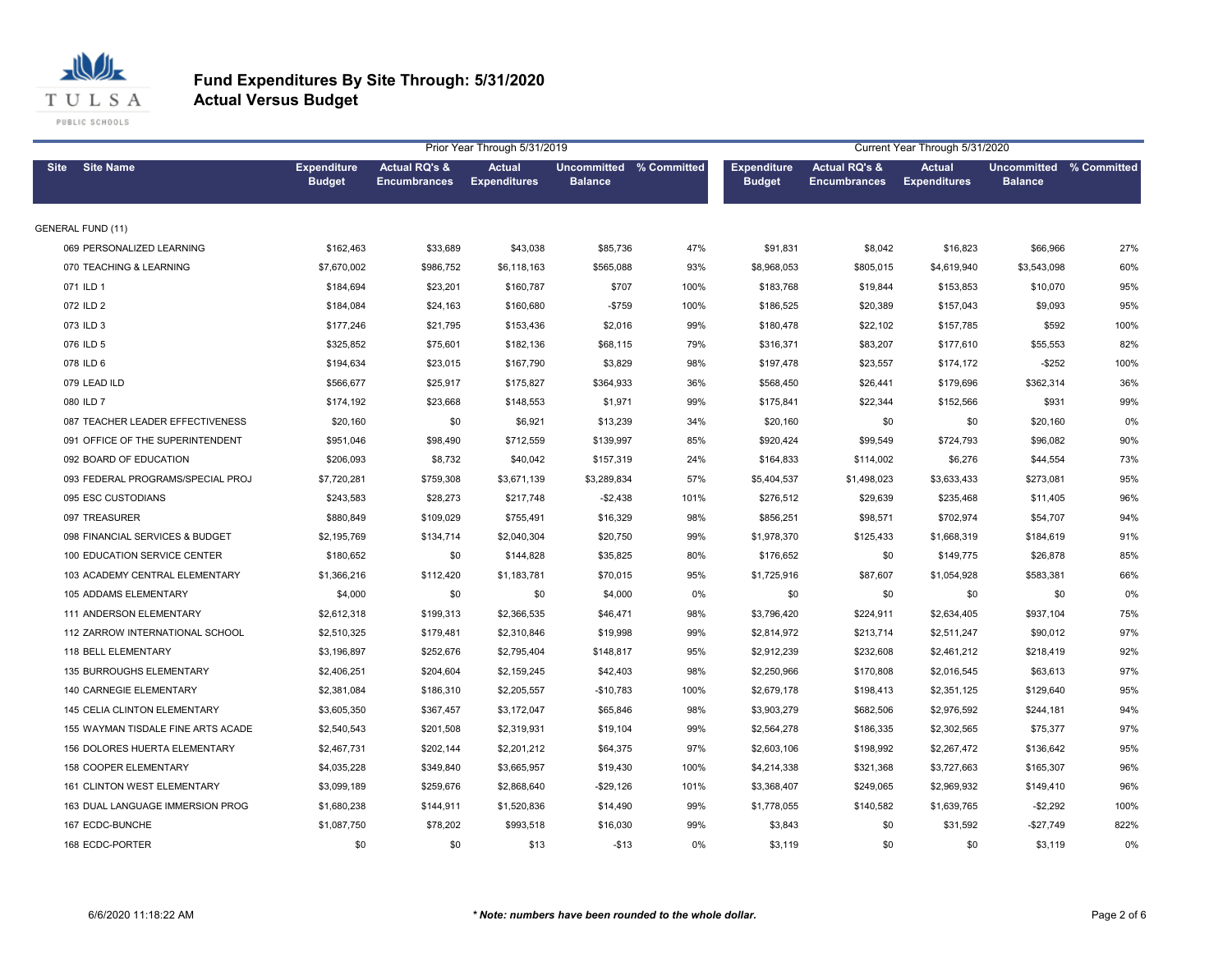# Fund Expenditures By Site Through: 5/31/2020
## Actual Versus Budget

| Site | Site Name | Prior Year Through 5/31/2019 Expenditure Budget | Actual RQ's & Encumbrances | Actual Expenditures | Uncommitted Balance | % Committed | Current Year Through 5/31/2020 Expenditure Budget | Actual RQ's & Encumbrances | Actual Expenditures | Uncommitted Balance | % Committed |
|---|---|---|---|---|---|---|---|---|---|---|---|
| GENERAL FUND (11) | | | | | | | | | | | |
| 069 | PERSONALIZED LEARNING | $162,463 | $33,689 | $43,038 | $85,736 | 47% | $91,831 | $8,042 | $16,823 | $66,966 | 27% |
| 070 | TEACHING & LEARNING | $7,670,002 | $986,752 | $6,118,163 | $565,088 | 93% | $8,968,053 | $805,015 | $4,619,940 | $3,543,098 | 60% |
| 071 | ILD 1 | $184,694 | $23,201 | $160,787 | $707 | 100% | $183,768 | $19,844 | $153,853 | $10,070 | 95% |
| 072 | ILD 2 | $184,084 | $24,163 | $160,680 | -$759 | 100% | $186,525 | $20,389 | $157,043 | $9,093 | 95% |
| 073 | ILD 3 | $177,246 | $21,795 | $153,436 | $2,016 | 99% | $180,478 | $22,102 | $157,785 | $592 | 100% |
| 076 | ILD 5 | $325,852 | $75,601 | $182,136 | $68,115 | 79% | $316,371 | $83,207 | $177,610 | $55,553 | 82% |
| 078 | ILD 6 | $194,634 | $23,015 | $167,790 | $3,829 | 98% | $197,478 | $23,557 | $174,172 | -$252 | 100% |
| 079 | LEAD ILD | $566,677 | $25,917 | $175,827 | $364,933 | 36% | $568,450 | $26,441 | $179,696 | $362,314 | 36% |
| 080 | ILD 7 | $174,192 | $23,668 | $148,553 | $1,971 | 99% | $175,841 | $22,344 | $152,566 | $931 | 99% |
| 087 | TEACHER LEADER EFFECTIVENESS | $20,160 | $0 | $6,921 | $13,239 | 34% | $20,160 | $0 | $0 | $20,160 | 0% |
| 091 | OFFICE OF THE SUPERINTENDENT | $951,046 | $98,490 | $712,559 | $139,997 | 85% | $920,424 | $99,549 | $724,793 | $96,082 | 90% |
| 092 | BOARD OF EDUCATION | $206,093 | $8,732 | $40,042 | $157,319 | 24% | $164,833 | $114,002 | $6,276 | $44,554 | 73% |
| 093 | FEDERAL PROGRAMS/SPECIAL PROJ | $7,720,281 | $759,308 | $3,671,139 | $3,289,834 | 57% | $5,404,537 | $1,498,023 | $3,633,433 | $273,081 | 95% |
| 095 | ESC CUSTODIANS | $243,583 | $28,273 | $217,748 | -$2,438 | 101% | $276,512 | $29,639 | $235,468 | $11,405 | 96% |
| 097 | TREASURER | $880,849 | $109,029 | $755,491 | $16,329 | 98% | $856,251 | $98,571 | $702,974 | $54,707 | 94% |
| 098 | FINANCIAL SERVICES & BUDGET | $2,195,769 | $134,714 | $2,040,304 | $20,750 | 99% | $1,978,370 | $125,433 | $1,668,319 | $184,619 | 91% |
| 100 | EDUCATION SERVICE CENTER | $180,652 | $0 | $144,828 | $35,825 | 80% | $176,652 | $0 | $149,775 | $26,878 | 85% |
| 103 | ACADEMY CENTRAL ELEMENTARY | $1,366,216 | $112,420 | $1,183,781 | $70,015 | 95% | $1,725,916 | $87,607 | $1,054,928 | $583,381 | 66% |
| 105 | ADDAMS ELEMENTARY | $4,000 | $0 | $0 | $4,000 | 0% | $0 | $0 | $0 | $0 | 0% |
| 111 | ANDERSON ELEMENTARY | $2,612,318 | $199,313 | $2,366,535 | $46,471 | 98% | $3,796,420 | $224,911 | $2,634,405 | $937,104 | 75% |
| 112 | ZARROW INTERNATIONAL SCHOOL | $2,510,325 | $179,481 | $2,310,846 | $19,998 | 99% | $2,814,972 | $213,714 | $2,511,247 | $90,012 | 97% |
| 118 | BELL ELEMENTARY | $3,196,897 | $252,676 | $2,795,404 | $148,817 | 95% | $2,912,239 | $232,608 | $2,461,212 | $218,419 | 92% |
| 135 | BURROUGHS ELEMENTARY | $2,406,251 | $204,604 | $2,159,245 | $42,403 | 98% | $2,250,966 | $170,808 | $2,016,545 | $63,613 | 97% |
| 140 | CARNEGIE ELEMENTARY | $2,381,084 | $186,310 | $2,205,557 | -$10,783 | 100% | $2,679,178 | $198,413 | $2,351,125 | $129,640 | 95% |
| 145 | CELIA CLINTON ELEMENTARY | $3,605,350 | $367,457 | $3,172,047 | $65,846 | 98% | $3,903,279 | $682,506 | $2,976,592 | $244,181 | 94% |
| 155 | WAYMAN TISDALE FINE ARTS ACADE | $2,540,543 | $201,508 | $2,319,931 | $19,104 | 99% | $2,564,278 | $186,335 | $2,302,565 | $75,377 | 97% |
| 156 | DOLORES HUERTA ELEMENTARY | $2,467,731 | $202,144 | $2,201,212 | $64,375 | 97% | $2,603,106 | $198,992 | $2,267,472 | $136,642 | 95% |
| 158 | COOPER ELEMENTARY | $4,035,228 | $349,840 | $3,665,957 | $19,430 | 100% | $4,214,338 | $321,368 | $3,727,663 | $165,307 | 96% |
| 161 | CLINTON WEST ELEMENTARY | $3,099,189 | $259,676 | $2,868,640 | -$29,126 | 101% | $3,368,407 | $249,065 | $2,969,932 | $149,410 | 96% |
| 163 | DUAL LANGUAGE IMMERSION PROG | $1,680,238 | $144,911 | $1,520,836 | $14,490 | 99% | $1,778,055 | $140,582 | $1,639,765 | -$2,292 | 100% |
| 167 | ECDC-BUNCHE | $1,087,750 | $78,202 | $993,518 | $16,030 | 99% | $3,843 | $0 | $31,592 | -$27,749 | 822% |
| 168 | ECDC-PORTER | $0 | $0 | $13 | -$13 | 0% | $3,119 | $0 | $0 | $3,119 | 0% |

6/6/2020 11:18:22 AM

*** Note: numbers have been rounded to the whole dollar.**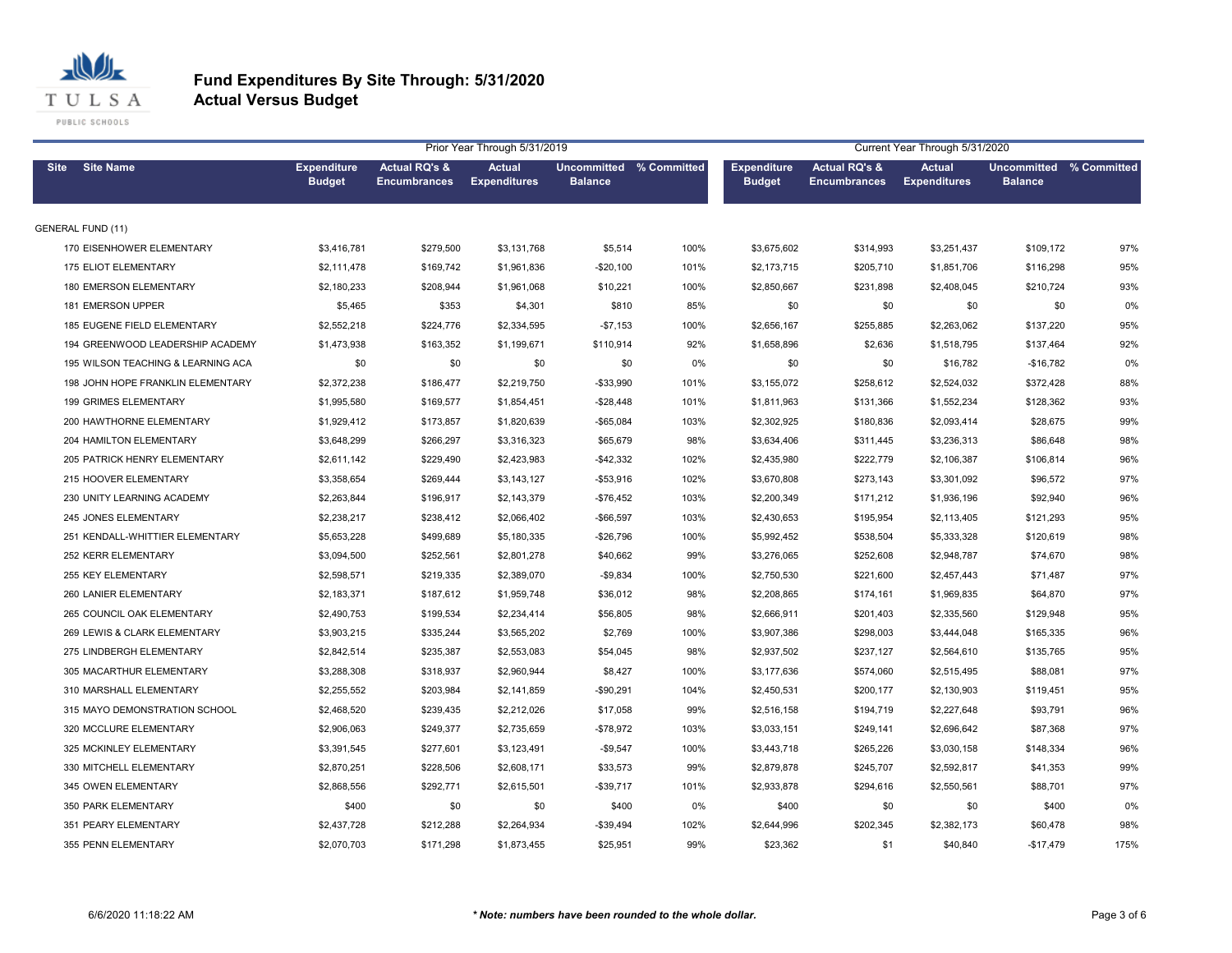# Fund Expenditures By Site Through: 5/31/2020
## Actual Versus Budget

| Site | Site Name | Prior Year Through 5/31/2019 | | | | | Current Year Through 5/31/2020 | | | | |
|---|---|---|---|---|---|---|---|---|---|---|---|
| | | Expenditure Budget | Actual RQ's & Encumbrances | Actual Expenditures | Uncommitted Balance | % Committed | Expenditure Budget | Actual RQ's & Encumbrances | Actual Expenditures | Uncommitted Balance | % Committed |
| GENERAL FUND (11) | | | | | | | | | | | |
| 170 | EISENHOWER ELEMENTARY | $3,416,781 | $279,500 | $3,131,768 | $5,514 | 100% | $3,675,602 | $314,993 | $3,251,437 | $109,172 | 97% |
| 175 | ELIOT ELEMENTARY | $2,111,478 | $169,742 | $1,961,836 | -$20,100 | 101% | $2,173,715 | $205,710 | $1,851,706 | $116,298 | 95% |
| 180 | EMERSON ELEMENTARY | $2,180,233 | $208,944 | $1,961,068 | $10,221 | 100% | $2,850,667 | $231,898 | $2,408,045 | $210,724 | 93% |
| 181 | EMERSON UPPER | $5,465 | $353 | $4,301 | $810 | 85% | $0 | $0 | $0 | $0 | 0% |
| 185 | EUGENE FIELD ELEMENTARY | $2,552,218 | $224,776 | $2,334,595 | -$7,153 | 100% | $2,656,167 | $255,885 | $2,263,062 | $137,220 | 95% |
| 194 | GREENWOOD LEADERSHIP ACADEMY | $1,473,938 | $163,352 | $1,199,671 | $110,914 | 92% | $1,658,896 | $2,636 | $1,518,795 | $137,464 | 92% |
| 195 | WILSON TEACHING & LEARNING ACA | $0 | $0 | $0 | $0 | 0% | $0 | $0 | $16,782 | -$16,782 | 0% |
| 198 | JOHN HOPE FRANKLIN ELEMENTARY | $2,372,238 | $186,477 | $2,219,750 | -$33,990 | 101% | $3,155,072 | $258,612 | $2,524,032 | $372,428 | 88% |
| 199 | GRIMES ELEMENTARY | $1,995,580 | $169,577 | $1,854,451 | -$28,448 | 101% | $1,811,963 | $131,366 | $1,552,234 | $128,362 | 93% |
| 200 | HAWTHORNE ELEMENTARY | $1,929,412 | $173,857 | $1,820,639 | -$65,084 | 103% | $2,302,925 | $180,836 | $2,093,414 | $28,675 | 99% |
| 204 | HAMILTON ELEMENTARY | $3,648,299 | $266,297 | $3,316,323 | $65,679 | 98% | $3,634,406 | $311,445 | $3,236,313 | $86,648 | 98% |
| 205 | PATRICK HENRY ELEMENTARY | $2,611,142 | $229,490 | $2,423,983 | -$42,332 | 102% | $2,435,980 | $222,779 | $2,106,387 | $106,814 | 96% |
| 215 | HOOVER ELEMENTARY | $3,358,654 | $269,444 | $3,143,127 | -$53,916 | 102% | $3,670,808 | $273,143 | $3,301,092 | $96,572 | 97% |
| 230 | UNITY LEARNING ACADEMY | $2,263,844 | $196,917 | $2,143,379 | -$76,452 | 103% | $2,200,349 | $171,212 | $1,936,196 | $92,940 | 96% |
| 245 | JONES ELEMENTARY | $2,238,217 | $238,412 | $2,066,402 | -$66,597 | 103% | $2,430,653 | $195,954 | $2,113,405 | $121,293 | 95% |
| 251 | KENDALL-WHITTIER ELEMENTARY | $5,653,228 | $499,689 | $5,180,335 | -$26,796 | 100% | $5,992,452 | $538,504 | $5,333,328 | $120,619 | 98% |
| 252 | KERR ELEMENTARY | $3,094,500 | $252,561 | $2,801,278 | $40,662 | 99% | $3,276,065 | $252,608 | $2,948,787 | $74,670 | 98% |
| 255 | KEY ELEMENTARY | $2,598,571 | $219,335 | $2,389,070 | -$9,834 | 100% | $2,750,530 | $221,600 | $2,457,443 | $71,487 | 97% |
| 260 | LANIER ELEMENTARY | $2,183,371 | $187,612 | $1,959,748 | $36,012 | 98% | $2,208,865 | $174,161 | $1,969,835 | $64,870 | 97% |
| 265 | COUNCIL OAK ELEMENTARY | $2,490,753 | $199,534 | $2,234,414 | $56,805 | 98% | $2,666,911 | $201,403 | $2,335,560 | $129,948 | 95% |
| 269 | LEWIS & CLARK ELEMENTARY | $3,903,215 | $335,244 | $3,565,202 | $2,769 | 100% | $3,907,386 | $298,003 | $3,444,048 | $165,335 | 96% |
| 275 | LINDBERGH ELEMENTARY | $2,842,514 | $235,387 | $2,553,083 | $54,045 | 98% | $2,937,502 | $237,127 | $2,564,610 | $135,765 | 95% |
| 305 | MACARTHUR ELEMENTARY | $3,288,308 | $318,937 | $2,960,944 | $8,427 | 100% | $3,177,636 | $574,060 | $2,515,495 | $88,081 | 97% |
| 310 | MARSHALL ELEMENTARY | $2,255,552 | $203,984 | $2,141,859 | -$90,291 | 104% | $2,450,531 | $200,177 | $2,130,903 | $119,451 | 95% |
| 315 | MAYO DEMONSTRATION SCHOOL | $2,468,520 | $239,435 | $2,212,026 | $17,058 | 99% | $2,516,158 | $194,719 | $2,227,648 | $93,791 | 96% |
| 320 | MCCLURE ELEMENTARY | $2,906,063 | $249,377 | $2,735,659 | -$78,972 | 103% | $3,033,151 | $249,141 | $2,696,642 | $87,368 | 97% |
| 325 | MCKINLEY ELEMENTARY | $3,391,545 | $277,601 | $3,123,491 | -$9,547 | 100% | $3,443,718 | $265,226 | $3,030,158 | $148,334 | 96% |
| 330 | MITCHELL ELEMENTARY | $2,870,251 | $228,506 | $2,608,171 | $33,573 | 99% | $2,879,878 | $245,707 | $2,592,817 | $41,353 | 99% |
| 345 | OWEN ELEMENTARY | $2,868,556 | $292,771 | $2,615,501 | -$39,717 | 101% | $2,933,878 | $294,616 | $2,550,561 | $88,701 | 97% |
| 350 | PARK ELEMENTARY | $400 | $0 | $0 | $400 | 0% | $400 | $0 | $0 | $400 | 0% |
| 351 | PEARY ELEMENTARY | $2,437,728 | $212,288 | $2,264,934 | -$39,494 | 102% | $2,644,996 | $202,345 | $2,382,173 | $60,478 | 98% |
| 355 | PENN ELEMENTARY | $2,070,703 | $171,298 | $1,873,455 | $25,951 | 99% | $23,362 | $1 | $40,840 | -$17,479 | 175% |

6/6/2020 11:18:22 AM

*** Note: numbers have been rounded to the whole dollar.**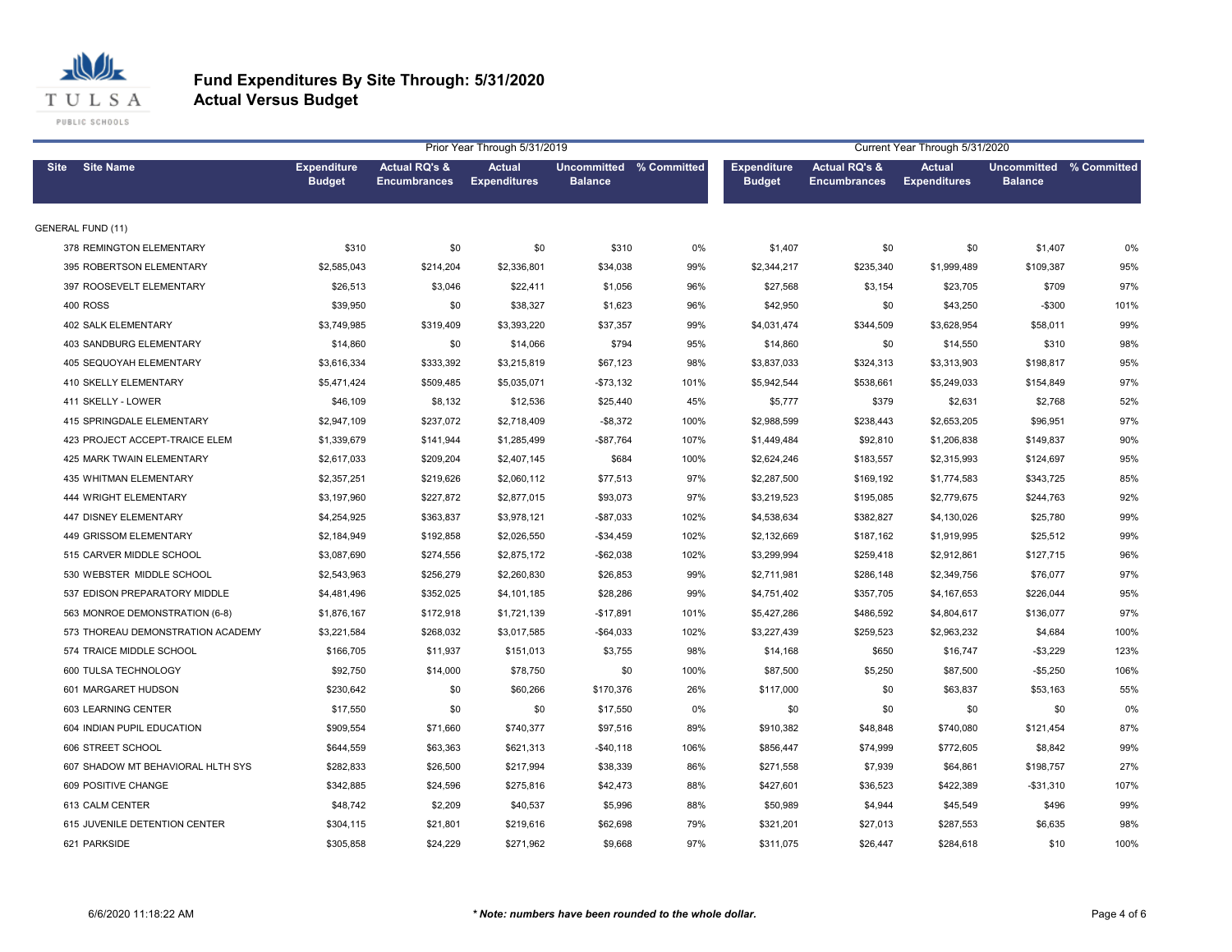# Fund Expenditures By Site Through: 5/31/2020
## Actual Versus Budget

| Site | Site Name | Prior Year Through 5/31/2019 | | | | | Current Year Through 5/31/2020 | | | | |
|---|---|---|---|---|---|---|---|---|---|---|---|
| | | Expenditure Budget | Actual RQ's & Encumbrances | Actual Expenditures | Uncommitted Balance | % Committed | Expenditure Budget | Actual RQ's & Encumbrances | Actual Expenditures | Uncommitted Balance | % Committed |
| GENERAL FUND (11) | | | | | | | | | | | |
| 378 | REMINGTON ELEMENTARY | $310 | $0 | $0 | $310 | 0% | $1,407 | $0 | $0 | $1,407 | 0% |
| 395 | ROBERTSON ELEMENTARY | $2,585,043 | $214,204 | $2,336,801 | $34,038 | 99% | $2,344,217 | $235,340 | $1,999,489 | $109,387 | 95% |
| 397 | ROOSEVELT ELEMENTARY | $26,513 | $3,046 | $22,411 | $1,056 | 96% | $27,568 | $3,154 | $23,705 | $709 | 97% |
| 400 | ROSS | $39,950 | $0 | $38,327 | $1,623 | 96% | $42,950 | $0 | $43,250 | -$300 | 101% |
| 402 | SALK ELEMENTARY | $3,749,985 | $319,409 | $3,393,220 | $37,357 | 99% | $4,031,474 | $344,509 | $3,628,954 | $58,011 | 99% |
| 403 | SANDBURG ELEMENTARY | $14,860 | $0 | $14,066 | $794 | 95% | $14,860 | $0 | $14,550 | $310 | 98% |
| 405 | SEQUOYAH ELEMENTARY | $3,616,334 | $333,392 | $3,215,819 | $67,123 | 98% | $3,837,033 | $324,313 | $3,313,903 | $198,817 | 95% |
| 410 | SKELLY ELEMENTARY | $5,471,424 | $509,485 | $5,035,071 | -$73,132 | 101% | $5,942,544 | $538,661 | $5,249,033 | $154,849 | 97% |
| 411 | SKELLY - LOWER | $46,109 | $8,132 | $12,536 | $25,440 | 45% | $5,777 | $379 | $2,631 | $2,768 | 52% |
| 415 | SPRINGDALE ELEMENTARY | $2,947,109 | $237,072 | $2,718,409 | -$8,372 | 100% | $2,988,599 | $238,443 | $2,653,205 | $96,951 | 97% |
| 423 | PROJECT ACCEPT-TRAICE ELEM | $1,339,679 | $141,944 | $1,285,499 | -$87,764 | 107% | $1,449,484 | $92,810 | $1,206,838 | $149,837 | 90% |
| 425 | MARK TWAIN ELEMENTARY | $2,617,033 | $209,204 | $2,407,145 | $684 | 100% | $2,624,246 | $183,557 | $2,315,993 | $124,697 | 95% |
| 435 | WHITMAN ELEMENTARY | $2,357,251 | $219,626 | $2,060,112 | $77,513 | 97% | $2,287,500 | $169,192 | $1,774,583 | $343,725 | 85% |
| 444 | WRIGHT ELEMENTARY | $3,197,960 | $227,872 | $2,877,015 | $93,073 | 97% | $3,219,523 | $195,085 | $2,779,675 | $244,763 | 92% |
| 447 | DISNEY ELEMENTARY | $4,254,925 | $363,837 | $3,978,121 | -$87,033 | 102% | $4,538,634 | $382,827 | $4,130,026 | $25,780 | 99% |
| 449 | GRISSOM ELEMENTARY | $2,184,949 | $192,858 | $2,026,550 | -$34,459 | 102% | $2,132,669 | $187,162 | $1,919,995 | $25,512 | 99% |
| 515 | CARVER MIDDLE SCHOOL | $3,087,690 | $274,556 | $2,875,172 | -$62,038 | 102% | $3,299,994 | $259,418 | $2,912,861 | $127,715 | 96% |
| 530 | WEBSTER MIDDLE SCHOOL | $2,543,963 | $256,279 | $2,260,830 | $26,853 | 99% | $2,711,981 | $286,148 | $2,349,756 | $76,077 | 97% |
| 537 | EDISON PREPARATORY MIDDLE | $4,481,496 | $352,025 | $4,101,185 | $28,286 | 99% | $4,751,402 | $357,705 | $4,167,653 | $226,044 | 95% |
| 563 | MONROE DEMONSTRATION (6-8) | $1,876,167 | $172,918 | $1,721,139 | -$17,891 | 101% | $5,427,286 | $486,592 | $4,804,617 | $136,077 | 97% |
| 573 | THOREAU DEMONSTRATION ACADEMY | $3,221,584 | $268,032 | $3,017,585 | -$64,033 | 102% | $3,227,439 | $259,523 | $2,963,232 | $4,684 | 100% |
| 574 | TRAICE MIDDLE SCHOOL | $166,705 | $11,937 | $151,013 | $3,755 | 98% | $14,168 | $650 | $16,747 | -$3,229 | 123% |
| 600 | TULSA TECHNOLOGY | $92,750 | $14,000 | $78,750 | $0 | 100% | $87,500 | $5,250 | $87,500 | -$5,250 | 106% |
| 601 | MARGARET HUDSON | $230,642 | $0 | $60,266 | $170,376 | 26% | $117,000 | $0 | $63,837 | $53,163 | 55% |
| 603 | LEARNING CENTER | $17,550 | $0 | $0 | $17,550 | 0% | $0 | $0 | $0 | $0 | 0% |
| 604 | INDIAN PUPIL EDUCATION | $909,554 | $71,660 | $740,377 | $97,516 | 89% | $910,382 | $48,848 | $740,080 | $121,454 | 87% |
| 606 | STREET SCHOOL | $644,559 | $63,363 | $621,313 | -$40,118 | 106% | $856,447 | $74,999 | $772,605 | $8,842 | 99% |
| 607 | SHADOW MT BEHAVIORAL HLTH SYS | $282,833 | $26,500 | $217,994 | $38,339 | 86% | $271,558 | $7,939 | $64,861 | $198,757 | 27% |
| 609 | POSITIVE CHANGE | $342,885 | $24,596 | $275,816 | $42,473 | 88% | $427,601 | $36,523 | $422,389 | -$31,310 | 107% |
| 613 | CALM CENTER | $48,742 | $2,209 | $40,537 | $5,996 | 88% | $50,989 | $4,944 | $45,549 | $496 | 99% |
| 615 | JUVENILE DETENTION CENTER | $304,115 | $21,801 | $219,616 | $62,698 | 79% | $321,201 | $27,013 | $287,553 | $6,635 | 98% |
| 621 | PARKSIDE | $305,858 | $24,229 | $271,962 | $9,668 | 97% | $311,075 | $26,447 | $284,618 | $10 | 100% |

6/6/2020 11:18:22 AM

*\* Note: numbers have been rounded to the whole dollar.*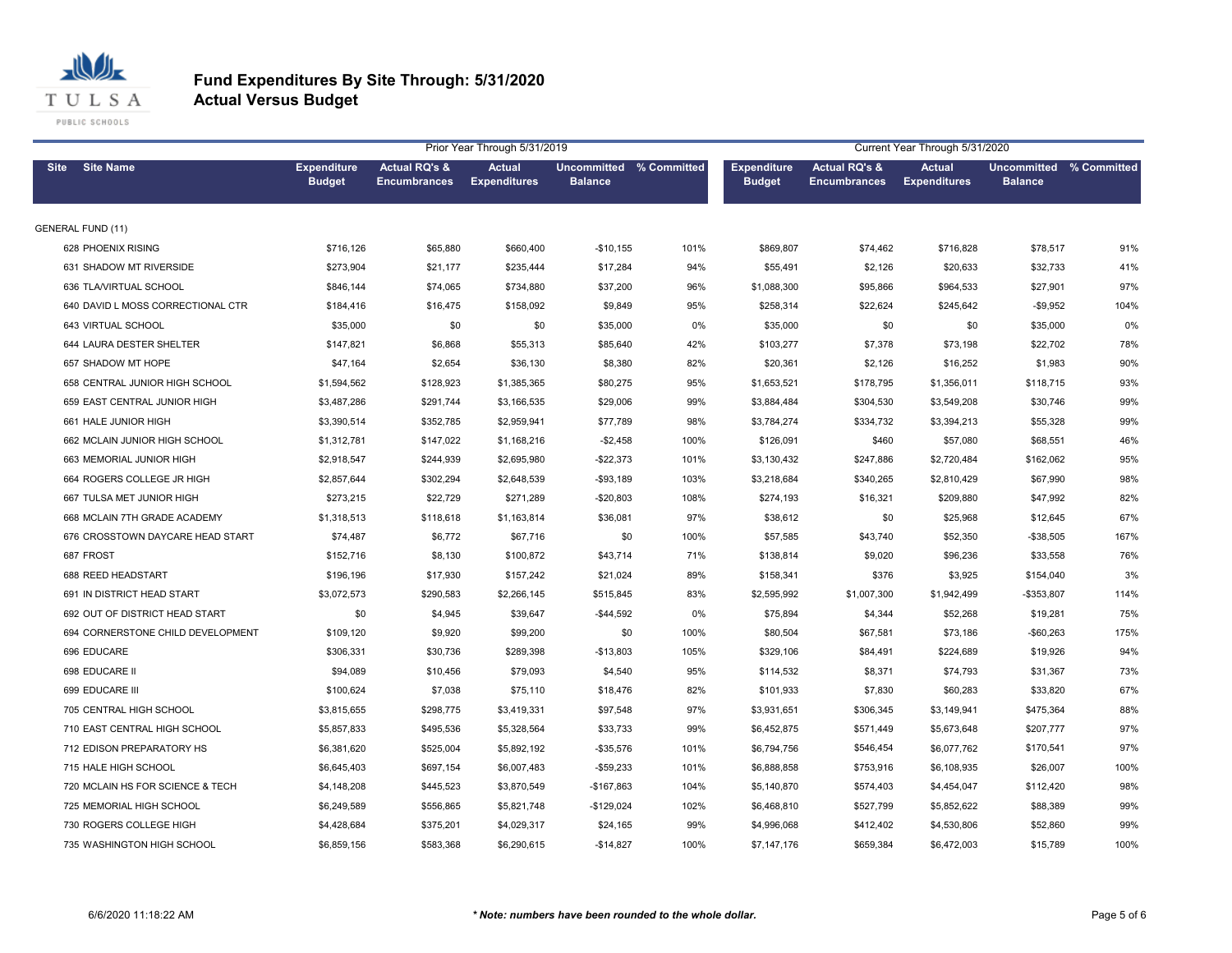# Fund Expenditures By Site Through: 5/31/2020
## Actual Versus Budget

| | | Prior Year Through 5/31/2019 | | | | | Current Year Through 5/31/2020 | | | | |
|---|---|---|---|---|---|---|---|---|---|---|---|
| Site | Site Name | Expenditure Budget | Actual RQ's & Encumbrances | Actual Expenditures | Uncommitted Balance | % Committed | Expenditure Budget | Actual RQ's & Encumbrances | Actual Expenditures | Uncommitted Balance | % Committed |
| GENERAL FUND (11) | | | | | | | | | | | |
| 628 | PHOENIX RISING | $716,126 | $65,880 | $660,400 | -$10,155 | 101% | $869,807 | $74,462 | $716,828 | $78,517 | 91% |
| 631 | SHADOW MT RIVERSIDE | $273,904 | $21,177 | $235,444 | $17,284 | 94% | $55,491 | $2,126 | $20,633 | $32,733 | 41% |
| 636 | TLA/VIRTUAL SCHOOL | $846,144 | $74,065 | $734,880 | $37,200 | 96% | $1,088,300 | $95,866 | $964,533 | $27,901 | 97% |
| 640 | DAVID L MOSS CORRECTIONAL CTR | $184,416 | $16,475 | $158,092 | $9,849 | 95% | $258,314 | $22,624 | $245,642 | -$9,952 | 104% |
| 643 | VIRTUAL SCHOOL | $35,000 | $0 | $0 | $35,000 | 0% | $35,000 | $0 | $0 | $35,000 | 0% |
| 644 | LAURA DESTER SHELTER | $147,821 | $6,868 | $55,313 | $85,640 | 42% | $103,277 | $7,378 | $73,198 | $22,702 | 78% |
| 657 | SHADOW MT HOPE | $47,164 | $2,654 | $36,130 | $8,380 | 82% | $20,361 | $2,126 | $16,252 | $1,983 | 90% |
| 658 | CENTRAL JUNIOR HIGH SCHOOL | $1,594,562 | $128,923 | $1,385,365 | $80,275 | 95% | $1,653,521 | $178,795 | $1,356,011 | $118,715 | 93% |
| 659 | EAST CENTRAL JUNIOR HIGH | $3,487,286 | $291,744 | $3,166,535 | $29,006 | 99% | $3,884,484 | $304,530 | $3,549,208 | $30,746 | 99% |
| 661 | HALE JUNIOR HIGH | $3,390,514 | $352,785 | $2,959,941 | $77,789 | 98% | $3,784,274 | $334,732 | $3,394,213 | $55,328 | 99% |
| 662 | MCLAIN JUNIOR HIGH SCHOOL | $1,312,781 | $147,022 | $1,168,216 | -$2,458 | 100% | $126,091 | $460 | $57,080 | $68,551 | 46% |
| 663 | MEMORIAL JUNIOR HIGH | $2,918,547 | $244,939 | $2,695,980 | -$22,373 | 101% | $3,130,432 | $247,886 | $2,720,484 | $162,062 | 95% |
| 664 | ROGERS COLLEGE JR HIGH | $2,857,644 | $302,294 | $2,648,539 | -$93,189 | 103% | $3,218,684 | $340,265 | $2,810,429 | $67,990 | 98% |
| 667 | TULSA MET JUNIOR HIGH | $273,215 | $22,729 | $271,289 | -$20,803 | 108% | $274,193 | $16,321 | $209,880 | $47,992 | 82% |
| 668 | MCLAIN 7TH GRADE ACADEMY | $1,318,513 | $118,618 | $1,163,814 | $36,081 | 97% | $38,612 | $0 | $25,968 | $12,645 | 67% |
| 676 | CROSSTOWN DAYCARE HEAD START | $74,487 | $6,772 | $67,716 | $0 | 100% | $57,585 | $43,740 | $52,350 | -$38,505 | 167% |
| 687 | FROST | $152,716 | $8,130 | $100,872 | $43,714 | 71% | $138,814 | $9,020 | $96,236 | $33,558 | 76% |
| 688 | REED HEADSTART | $196,196 | $17,930 | $157,242 | $21,024 | 89% | $158,341 | $376 | $3,925 | $154,040 | 3% |
| 691 | IN DISTRICT HEAD START | $3,072,573 | $290,583 | $2,266,145 | $515,845 | 83% | $2,595,992 | $1,007,300 | $1,942,499 | -$353,807 | 114% |
| 692 | OUT OF DISTRICT HEAD START | $0 | $4,945 | $39,647 | -$44,592 | 0% | $75,894 | $4,344 | $52,268 | $19,281 | 75% |
| 694 | CORNERSTONE CHILD DEVELOPMENT | $109,120 | $9,920 | $99,200 | $0 | 100% | $80,504 | $67,581 | $73,186 | -$60,263 | 175% |
| 696 | EDUCARE | $306,331 | $30,736 | $289,398 | -$13,803 | 105% | $329,106 | $84,491 | $224,689 | $19,926 | 94% |
| 698 | EDUCARE II | $94,089 | $10,456 | $79,093 | $4,540 | 95% | $114,532 | $8,371 | $74,793 | $31,367 | 73% |
| 699 | EDUCARE III | $100,624 | $7,038 | $75,110 | $18,476 | 82% | $101,933 | $7,830 | $60,283 | $33,820 | 67% |
| 705 | CENTRAL HIGH SCHOOL | $3,815,655 | $298,775 | $3,419,331 | $97,548 | 97% | $3,931,651 | $306,345 | $3,149,941 | $475,364 | 88% |
| 710 | EAST CENTRAL HIGH SCHOOL | $5,857,833 | $495,536 | $5,328,564 | $33,733 | 99% | $6,452,875 | $571,449 | $5,673,648 | $207,777 | 97% |
| 712 | EDISON PREPARATORY HS | $6,381,620 | $525,004 | $5,892,192 | -$35,576 | 101% | $6,794,756 | $546,454 | $6,077,762 | $170,541 | 97% |
| 715 | HALE HIGH SCHOOL | $6,645,403 | $697,154 | $6,007,483 | -$59,233 | 101% | $6,888,858 | $753,916 | $6,108,935 | $26,007 | 100% |
| 720 | MCLAIN HS FOR SCIENCE & TECH | $4,148,208 | $445,523 | $3,870,549 | -$167,863 | 104% | $5,140,870 | $574,403 | $4,454,047 | $112,420 | 98% |
| 725 | MEMORIAL HIGH SCHOOL | $6,249,589 | $556,865 | $5,821,748 | -$129,024 | 102% | $6,468,810 | $527,799 | $5,852,622 | $88,389 | 99% |
| 730 | ROGERS COLLEGE HIGH | $4,428,684 | $375,201 | $4,029,317 | $24,165 | 99% | $4,996,068 | $412,402 | $4,530,806 | $52,860 | 99% |
| 735 | WASHINGTON HIGH SCHOOL | $6,859,156 | $583,368 | $6,290,615 | -$14,827 | 100% | $7,147,176 | $659,384 | $6,472,003 | $15,789 | 100% |

6/6/2020 11:18:22 AM

*** Note: numbers have been rounded to the whole dollar.***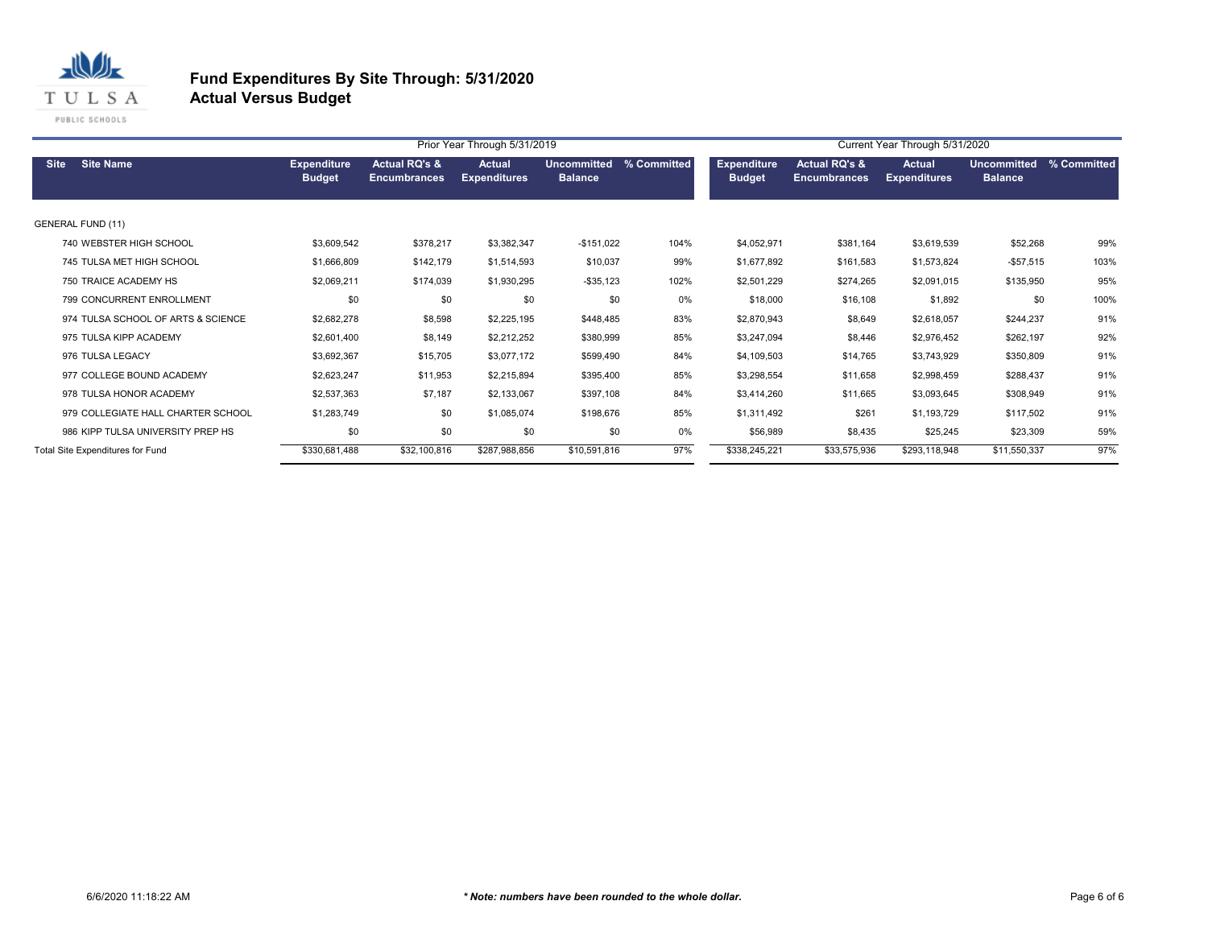# Fund Expenditures By Site Through: 5/31/2020
## Actual Versus Budget

| | | Prior Year Through 5/31/2019 | | | | | Current Year Through 5/31/2020 | | | | |
|---|---|---|---|---|---|---|---|---|---|---|---|
| Site | Site Name | Expenditure Budget | Actual RQ's & Encumbrances | Actual Expenditures | Uncommitted Balance | % Committed | Expenditure Budget | Actual RQ's & Encumbrances | Actual Expenditures | Uncommitted Balance | % Committed |
| GENERAL FUND (11) | | | | | | | | | | | |
| 740 | WEBSTER HIGH SCHOOL | $3,609,542 | $378,217 | $3,382,347 | -$151,022 | 104% | $4,052,971 | $381,164 | $3,619,539 | $52,268 | 99% |
| 745 | TULSA MET HIGH SCHOOL | $1,666,809 | $142,179 | $1,514,593 | $10,037 | 99% | $1,677,892 | $161,583 | $1,573,824 | -$57,515 | 103% |
| 750 | TRAICE ACADEMY HS | $2,069,211 | $174,039 | $1,930,295 | -$35,123 | 102% | $2,501,229 | $274,265 | $2,091,015 | $135,950 | 95% |
| 799 | CONCURRENT ENROLLMENT | $0 | $0 | $0 | $0 | 0% | $18,000 | $16,108 | $1,892 | $0 | 100% |
| 974 | TULSA SCHOOL OF ARTS & SCIENCE | $2,682,278 | $8,598 | $2,225,195 | $448,485 | 83% | $2,870,943 | $8,649 | $2,618,057 | $244,237 | 91% |
| 975 | TULSA KIPP ACADEMY | $2,601,400 | $8,149 | $2,212,252 | $380,999 | 85% | $3,247,094 | $8,446 | $2,976,452 | $262,197 | 92% |
| 976 | TULSA LEGACY | $3,692,367 | $15,705 | $3,077,172 | $599,490 | 84% | $4,109,503 | $14,765 | $3,743,929 | $350,809 | 91% |
| 977 | COLLEGE BOUND ACADEMY | $2,623,247 | $11,953 | $2,215,894 | $395,400 | 85% | $3,298,554 | $11,658 | $2,998,459 | $288,437 | 91% |
| 978 | TULSA HONOR ACADEMY | $2,537,363 | $7,187 | $2,133,067 | $397,108 | 84% | $3,414,260 | $11,665 | $3,093,645 | $308,949 | 91% |
| 979 | COLLEGIATE HALL CHARTER SCHOOL | $1,283,749 | $0 | $1,085,074 | $198,676 | 85% | $1,311,492 | $261 | $1,193,729 | $117,502 | 91% |
| 986 | KIPP TULSA UNIVERSITY PREP HS | $0 | $0 | $0 | $0 | 0% | $56,989 | $8,435 | $25,245 | $23,309 | 59% |
| Total Site Expenditures for Fund | | $330,681,488 | $32,100,816 | $287,988,856 | $10,591,816 | 97% | $338,245,221 | $33,575,936 | $293,118,948 | $11,550,337 | 97% |

6/6/2020 11:18:22 AM

*** Note: numbers have been rounded to the whole dollar.**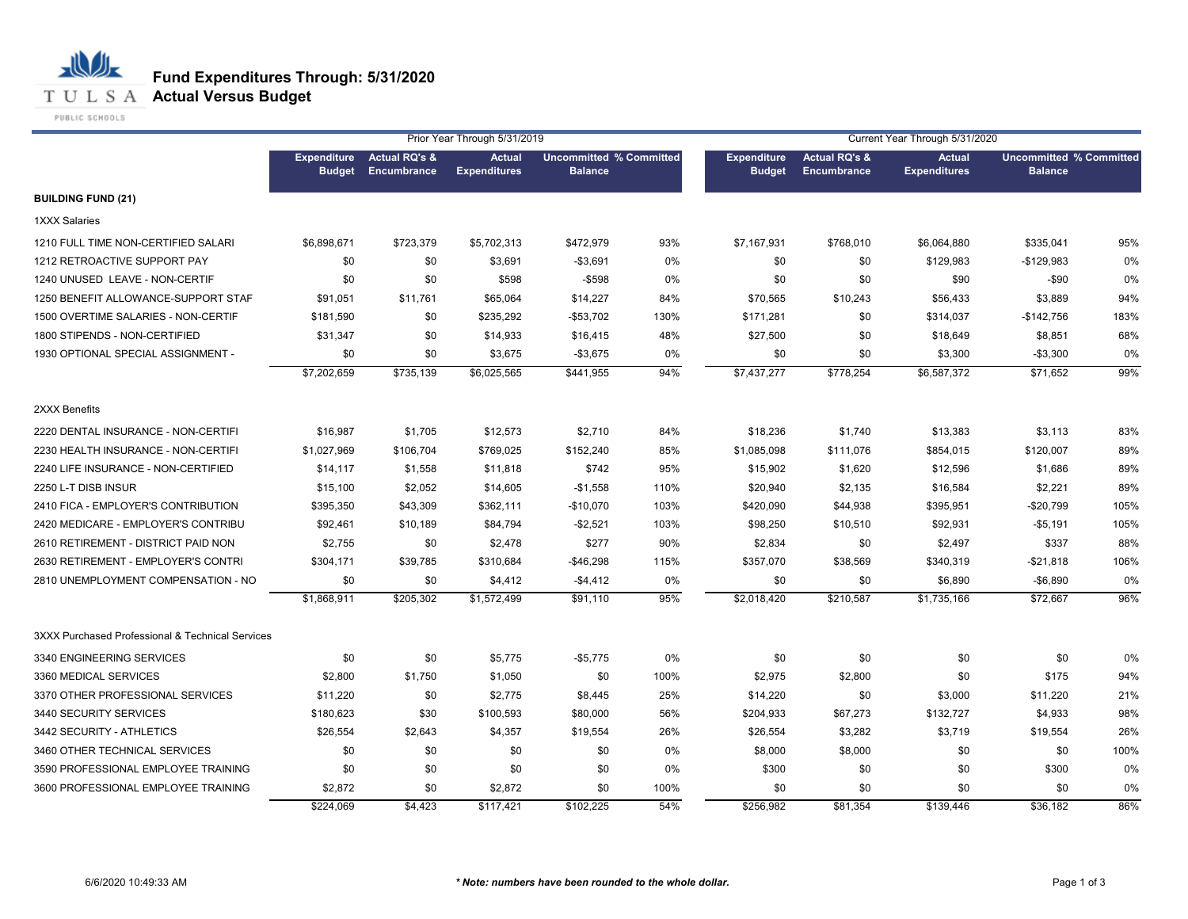# Fund Expenditures Through: 5/31/2020

## Actual Versus Budget

| | Prior Year Through 5/31/2019 | | | | | Current Year Through 5/31/2020 | | | | |
|---|---|---|---|---|---|---|---|---|---|---|
| | Expenditure Budget | Actual RQ's & Encumbrance | Actual Expenditures | Uncommitted Balance | % Committed | Expenditure Budget | Actual RQ's & Encumbrance | Actual Expenditures | Uncommitted Balance | % Committed |
| **BUILDING FUND (21)** | | | | | | | | | | |
| 1XXX Salaries | | | | | | | | | | |
| 1210 FULL TIME NON-CERTIFIED SALARI | $6,898,671 | $723,379 | $5,702,313 | $472,979 | 93% | $7,167,931 | $768,010 | $6,064,880 | $335,041 | 95% |
| 1212 RETROACTIVE SUPPORT PAY | $0 | $0 | $3,691 | -$3,691 | 0% | $0 | $0 | $129,983 | -$129,983 | 0% |
| 1240 UNUSED LEAVE - NON-CERTIF | $0 | $0 | $598 | -$598 | 0% | $0 | $0 | $90 | -$90 | 0% |
| 1250 BENEFIT ALLOWANCE-SUPPORT STAF | $91,051 | $11,761 | $65,064 | $14,227 | 84% | $70,565 | $10,243 | $56,433 | $3,889 | 94% |
| 1500 OVERTIME SALARIES - NON-CERTIF | $181,590 | $0 | $235,292 | -$53,702 | 130% | $171,281 | $0 | $314,037 | -$142,756 | 183% |
| 1800 STIPENDS - NON-CERTIFIED | $31,347 | $0 | $14,933 | $16,415 | 48% | $27,500 | $0 | $18,649 | $8,851 | 68% |
| 1930 OPTIONAL SPECIAL ASSIGNMENT - | $0 | $0 | $3,675 | -$3,675 | 0% | $0 | $0 | $3,300 | -$3,300 | 0% |
| | $7,202,659 | $735,139 | $6,025,565 | $441,955 | 94% | $7,437,277 | $778,254 | $6,587,372 | $71,652 | 99% |
| 2XXX Benefits | | | | | | | | | | |
| 2220 DENTAL INSURANCE - NON-CERTIFI | $16,987 | $1,705 | $12,573 | $2,710 | 84% | $18,236 | $1,740 | $13,383 | $3,113 | 83% |
| 2230 HEALTH INSURANCE - NON-CERTIFI | $1,027,969 | $106,704 | $769,025 | $152,240 | 85% | $1,085,098 | $111,076 | $854,015 | $120,007 | 89% |
| 2240 LIFE INSURANCE - NON-CERTIFIED | $14,117 | $1,558 | $11,818 | $742 | 95% | $15,902 | $1,620 | $12,596 | $1,686 | 89% |
| 2250 L-T DISB INSUR | $15,100 | $2,052 | $14,605 | -$1,558 | 110% | $20,940 | $2,135 | $16,584 | $2,221 | 89% |
| 2410 FICA - EMPLOYER'S CONTRIBUTION | $395,350 | $43,309 | $362,111 | -$10,070 | 103% | $420,090 | $44,938 | $395,951 | -$20,799 | 105% |
| 2420 MEDICARE - EMPLOYER'S CONTRIBU | $92,461 | $10,189 | $84,794 | -$2,521 | 103% | $98,250 | $10,510 | $92,931 | -$5,191 | 105% |
| 2610 RETIREMENT - DISTRICT PAID NON | $2,755 | $0 | $2,478 | $277 | 90% | $2,834 | $0 | $2,497 | $337 | 88% |
| 2630 RETIREMENT - EMPLOYER'S CONTRI | $304,171 | $39,785 | $310,684 | -$46,298 | 115% | $357,070 | $38,569 | $340,319 | -$21,818 | 106% |
| 2810 UNEMPLOYMENT COMPENSATION - NO | $0 | $0 | $4,412 | -$4,412 | 0% | $0 | $0 | $6,890 | -$6,890 | 0% |
| | $1,868,911 | $205,302 | $1,572,499 | $91,110 | 95% | $2,018,420 | $210,587 | $1,735,166 | $72,667 | 96% |
| 3XXX Purchased Professional & Technical Services | | | | | | | | | | |
| 3340 ENGINEERING SERVICES | $0 | $0 | $5,775 | -$5,775 | 0% | $0 | $0 | $0 | $0 | 0% |
| 3360 MEDICAL SERVICES | $2,800 | $1,750 | $1,050 | $0 | 100% | $2,975 | $2,800 | $0 | $175 | 94% |
| 3370 OTHER PROFESSIONAL SERVICES | $11,220 | $0 | $2,775 | $8,445 | 25% | $14,220 | $0 | $3,000 | $11,220 | 21% |
| 3440 SECURITY SERVICES | $180,623 | $30 | $100,593 | $80,000 | 56% | $204,933 | $67,273 | $132,727 | $4,933 | 98% |
| 3442 SECURITY - ATHLETICS | $26,554 | $2,643 | $4,357 | $19,554 | 26% | $26,554 | $3,282 | $3,719 | $19,554 | 26% |
| 3460 OTHER TECHNICAL SERVICES | $0 | $0 | $0 | $0 | 0% | $8,000 | $8,000 | $0 | $0 | 100% |
| 3590 PROFESSIONAL EMPLOYEE TRAINING | $0 | $0 | $0 | $0 | 0% | $300 | $0 | $0 | $300 | 0% |
| 3600 PROFESSIONAL EMPLOYEE TRAINING | $2,872 | $0 | $2,872 | $0 | 100% | $0 | $0 | $0 | $0 | 0% |
| | $224,069 | $4,423 | $117,421 | $102,225 | 54% | $256,982 | $81,354 | $139,446 | $36,182 | 86% |

6/6/2020 10:49:33 AM

*** Note: numbers have been rounded to the whole dollar.**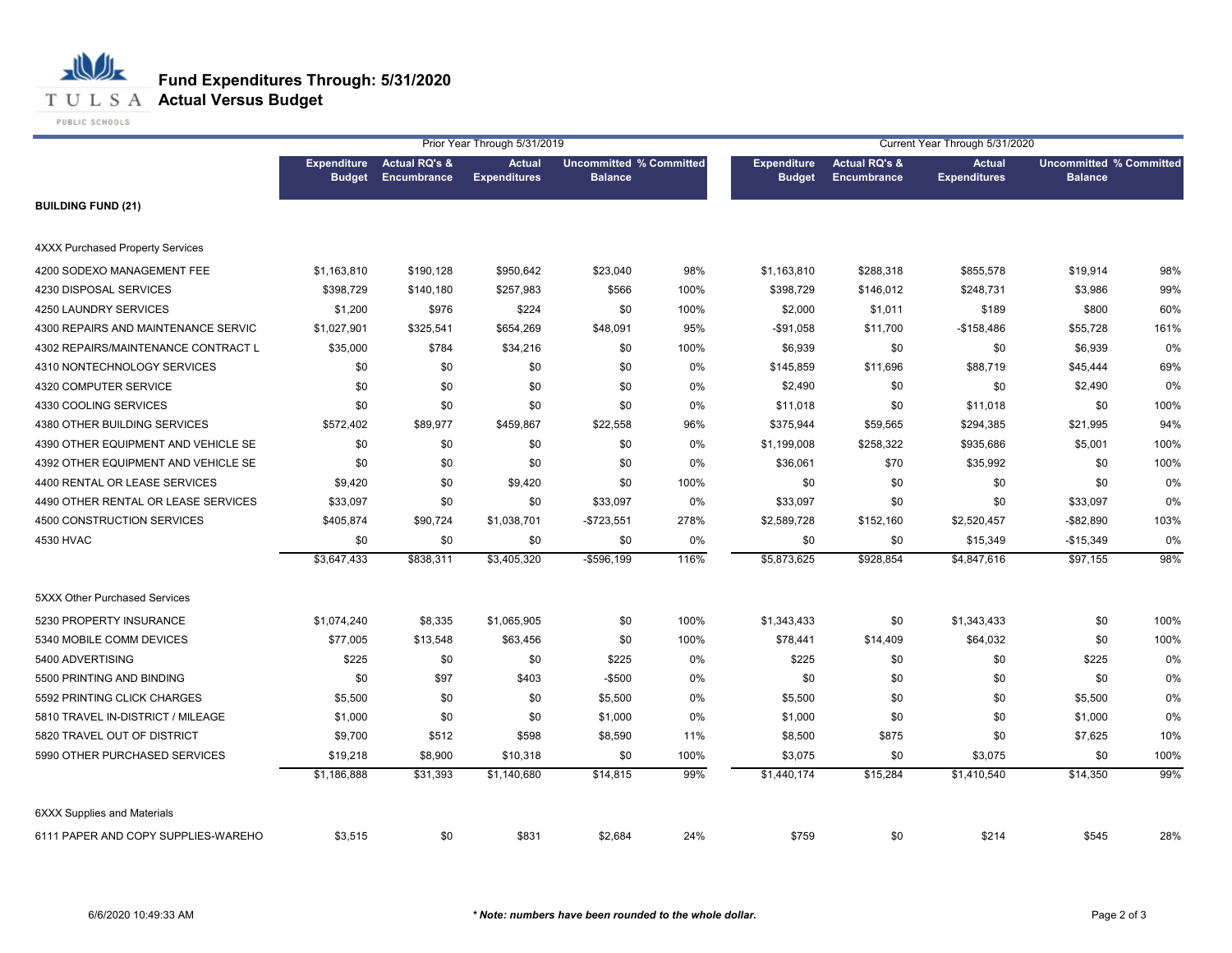# Fund Expenditures Through: 5/31/2020
## Actual Versus Budget

| | Prior Year Through 5/31/2019 | | | | | Current Year Through 5/31/2020 | | | | |
|---|---|---|---|---|---|---|---|---|---|---|
| | Expenditure Budget | Actual RQ's & Encumbrance | Actual Expenditures | Uncommitted Balance | % Committed | Expenditure Budget | Actual RQ's & Encumbrance | Actual Expenditures | Uncommitted Balance | % Committed |
| **BUILDING FUND (21)** | | | | | | | | | | |
| 4XXX Purchased Property Services | | | | | | | | | | |
| 4200 SODEXO MANAGEMENT FEE | $1,163,810 | $190,128 | $950,642 | $23,040 | 98% | $1,163,810 | $288,318 | $855,578 | $19,914 | 98% |
| 4230 DISPOSAL SERVICES | $398,729 | $140,180 | $257,983 | $566 | 100% | $398,729 | $146,012 | $248,731 | $3,986 | 99% |
| 4250 LAUNDRY SERVICES | $1,200 | $976 | $224 | $0 | 100% | $2,000 | $1,011 | $189 | $800 | 60% |
| 4300 REPAIRS AND MAINTENANCE SERVIC | $1,027,901 | $325,541 | $654,269 | $48,091 | 95% | -$91,058 | $11,700 | -$158,486 | $55,728 | 161% |
| 4302 REPAIRS/MAINTENANCE CONTRACT L | $35,000 | $784 | $34,216 | $0 | 100% | $6,939 | $0 | $0 | $6,939 | 0% |
| 4310 NONTECHNOLOGY SERVICES | $0 | $0 | $0 | $0 | 0% | $145,859 | $11,696 | $88,719 | $45,444 | 69% |
| 4320 COMPUTER SERVICE | $0 | $0 | $0 | $0 | 0% | $2,490 | $0 | $0 | $2,490 | 0% |
| 4330 COOLING SERVICES | $0 | $0 | $0 | $0 | 0% | $11,018 | $0 | $11,018 | $0 | 100% |
| 4380 OTHER BUILDING SERVICES | $572,402 | $89,977 | $459,867 | $22,558 | 96% | $375,944 | $59,565 | $294,385 | $21,995 | 94% |
| 4390 OTHER EQUIPMENT AND VEHICLE SE | $0 | $0 | $0 | $0 | 0% | $1,199,008 | $258,322 | $935,686 | $5,001 | 100% |
| 4392 OTHER EQUIPMENT AND VEHICLE SE | $0 | $0 | $0 | $0 | 0% | $36,061 | $70 | $35,992 | $0 | 100% |
| 4400 RENTAL OR LEASE SERVICES | $9,420 | $0 | $9,420 | $0 | 100% | $0 | $0 | $0 | $0 | 0% |
| 4490 OTHER RENTAL OR LEASE SERVICES | $33,097 | $0 | $0 | $33,097 | 0% | $33,097 | $0 | $0 | $33,097 | 0% |
| 4500 CONSTRUCTION SERVICES | $405,874 | $90,724 | $1,038,701 | -$723,551 | 278% | $2,589,728 | $152,160 | $2,520,457 | -$82,890 | 103% |
| 4530 HVAC | $0 | $0 | $0 | $0 | 0% | $0 | $0 | $15,349 | -$15,349 | 0% |
| | $3,647,433 | $838,311 | $3,405,320 | -$596,199 | 116% | $5,873,625 | $928,854 | $4,847,616 | $97,155 | 98% |
| 5XXX Other Purchased Services | | | | | | | | | | |
| 5230 PROPERTY INSURANCE | $1,074,240 | $8,335 | $1,065,905 | $0 | 100% | $1,343,433 | $0 | $1,343,433 | $0 | 100% |
| 5340 MOBILE COMM DEVICES | $77,005 | $13,548 | $63,456 | $0 | 100% | $78,441 | $14,409 | $64,032 | $0 | 100% |
| 5400 ADVERTISING | $225 | $0 | $0 | $225 | 0% | $225 | $0 | $0 | $225 | 0% |
| 5500 PRINTING AND BINDING | $0 | $97 | $403 | -$500 | 0% | $0 | $0 | $0 | $0 | 0% |
| 5592 PRINTING CLICK CHARGES | $5,500 | $0 | $0 | $5,500 | 0% | $5,500 | $0 | $0 | $5,500 | 0% |
| 5810 TRAVEL IN-DISTRICT / MILEAGE | $1,000 | $0 | $0 | $1,000 | 0% | $1,000 | $0 | $0 | $1,000 | 0% |
| 5820 TRAVEL OUT OF DISTRICT | $9,700 | $512 | $598 | $8,590 | 11% | $8,500 | $875 | $0 | $7,625 | 10% |
| 5990 OTHER PURCHASED SERVICES | $19,218 | $8,900 | $10,318 | $0 | 100% | $3,075 | $0 | $3,075 | $0 | 100% |
| | $1,186,888 | $31,393 | $1,140,680 | $14,815 | 99% | $1,440,174 | $15,284 | $1,410,540 | $14,350 | 99% |
| 6XXX Supplies and Materials | | | | | | | | | | |
| 6111 PAPER AND COPY SUPPLIES-WAREHO | $3,515 | $0 | $831 | $2,684 | 24% | $759 | $0 | $214 | $545 | 28% |

6/6/2020 10:49:33 AM

*** Note: numbers have been rounded to the whole dollar.***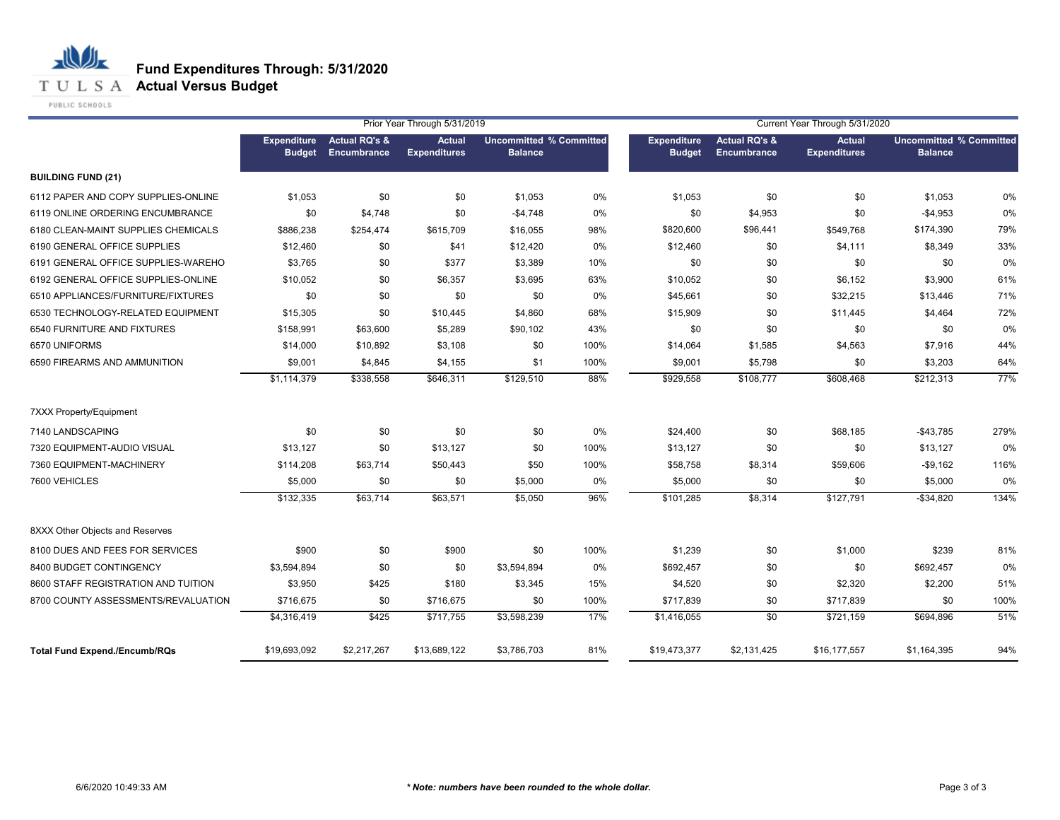# Fund Expenditures Through: 5/31/2020
## Actual Versus Budget

| | Prior Year Through 5/31/2019 | | | | | Current Year Through 5/31/2020 | | | | |
|---|---|---|---|---|---|---|---|---|---|---|
| | Expenditure Budget | Actual RQ's & Encumbrance | Actual Expenditures | Uncommitted Balance | % Committed | Expenditure Budget | Actual RQ's & Encumbrance | Actual Expenditures | Uncommitted Balance | % Committed |
| **BUILDING FUND (21)** | | | | | | | | | | |
| 6112 PAPER AND COPY SUPPLIES-ONLINE | $1,053 | $0 | $0 | $1,053 | 0% | $1,053 | $0 | $0 | $1,053 | 0% |
| 6119 ONLINE ORDERING ENCUMBRANCE | $0 | $4,748 | $0 | -$4,748 | 0% | $0 | $4,953 | $0 | -$4,953 | 0% |
| 6180 CLEAN-MAINT SUPPLIES CHEMICALS | $886,238 | $254,474 | $615,709 | $16,055 | 98% | $820,600 | $96,441 | $549,768 | $174,390 | 79% |
| 6190 GENERAL OFFICE SUPPLIES | $12,460 | $0 | $41 | $12,420 | 0% | $12,460 | $0 | $4,111 | $8,349 | 33% |
| 6191 GENERAL OFFICE SUPPLIES-WAREHO | $3,765 | $0 | $377 | $3,389 | 10% | $0 | $0 | $0 | $0 | 0% |
| 6192 GENERAL OFFICE SUPPLIES-ONLINE | $10,052 | $0 | $6,357 | $3,695 | 63% | $10,052 | $0 | $6,152 | $3,900 | 61% |
| 6510 APPLIANCES/FURNITURE/FIXTURES | $0 | $0 | $0 | $0 | 0% | $45,661 | $0 | $32,215 | $13,446 | 71% |
| 6530 TECHNOLOGY-RELATED EQUIPMENT | $15,305 | $0 | $10,445 | $4,860 | 68% | $15,909 | $0 | $11,445 | $4,464 | 72% |
| 6540 FURNITURE AND FIXTURES | $158,991 | $63,600 | $5,289 | $90,102 | 43% | $0 | $0 | $0 | $0 | 0% |
| 6570 UNIFORMS | $14,000 | $10,892 | $3,108 | $0 | 100% | $14,064 | $1,585 | $4,563 | $7,916 | 44% |
| 6590 FIREARMS AND AMMUNITION | $9,001 | $4,845 | $4,155 | $1 | 100% | $9,001 | $5,798 | $0 | $3,203 | 64% |
| | $1,114,379 | $338,558 | $646,311 | $129,510 | 88% | $929,558 | $108,777 | $608,468 | $212,313 | 77% |
| 7XXX Property/Equipment | | | | | | | | | | |
| 7140 LANDSCAPING | $0 | $0 | $0 | $0 | 0% | $24,400 | $0 | $68,185 | -$43,785 | 279% |
| 7320 EQUIPMENT-AUDIO VISUAL | $13,127 | $0 | $13,127 | $0 | 100% | $13,127 | $0 | $0 | $13,127 | 0% |
| 7360 EQUIPMENT-MACHINERY | $114,208 | $63,714 | $50,443 | $50 | 100% | $58,758 | $8,314 | $59,606 | -$9,162 | 116% |
| 7600 VEHICLES | $5,000 | $0 | $0 | $5,000 | 0% | $5,000 | $0 | $0 | $5,000 | 0% |
| | $132,335 | $63,714 | $63,571 | $5,050 | 96% | $101,285 | $8,314 | $127,791 | -$34,820 | 134% |
| 8XXX Other Objects and Reserves | | | | | | | | | | |
| 8100 DUES AND FEES FOR SERVICES | $900 | $0 | $900 | $0 | 100% | $1,239 | $0 | $1,000 | $239 | 81% |
| 8400 BUDGET CONTINGENCY | $3,594,894 | $0 | $0 | $3,594,894 | 0% | $692,457 | $0 | $0 | $692,457 | 0% |
| 8600 STAFF REGISTRATION AND TUITION | $3,950 | $425 | $180 | $3,345 | 15% | $4,520 | $0 | $2,320 | $2,200 | 51% |
| 8700 COUNTY ASSESSMENTS/REVALUATION | $716,675 | $0 | $716,675 | $0 | 100% | $717,839 | $0 | $717,839 | $0 | 100% |
| | $4,316,419 | $425 | $717,755 | $3,598,239 | 17% | $1,416,055 | $0 | $721,159 | $694,896 | 51% |
| **Total Fund Expend./Encumb/RQs** | $19,693,092 | $2,217,267 | $13,689,122 | $3,786,703 | 81% | $19,473,377 | $2,131,425 | $16,177,557 | $1,164,395 | 94% |

6/6/2020 10:49:33 AM

*** Note: numbers have been rounded to the whole dollar.***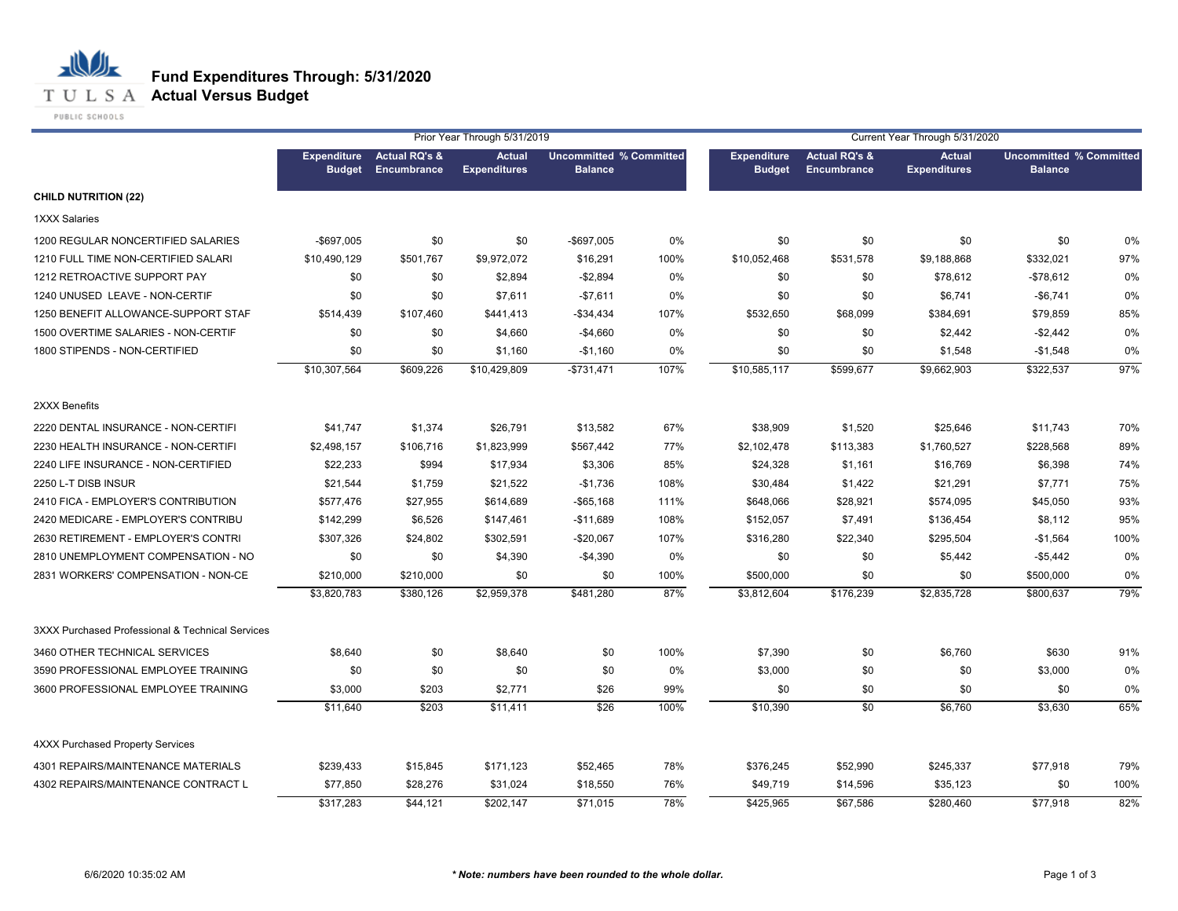# Fund Expenditures Through: 5/31/2020

## Actual Versus Budget

TULSA PUBLIC SCHOOLS

| | Prior Year Through 5/31/2019 | | | | | Current Year Through 5/31/2020 | | | | |
|---|---|---|---|---|---|---|---|---|---|---|
| | Expenditure Budget | Actual RQ's & Encumbrance | Actual Expenditures | Uncommitted Balance | % Committed | Expenditure Budget | Actual RQ's & Encumbrance | Actual Expenditures | Uncommitted Balance | % Committed |
| **CHILD NUTRITION (22)** | | | | | | | | | | |
| 1XXX Salaries | | | | | | | | | | |
| 1200 REGULAR NONCERTIFIED SALARIES | -$697,005 | $0 | $0 | -$697,005 | 0% | $0 | $0 | $0 | $0 | 0% |
| 1210 FULL TIME NON-CERTIFIED SALARI | $10,490,129 | $501,767 | $9,972,072 | $16,291 | 100% | $10,052,468 | $531,578 | $9,188,868 | $332,021 | 97% |
| 1212 RETROACTIVE SUPPORT PAY | $0 | $0 | $2,894 | -$2,894 | 0% | $0 | $0 | $78,612 | -$78,612 | 0% |
| 1240 UNUSED LEAVE - NON-CERTIF | $0 | $0 | $7,611 | -$7,611 | 0% | $0 | $0 | $6,741 | -$6,741 | 0% |
| 1250 BENEFIT ALLOWANCE-SUPPORT STAF | $514,439 | $107,460 | $441,413 | -$34,434 | 107% | $532,650 | $68,099 | $384,691 | $79,859 | 85% |
| 1500 OVERTIME SALARIES - NON-CERTIF | $0 | $0 | $4,660 | -$4,660 | 0% | $0 | $0 | $2,442 | -$2,442 | 0% |
| 1800 STIPENDS - NON-CERTIFIED | $0 | $0 | $1,160 | -$1,160 | 0% | $0 | $0 | $1,548 | -$1,548 | 0% |
| | $10,307,564 | $609,226 | $10,429,809 | -$731,471 | 107% | $10,585,117 | $599,677 | $9,662,903 | $322,537 | 97% |
| 2XXX Benefits | | | | | | | | | | |
| 2220 DENTAL INSURANCE - NON-CERTIFI | $41,747 | $1,374 | $26,791 | $13,582 | 67% | $38,909 | $1,520 | $25,646 | $11,743 | 70% |
| 2230 HEALTH INSURANCE - NON-CERTIFI | $2,498,157 | $106,716 | $1,823,999 | $567,442 | 77% | $2,102,478 | $113,383 | $1,760,527 | $228,568 | 89% |
| 2240 LIFE INSURANCE - NON-CERTIFIED | $22,233 | $994 | $17,934 | $3,306 | 85% | $24,328 | $1,161 | $16,769 | $6,398 | 74% |
| 2250 L-T DISB INSUR | $21,544 | $1,759 | $21,522 | -$1,736 | 108% | $30,484 | $1,422 | $21,291 | $7,771 | 75% |
| 2410 FICA - EMPLOYER'S CONTRIBUTION | $577,476 | $27,955 | $614,689 | -$65,168 | 111% | $648,066 | $28,921 | $574,095 | $45,050 | 93% |
| 2420 MEDICARE - EMPLOYER'S CONTRIBU | $142,299 | $6,526 | $147,461 | -$11,689 | 108% | $152,057 | $7,491 | $136,454 | $8,112 | 95% |
| 2630 RETIREMENT - EMPLOYER'S CONTRI | $307,326 | $24,802 | $302,591 | -$20,067 | 107% | $316,280 | $22,340 | $295,504 | -$1,564 | 100% |
| 2810 UNEMPLOYMENT COMPENSATION - NO | $0 | $0 | $4,390 | -$4,390 | 0% | $0 | $0 | $5,442 | -$5,442 | 0% |
| 2831 WORKERS' COMPENSATION - NON-CE | $210,000 | $210,000 | $0 | $0 | 100% | $500,000 | $0 | $0 | $500,000 | 0% |
| | $3,820,783 | $380,126 | $2,959,378 | $481,280 | 87% | $3,812,604 | $176,239 | $2,835,728 | $800,637 | 79% |
| 3XXX Purchased Professional & Technical Services | | | | | | | | | | |
| 3460 OTHER TECHNICAL SERVICES | $8,640 | $0 | $8,640 | $0 | 100% | $7,390 | $0 | $6,760 | $630 | 91% |
| 3590 PROFESSIONAL EMPLOYEE TRAINING | $0 | $0 | $0 | $0 | 0% | $3,000 | $0 | $0 | $3,000 | 0% |
| 3600 PROFESSIONAL EMPLOYEE TRAINING | $3,000 | $203 | $2,771 | $26 | 99% | $0 | $0 | $0 | $0 | 0% |
| | $11,640 | $203 | $11,411 | $26 | 100% | $10,390 | $0 | $6,760 | $3,630 | 65% |
| 4XXX Purchased Property Services | | | | | | | | | | |
| 4301 REPAIRS/MAINTENANCE MATERIALS | $239,433 | $15,845 | $171,123 | $52,465 | 78% | $376,245 | $52,990 | $245,337 | $77,918 | 79% |
| 4302 REPAIRS/MAINTENANCE CONTRACT L | $77,850 | $28,276 | $31,024 | $18,550 | 76% | $49,719 | $14,596 | $35,123 | $0 | 100% |
| | $317,283 | $44,121 | $202,147 | $71,015 | 78% | $425,965 | $67,586 | $280,460 | $77,918 | 82% |

6/6/2020 10:35:02 AM

*** Note: numbers have been rounded to the whole dollar.***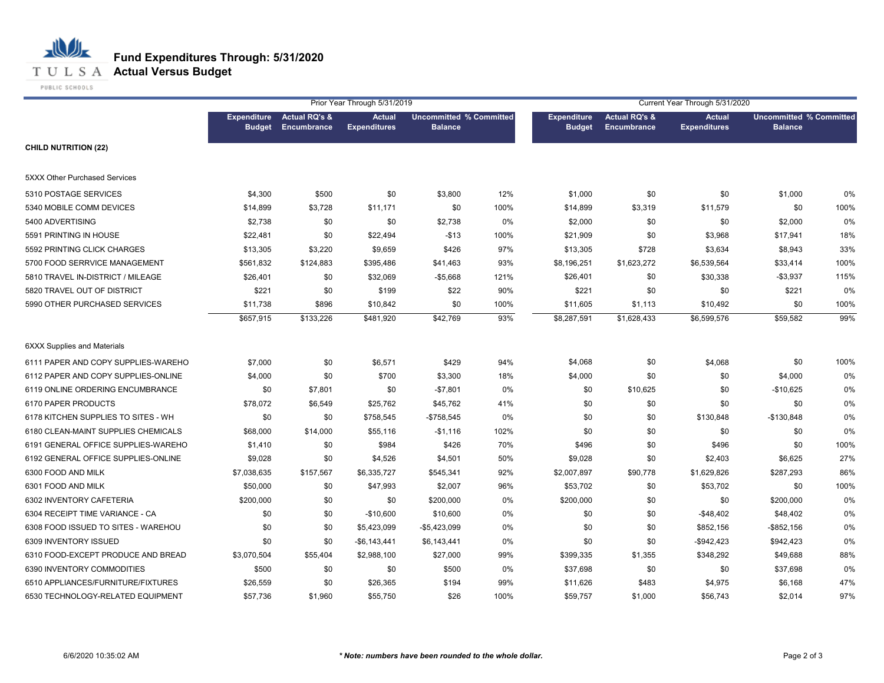# Fund Expenditures Through: 5/31/2020
## Actual Versus Budget

| | Prior Year Through 5/31/2019 | | | | | Current Year Through 5/31/2020 | | | | |
|---|---|---|---|---|---|---|---|---|---|---|
| | Expenditure Budget | Actual RQ's & Encumbrance | Actual Expenditures | Uncommitted Balance | % Committed | Expenditure Budget | Actual RQ's & Encumbrance | Actual Expenditures | Uncommitted Balance | % Committed |
| **CHILD NUTRITION (22)** | | | | | | | | | | |
| 5XXX Other Purchased Services | | | | | | | | | | |
| 5310 POSTAGE SERVICES | $4,300 | $500 | $0 | $3,800 | 12% | $1,000 | $0 | $0 | $1,000 | 0% |
| 5340 MOBILE COMM DEVICES | $14,899 | $3,728 | $11,171 | $0 | 100% | $14,899 | $3,319 | $11,579 | $0 | 100% |
| 5400 ADVERTISING | $2,738 | $0 | $0 | $2,738 | 0% | $2,000 | $0 | $0 | $2,000 | 0% |
| 5591 PRINTING IN HOUSE | $22,481 | $0 | $22,494 | -$13 | 100% | $21,909 | $0 | $3,968 | $17,941 | 18% |
| 5592 PRINTING CLICK CHARGES | $13,305 | $3,220 | $9,659 | $426 | 97% | $13,305 | $728 | $3,634 | $8,943 | 33% |
| 5700 FOOD SERRVICE MANAGEMENT | $561,832 | $124,883 | $395,486 | $41,463 | 93% | $8,196,251 | $1,623,272 | $6,539,564 | $33,414 | 100% |
| 5810 TRAVEL IN-DISTRICT / MILEAGE | $26,401 | $0 | $32,069 | -$5,668 | 121% | $26,401 | $0 | $30,338 | -$3,937 | 115% |
| 5820 TRAVEL OUT OF DISTRICT | $221 | $0 | $199 | $22 | 90% | $221 | $0 | $0 | $221 | 0% |
| 5990 OTHER PURCHASED SERVICES | $11,738 | $896 | $10,842 | $0 | 100% | $11,605 | $1,113 | $10,492 | $0 | 100% |
| | $657,915 | $133,226 | $481,920 | $42,769 | 93% | $8,287,591 | $1,628,433 | $6,599,576 | $59,582 | 99% |
| 6XXX Supplies and Materials | | | | | | | | | | |
| 6111 PAPER AND COPY SUPPLIES-WAREHO | $7,000 | $0 | $6,571 | $429 | 94% | $4,068 | $0 | $4,068 | $0 | 100% |
| 6112 PAPER AND COPY SUPPLIES-ONLINE | $4,000 | $0 | $700 | $3,300 | 18% | $4,000 | $0 | $0 | $4,000 | 0% |
| 6119 ONLINE ORDERING ENCUMBRANCE | $0 | $7,801 | $0 | -$7,801 | 0% | $0 | $10,625 | $0 | -$10,625 | 0% |
| 6170 PAPER PRODUCTS | $78,072 | $6,549 | $25,762 | $45,762 | 41% | $0 | $0 | $0 | $0 | 0% |
| 6178 KITCHEN SUPPLIES TO SITES - WH | $0 | $0 | $758,545 | -$758,545 | 0% | $0 | $0 | $130,848 | -$130,848 | 0% |
| 6180 CLEAN-MAINT SUPPLIES CHEMICALS | $68,000 | $14,000 | $55,116 | -$1,116 | 102% | $0 | $0 | $0 | $0 | 0% |
| 6191 GENERAL OFFICE SUPPLIES-WAREHO | $1,410 | $0 | $984 | $426 | 70% | $496 | $0 | $496 | $0 | 100% |
| 6192 GENERAL OFFICE SUPPLIES-ONLINE | $9,028 | $0 | $4,526 | $4,501 | 50% | $9,028 | $0 | $2,403 | $6,625 | 27% |
| 6300 FOOD AND MILK | $7,038,635 | $157,567 | $6,335,727 | $545,341 | 92% | $2,007,897 | $90,778 | $1,629,826 | $287,293 | 86% |
| 6301 FOOD AND MILK | $50,000 | $0 | $47,993 | $2,007 | 96% | $53,702 | $0 | $53,702 | $0 | 100% |
| 6302 INVENTORY CAFETERIA | $200,000 | $0 | $0 | $200,000 | 0% | $200,000 | $0 | $0 | $200,000 | 0% |
| 6304 RECEIPT TIME VARIANCE - CA | $0 | $0 | -$10,600 | $10,600 | 0% | $0 | $0 | -$48,402 | $48,402 | 0% |
| 6308 FOOD ISSUED TO SITES - WAREHOU | $0 | $0 | $5,423,099 | -$5,423,099 | 0% | $0 | $0 | $852,156 | -$852,156 | 0% |
| 6309 INVENTORY ISSUED | $0 | $0 | -$6,143,441 | $6,143,441 | 0% | $0 | $0 | -$942,423 | $942,423 | 0% |
| 6310 FOOD-EXCEPT PRODUCE AND BREAD | $3,070,504 | $55,404 | $2,988,100 | $27,000 | 99% | $399,335 | $1,355 | $348,292 | $49,688 | 88% |
| 6390 INVENTORY COMMODITIES | $500 | $0 | $0 | $500 | 0% | $37,698 | $0 | $0 | $37,698 | 0% |
| 6510 APPLIANCES/FURNITURE/FIXTURES | $26,559 | $0 | $26,365 | $194 | 99% | $11,626 | $483 | $4,975 | $6,168 | 47% |
| 6530 TECHNOLOGY-RELATED EQUIPMENT | $57,736 | $1,960 | $55,750 | $26 | 100% | $59,757 | $1,000 | $56,743 | $2,014 | 97% |

6/6/2020 10:35:02 AM

*\* Note: numbers have been rounded to the whole dollar.*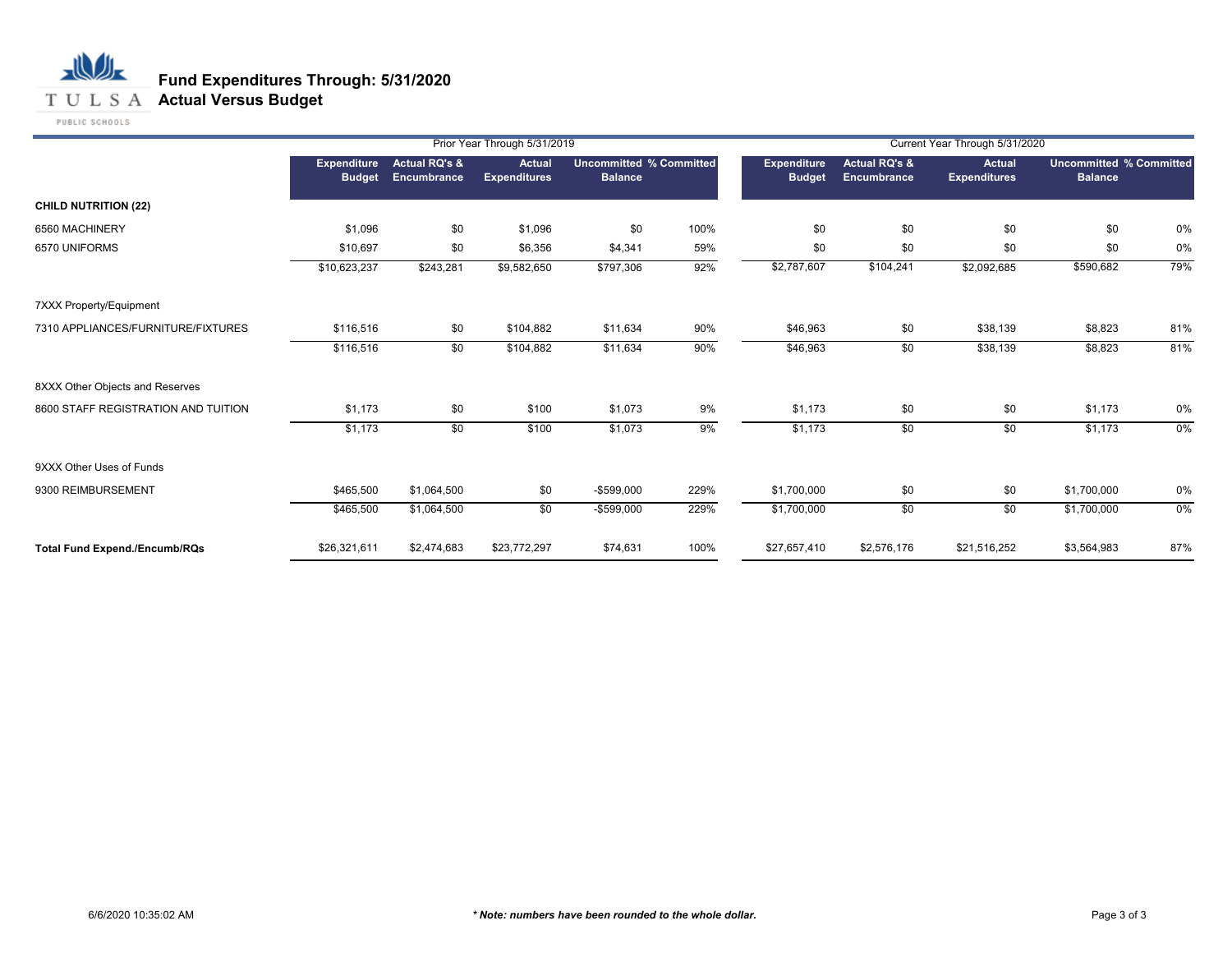# Fund Expenditures Through: 5/31/2020
## Actual Versus Budget

| | Prior Year Through 5/31/2019 | | | | | Current Year Through 5/31/2020 | | | | |
|---|---|---|---|---|---|---|---|---|---|---|
| | Expenditure Budget | Actual RQ's & Encumbrance | Actual Expenditures | Uncommitted Balance | % Committed | Expenditure Budget | Actual RQ's & Encumbrance | Actual Expenditures | Uncommitted Balance | % Committed |
| **CHILD NUTRITION (22)** | | | | | | | | | | |
| 6560 MACHINERY | $1,096 | $0 | $1,096 | $0 | 100% | $0 | $0 | $0 | $0 | 0% |
| 6570 UNIFORMS | $10,697 | $0 | $6,356 | $4,341 | 59% | $0 | $0 | $0 | $0 | 0% |
| | $10,623,237 | $243,281 | $9,582,650 | $797,306 | 92% | $2,787,607 | $104,241 | $2,092,685 | $590,682 | 79% |
| 7XXX Property/Equipment | | | | | | | | | | |
| 7310 APPLIANCES/FURNITURE/FIXTURES | $116,516 | $0 | $104,882 | $11,634 | 90% | $46,963 | $0 | $38,139 | $8,823 | 81% |
| | $116,516 | $0 | $104,882 | $11,634 | 90% | $46,963 | $0 | $38,139 | $8,823 | 81% |
| 8XXX Other Objects and Reserves | | | | | | | | | | |
| 8600 STAFF REGISTRATION AND TUITION | $1,173 | $0 | $100 | $1,073 | 9% | $1,173 | $0 | $0 | $1,173 | 0% |
| | $1,173 | $0 | $100 | $1,073 | 9% | $1,173 | $0 | $0 | $1,173 | 0% |
| 9XXX Other Uses of Funds | | | | | | | | | | |
| 9300 REIMBURSEMENT | $465,500 | $1,064,500 | $0 | -$599,000 | 229% | $1,700,000 | $0 | $0 | $1,700,000 | 0% |
| | $465,500 | $1,064,500 | $0 | -$599,000 | 229% | $1,700,000 | $0 | $0 | $1,700,000 | 0% |
| **Total Fund Expend./Encumb/RQs** | $26,321,611 | $2,474,683 | $23,772,297 | $74,631 | 100% | $27,657,410 | $2,576,176 | $21,516,252 | $3,564,983 | 87% |

6/6/2020 10:35:02 AM

***Note: numbers have been rounded to the whole dollar.***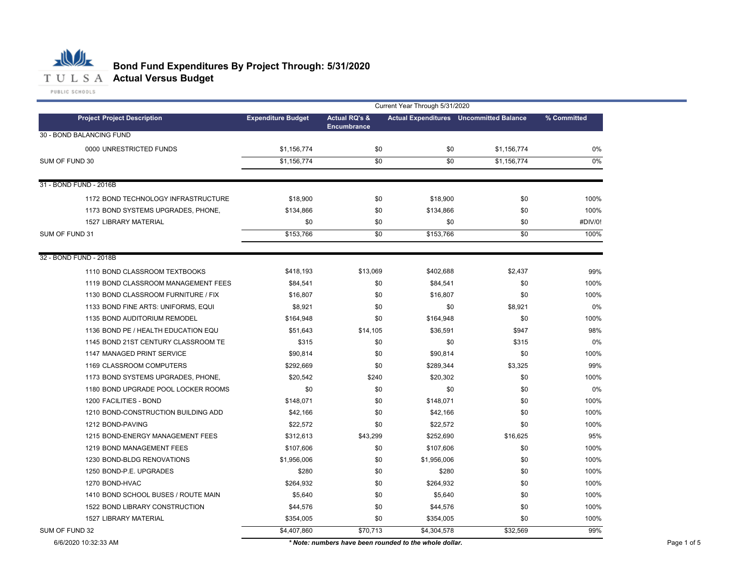# Bond Fund Expenditures By Project Through: 5/31/2020
## Actual Versus Budget

| Project Project Description | Expenditure Budget | Actual RQ's & Encumbrance | Actual Expenditures | Uncommitted Balance | % Committed |
|---|---|---|---|---|---|
| | Current Year Through 5/31/2020 | | | | |
| **30 - BOND BALANCING FUND** | | | | | |
| 0000 UNRESTRICTED FUNDS | $1,156,774 | $0 | $0 | $1,156,774 | 0% |
| SUM OF FUND 30 | $1,156,774 | $0 | $0 | $1,156,774 | 0% |
| **31 - BOND FUND - 2016B** | | | | | |
| 1172 BOND TECHNOLOGY INFRASTRUCTURE | $18,900 | $0 | $18,900 | $0 | 100% |
| 1173 BOND SYSTEMS UPGRADES, PHONE, | $134,866 | $0 | $134,866 | $0 | 100% |
| 1527 LIBRARY MATERIAL | $0 | $0 | $0 | $0 | #DIV/0! |
| SUM OF FUND 31 | $153,766 | $0 | $153,766 | $0 | 100% |
| **32 - BOND FUND - 2018B** | | | | | |
| 1110 BOND CLASSROOM TEXTBOOKS | $418,193 | $13,069 | $402,688 | $2,437 | 99% |
| 1119 BOND CLASSROOM MANAGEMENT FEES | $84,541 | $0 | $84,541 | $0 | 100% |
| 1130 BOND CLASSROOM FURNITURE / FIX | $16,807 | $0 | $16,807 | $0 | 100% |
| 1133 BOND FINE ARTS: UNIFORMS, EQUI | $8,921 | $0 | $0 | $8,921 | 0% |
| 1135 BOND AUDITORIUM REMODEL | $164,948 | $0 | $164,948 | $0 | 100% |
| 1136 BOND PE / HEALTH EDUCATION EQU | $51,643 | $14,105 | $36,591 | $947 | 98% |
| 1145 BOND 21ST CENTURY CLASSROOM TE | $315 | $0 | $0 | $315 | 0% |
| 1147 MANAGED PRINT SERVICE | $90,814 | $0 | $90,814 | $0 | 100% |
| 1169 CLASSROOM COMPUTERS | $292,669 | $0 | $289,344 | $3,325 | 99% |
| 1173 BOND SYSTEMS UPGRADES, PHONE, | $20,542 | $240 | $20,302 | $0 | 100% |
| 1180 BOND UPGRADE POOL LOCKER ROOMS | $0 | $0 | $0 | $0 | 0% |
| 1200 FACILITIES - BOND | $148,071 | $0 | $148,071 | $0 | 100% |
| 1210 BOND-CONSTRUCTION BUILDING ADD | $42,166 | $0 | $42,166 | $0 | 100% |
| 1212 BOND-PAVING | $22,572 | $0 | $22,572 | $0 | 100% |
| 1215 BOND-ENERGY MANAGEMENT FEES | $312,613 | $43,299 | $252,690 | $16,625 | 95% |
| 1219 BOND MANAGEMENT FEES | $107,606 | $0 | $107,606 | $0 | 100% |
| 1230 BOND-BLDG RENOVATIONS | $1,956,006 | $0 | $1,956,006 | $0 | 100% |
| 1250 BOND-P.E. UPGRADES | $280 | $0 | $280 | $0 | 100% |
| 1270 BOND-HVAC | $264,932 | $0 | $264,932 | $0 | 100% |
| 1410 BOND SCHOOL BUSES / ROUTE MAIN | $5,640 | $0 | $5,640 | $0 | 100% |
| 1522 BOND LIBRARY CONSTRUCTION | $44,576 | $0 | $44,576 | $0 | 100% |
| 1527 LIBRARY MATERIAL | $354,005 | $0 | $354,005 | $0 | 100% |
| SUM OF FUND 32 | $4,407,860 | $70,713 | $4,304,578 | $32,569 | 99% |

6/6/2020 10:32:33 AM

*\* Note: numbers have been rounded to the whole dollar.*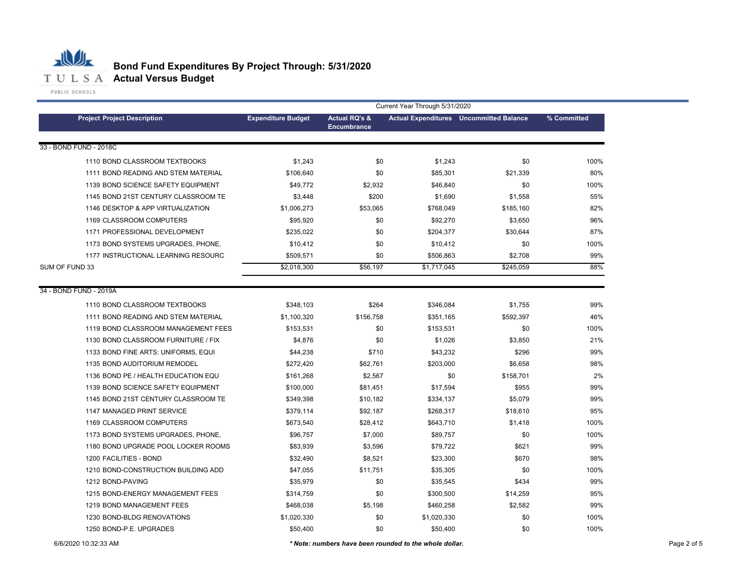# Bond Fund Expenditures By Project Through: 5/31/2020
## Actual Versus Budget

| | | Current Year Through 5/31/2020 | | | |
|---|---|---|---|---|---|
| **Project Project Description** | **Expenditure Budget** | **Actual RQ's & Encumbrance** | **Actual Expenditures** | **Uncommitted Balance** | **% Committed** |
| **33 - BOND FUND - 2018C** | | | | | |
| 1110 BOND CLASSROOM TEXTBOOKS | $1,243 | $0 | $1,243 | $0 | 100% |
| 1111 BOND READING AND STEM MATERIAL | $106,640 | $0 | $85,301 | $21,339 | 80% |
| 1139 BOND SCIENCE SAFETY EQUIPMENT | $49,772 | $2,932 | $46,840 | $0 | 100% |
| 1145 BOND 21ST CENTURY CLASSROOM TE | $3,448 | $200 | $1,690 | $1,558 | 55% |
| 1146 DESKTOP & APP VIRTUALIZATION | $1,006,273 | $53,065 | $768,049 | $185,160 | 82% |
| 1169 CLASSROOM COMPUTERS | $95,920 | $0 | $92,270 | $3,650 | 96% |
| 1171 PROFESSIONAL DEVELOPMENT | $235,022 | $0 | $204,377 | $30,644 | 87% |
| 1173 BOND SYSTEMS UPGRADES, PHONE, | $10,412 | $0 | $10,412 | $0 | 100% |
| 1177 INSTRUCTIONAL LEARNING RESOURC | $509,571 | $0 | $506,863 | $2,708 | 99% |
| SUM OF FUND 33 | $2,018,300 | $56,197 | $1,717,045 | $245,059 | 88% |
| **34 - BOND FUND - 2019A** | | | | | |
| 1110 BOND CLASSROOM TEXTBOOKS | $348,103 | $264 | $346,084 | $1,755 | 99% |
| 1111 BOND READING AND STEM MATERIAL | $1,100,320 | $156,758 | $351,165 | $592,397 | 46% |
| 1119 BOND CLASSROOM MANAGEMENT FEES | $153,531 | $0 | $153,531 | $0 | 100% |
| 1130 BOND CLASSROOM FURNITURE / FIX | $4,876 | $0 | $1,026 | $3,850 | 21% |
| 1133 BOND FINE ARTS: UNIFORMS, EQUI | $44,238 | $710 | $43,232 | $296 | 99% |
| 1135 BOND AUDITORIUM REMODEL | $272,420 | $62,761 | $203,000 | $6,658 | 98% |
| 1136 BOND PE / HEALTH EDUCATION EQU | $161,268 | $2,567 | $0 | $158,701 | 2% |
| 1139 BOND SCIENCE SAFETY EQUIPMENT | $100,000 | $81,451 | $17,594 | $955 | 99% |
| 1145 BOND 21ST CENTURY CLASSROOM TE | $349,398 | $10,182 | $334,137 | $5,079 | 99% |
| 1147 MANAGED PRINT SERVICE | $379,114 | $92,187 | $268,317 | $18,610 | 95% |
| 1169 CLASSROOM COMPUTERS | $673,540 | $28,412 | $643,710 | $1,418 | 100% |
| 1173 BOND SYSTEMS UPGRADES, PHONE, | $96,757 | $7,000 | $89,757 | $0 | 100% |
| 1180 BOND UPGRADE POOL LOCKER ROOMS | $83,939 | $3,596 | $79,722 | $621 | 99% |
| 1200 FACILITIES - BOND | $32,490 | $8,521 | $23,300 | $670 | 98% |
| 1210 BOND-CONSTRUCTION BUILDING ADD | $47,055 | $11,751 | $35,305 | $0 | 100% |
| 1212 BOND-PAVING | $35,979 | $0 | $35,545 | $434 | 99% |
| 1215 BOND-ENERGY MANAGEMENT FEES | $314,759 | $0 | $300,500 | $14,259 | 95% |
| 1219 BOND MANAGEMENT FEES | $468,038 | $5,198 | $460,258 | $2,582 | 99% |
| 1230 BOND-BLDG RENOVATIONS | $1,020,330 | $0 | $1,020,330 | $0 | 100% |
| 1250 BOND-P.E. UPGRADES | $50,400 | $0 | $50,400 | $0 | 100% |

6/6/2020 10:32:33 AM

*\* Note: numbers have been rounded to the whole dollar.*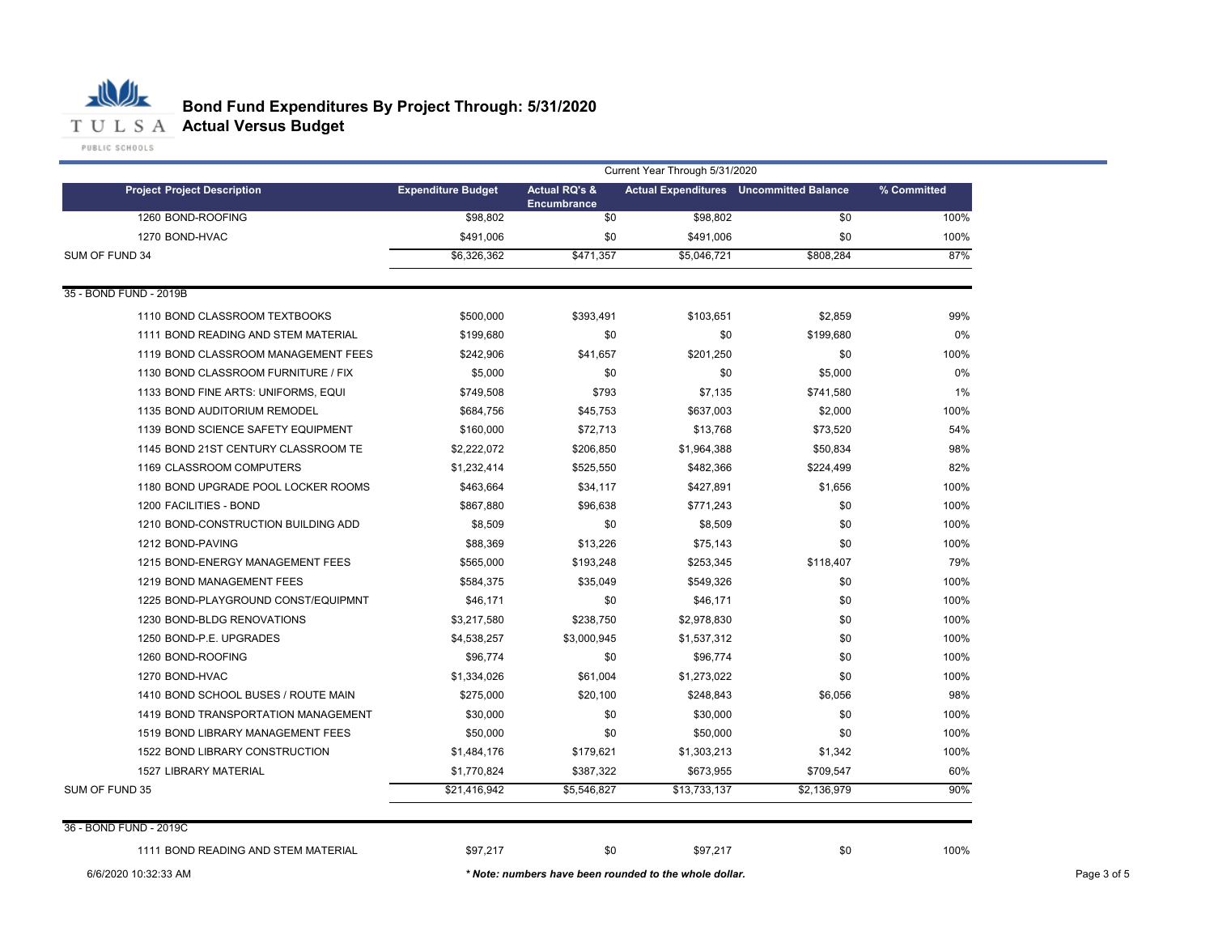# Bond Fund Expenditures By Project Through: 5/31/2020

## Actual Versus Budget

| Project Project Description | Expenditure Budget | Actual RQ's & Encumbrance | Actual Expenditures | Uncommitted Balance | % Committed |
|---|---|---|---|---|---|
| | Current Year Through 5/31/2020 | | | | |
| 1260 BOND-ROOFING | $98,802 | $0 | $98,802 | $0 | 100% |
| 1270 BOND-HVAC | $491,006 | $0 | $491,006 | $0 | 100% |
| SUM OF FUND 34 | $6,326,362 | $471,357 | $5,046,721 | $808,284 | 87% |
| **35 - BOND FUND - 2019B** | | | | | |
| 1110 BOND CLASSROOM TEXTBOOKS | $500,000 | $393,491 | $103,651 | $2,859 | 99% |
| 1111 BOND READING AND STEM MATERIAL | $199,680 | $0 | $0 | $199,680 | 0% |
| 1119 BOND CLASSROOM MANAGEMENT FEES | $242,906 | $41,657 | $201,250 | $0 | 100% |
| 1130 BOND CLASSROOM FURNITURE / FIX | $5,000 | $0 | $0 | $5,000 | 0% |
| 1133 BOND FINE ARTS: UNIFORMS, EQUI | $749,508 | $793 | $7,135 | $741,580 | 1% |
| 1135 BOND AUDITORIUM REMODEL | $684,756 | $45,753 | $637,003 | $2,000 | 100% |
| 1139 BOND SCIENCE SAFETY EQUIPMENT | $160,000 | $72,713 | $13,768 | $73,520 | 54% |
| 1145 BOND 21ST CENTURY CLASSROOM TE | $2,222,072 | $206,850 | $1,964,388 | $50,834 | 98% |
| 1169 CLASSROOM COMPUTERS | $1,232,414 | $525,550 | $482,366 | $224,499 | 82% |
| 1180 BOND UPGRADE POOL LOCKER ROOMS | $463,664 | $34,117 | $427,891 | $1,656 | 100% |
| 1200 FACILITIES - BOND | $867,880 | $96,638 | $771,243 | $0 | 100% |
| 1210 BOND-CONSTRUCTION BUILDING ADD | $8,509 | $0 | $8,509 | $0 | 100% |
| 1212 BOND-PAVING | $88,369 | $13,226 | $75,143 | $0 | 100% |
| 1215 BOND-ENERGY MANAGEMENT FEES | $565,000 | $193,248 | $253,345 | $118,407 | 79% |
| 1219 BOND MANAGEMENT FEES | $584,375 | $35,049 | $549,326 | $0 | 100% |
| 1225 BOND-PLAYGROUND CONST/EQUIPMNT | $46,171 | $0 | $46,171 | $0 | 100% |
| 1230 BOND-BLDG RENOVATIONS | $3,217,580 | $238,750 | $2,978,830 | $0 | 100% |
| 1250 BOND-P.E. UPGRADES | $4,538,257 | $3,000,945 | $1,537,312 | $0 | 100% |
| 1260 BOND-ROOFING | $96,774 | $0 | $96,774 | $0 | 100% |
| 1270 BOND-HVAC | $1,334,026 | $61,004 | $1,273,022 | $0 | 100% |
| 1410 BOND SCHOOL BUSES / ROUTE MAIN | $275,000 | $20,100 | $248,843 | $6,056 | 98% |
| 1419 BOND TRANSPORTATION MANAGEMENT | $30,000 | $0 | $30,000 | $0 | 100% |
| 1519 BOND LIBRARY MANAGEMENT FEES | $50,000 | $0 | $50,000 | $0 | 100% |
| 1522 BOND LIBRARY CONSTRUCTION | $1,484,176 | $179,621 | $1,303,213 | $1,342 | 100% |
| 1527 LIBRARY MATERIAL | $1,770,824 | $387,322 | $673,955 | $709,547 | 60% |
| SUM OF FUND 35 | $21,416,942 | $5,546,827 | $13,733,137 | $2,136,979 | 90% |
| **36 - BOND FUND - 2019C** | | | | | |
| 1111 BOND READING AND STEM MATERIAL | $97,217 | $0 | $97,217 | $0 | 100% |

6/6/2020 10:32:33 AM

*\* Note: numbers have been rounded to the whole dollar.*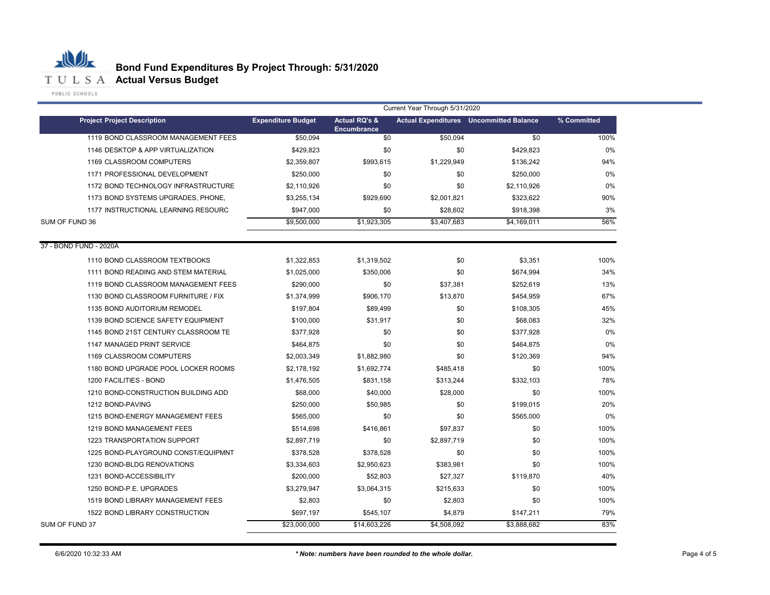# Bond Fund Expenditures By Project Through: 5/31/2020

## Actual Versus Budget

| Project Project Description | Expenditure Budget | Actual RQ's & Encumbrance | Actual Expenditures | Uncommitted Balance | % Committed |
|---|---|---|---|---|---|
| | Current Year Through 5/31/2020 | | | | |
| 1119 BOND CLASSROOM MANAGEMENT FEES | $50,094 | $0 | $50,094 | $0 | 100% |
| 1146 DESKTOP & APP VIRTUALIZATION | $429,823 | $0 | $0 | $429,823 | 0% |
| 1169 CLASSROOM COMPUTERS | $2,359,807 | $993,615 | $1,229,949 | $136,242 | 94% |
| 1171 PROFESSIONAL DEVELOPMENT | $250,000 | $0 | $0 | $250,000 | 0% |
| 1172 BOND TECHNOLOGY INFRASTRUCTURE | $2,110,926 | $0 | $0 | $2,110,926 | 0% |
| 1173 BOND SYSTEMS UPGRADES, PHONE, | $3,255,134 | $929,690 | $2,001,821 | $323,622 | 90% |
| 1177 INSTRUCTIONAL LEARNING RESOURC | $947,000 | $0 | $28,602 | $918,398 | 3% |
| SUM OF FUND 36 | $9,500,000 | $1,923,305 | $3,407,683 | $4,169,011 | 56% |
| 37 - BOND FUND - 2020A | | | | | |
| 1110 BOND CLASSROOM TEXTBOOKS | $1,322,853 | $1,319,502 | $0 | $3,351 | 100% |
| 1111 BOND READING AND STEM MATERIAL | $1,025,000 | $350,006 | $0 | $674,994 | 34% |
| 1119 BOND CLASSROOM MANAGEMENT FEES | $290,000 | $0 | $37,381 | $252,619 | 13% |
| 1130 BOND CLASSROOM FURNITURE / FIX | $1,374,999 | $906,170 | $13,870 | $454,959 | 67% |
| 1135 BOND AUDITORIUM REMODEL | $197,804 | $89,499 | $0 | $108,305 | 45% |
| 1139 BOND SCIENCE SAFETY EQUIPMENT | $100,000 | $31,917 | $0 | $68,083 | 32% |
| 1145 BOND 21ST CENTURY CLASSROOM TE | $377,928 | $0 | $0 | $377,928 | 0% |
| 1147 MANAGED PRINT SERVICE | $464,875 | $0 | $0 | $464,875 | 0% |
| 1169 CLASSROOM COMPUTERS | $2,003,349 | $1,882,980 | $0 | $120,369 | 94% |
| 1180 BOND UPGRADE POOL LOCKER ROOMS | $2,178,192 | $1,692,774 | $485,418 | $0 | 100% |
| 1200 FACILITIES - BOND | $1,476,505 | $831,158 | $313,244 | $332,103 | 78% |
| 1210 BOND-CONSTRUCTION BUILDING ADD | $68,000 | $40,000 | $28,000 | $0 | 100% |
| 1212 BOND-PAVING | $250,000 | $50,985 | $0 | $199,015 | 20% |
| 1215 BOND-ENERGY MANAGEMENT FEES | $565,000 | $0 | $0 | $565,000 | 0% |
| 1219 BOND MANAGEMENT FEES | $514,698 | $416,861 | $97,837 | $0 | 100% |
| 1223 TRANSPORTATION SUPPORT | $2,897,719 | $0 | $2,897,719 | $0 | 100% |
| 1225 BOND-PLAYGROUND CONST/EQUIPMNT | $378,528 | $378,528 | $0 | $0 | 100% |
| 1230 BOND-BLDG RENOVATIONS | $3,334,603 | $2,950,623 | $383,981 | $0 | 100% |
| 1231 BOND-ACCESSIBILITY | $200,000 | $52,803 | $27,327 | $119,870 | 40% |
| 1250 BOND-P.E. UPGRADES | $3,279,947 | $3,064,315 | $215,633 | $0 | 100% |
| 1519 BOND LIBRARY MANAGEMENT FEES | $2,803 | $0 | $2,803 | $0 | 100% |
| 1522 BOND LIBRARY CONSTRUCTION | $697,197 | $545,107 | $4,879 | $147,211 | 79% |
| SUM OF FUND 37 | $23,000,000 | $14,603,226 | $4,508,092 | $3,888,682 | 83% |

6/6/2020 10:32:33 AM

***\* Note: numbers have been rounded to the whole dollar.***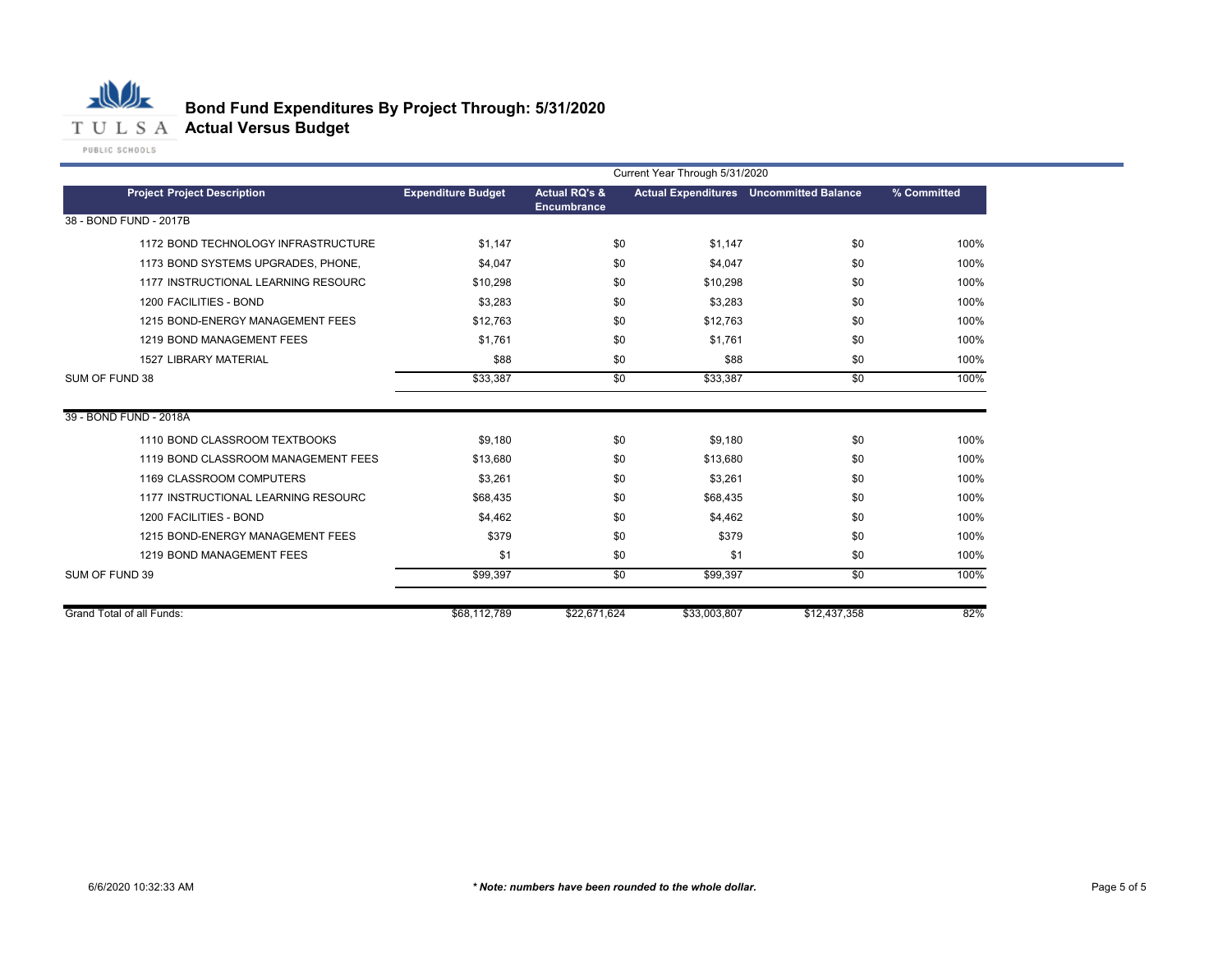# Bond Fund Expenditures By Project Through: 5/31/2020
## Actual Versus Budget

| Project Project Description | Expenditure Budget | Actual RQ's & Encumbrance | Actual Expenditures | Uncommitted Balance | % Committed |
|---|---|---|---|---|---|
| | Current Year Through 5/31/2020 | | | | |
| **38 - BOND FUND - 2017B** | | | | | |
| 1172 BOND TECHNOLOGY INFRASTRUCTURE | $1,147 | $0 | $1,147 | $0 | 100% |
| 1173 BOND SYSTEMS UPGRADES, PHONE, | $4,047 | $0 | $4,047 | $0 | 100% |
| 1177 INSTRUCTIONAL LEARNING RESOURC | $10,298 | $0 | $10,298 | $0 | 100% |
| 1200 FACILITIES - BOND | $3,283 | $0 | $3,283 | $0 | 100% |
| 1215 BOND-ENERGY MANAGEMENT FEES | $12,763 | $0 | $12,763 | $0 | 100% |
| 1219 BOND MANAGEMENT FEES | $1,761 | $0 | $1,761 | $0 | 100% |
| 1527 LIBRARY MATERIAL | $88 | $0 | $88 | $0 | 100% |
| SUM OF FUND 38 | $33,387 | $0 | $33,387 | $0 | 100% |
| **39 - BOND FUND - 2018A** | | | | | |
| 1110 BOND CLASSROOM TEXTBOOKS | $9,180 | $0 | $9,180 | $0 | 100% |
| 1119 BOND CLASSROOM MANAGEMENT FEES | $13,680 | $0 | $13,680 | $0 | 100% |
| 1169 CLASSROOM COMPUTERS | $3,261 | $0 | $3,261 | $0 | 100% |
| 1177 INSTRUCTIONAL LEARNING RESOURC | $68,435 | $0 | $68,435 | $0 | 100% |
| 1200 FACILITIES - BOND | $4,462 | $0 | $4,462 | $0 | 100% |
| 1215 BOND-ENERGY MANAGEMENT FEES | $379 | $0 | $379 | $0 | 100% |
| 1219 BOND MANAGEMENT FEES | $1 | $0 | $1 | $0 | 100% |
| SUM OF FUND 39 | $99,397 | $0 | $99,397 | $0 | 100% |
| Grand Total of all Funds: | $68,112,789 | $22,671,624 | $33,003,807 | $12,437,358 | 82% |

6/6/2020 10:32:33 AM

*** Note: numbers have been rounded to the whole dollar.***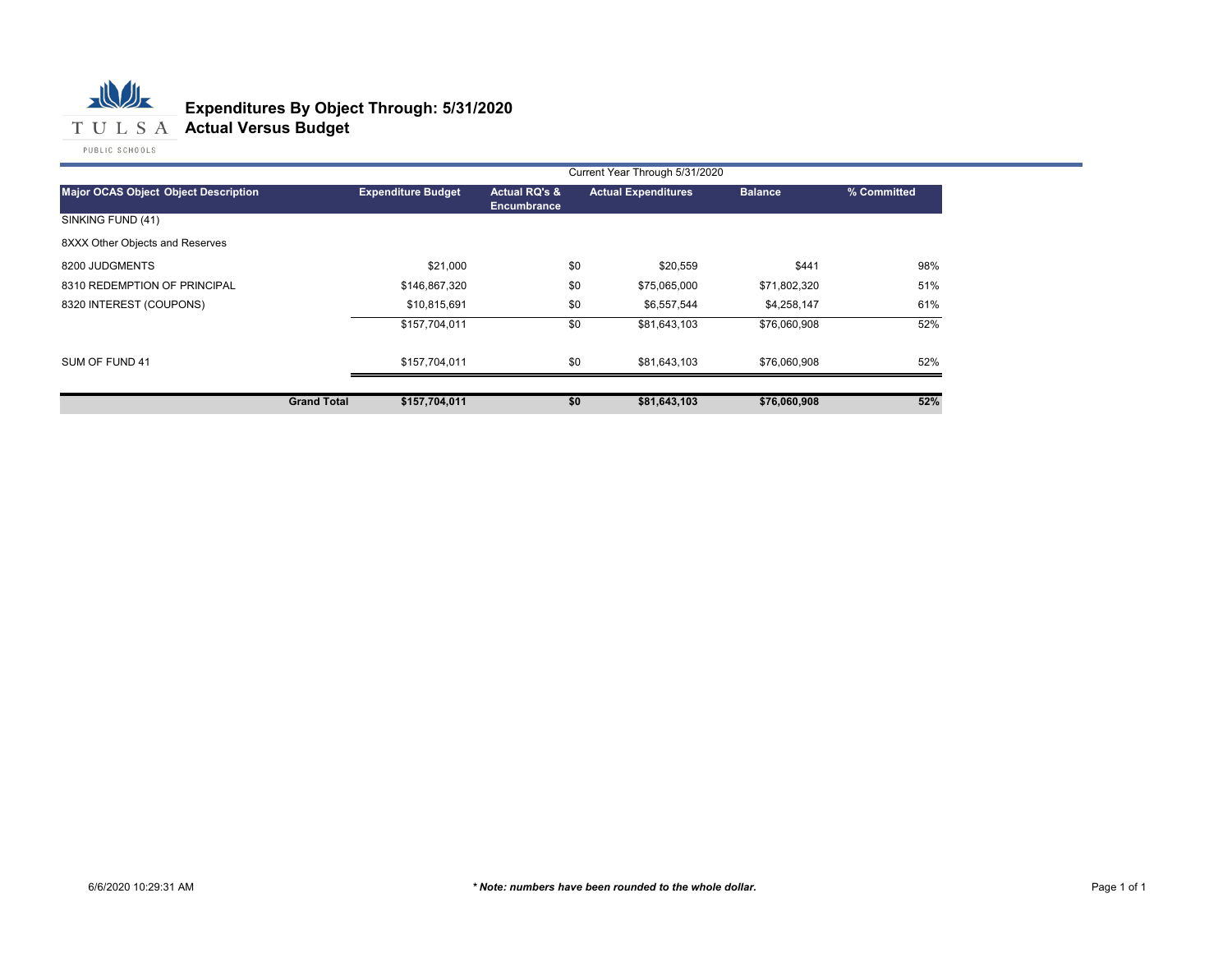# Expenditures By Object Through: 5/31/2020
## Actual Versus Budget

| | Current Year Through 5/31/2020 | | | | |
|---|---|---|---|---|---|
| Major OCAS Object Object Description | Expenditure Budget | Actual RQ's & Encumbrance | Actual Expenditures | Balance | % Committed |
| SINKING FUND (41) | | | | | |
| 8XXX Other Objects and Reserves | | | | | |
| 8200 JUDGMENTS | $21,000 | $0 | $20,559 | $441 | 98% |
| 8310 REDEMPTION OF PRINCIPAL | $146,867,320 | $0 | $75,065,000 | $71,802,320 | 51% |
| 8320 INTEREST (COUPONS) | $10,815,691 | $0 | $6,557,544 | $4,258,147 | 61% |
| | $157,704,011 | $0 | $81,643,103 | $76,060,908 | 52% |
| SUM OF FUND 41 | $157,704,011 | $0 | $81,643,103 | $76,060,908 | 52% |
| **Grand Total** | **$157,704,011** | **$0** | **$81,643,103** | **$76,060,908** | **52%** |

6/6/2020 10:29:31 AM

*** Note: numbers have been rounded to the whole dollar.***